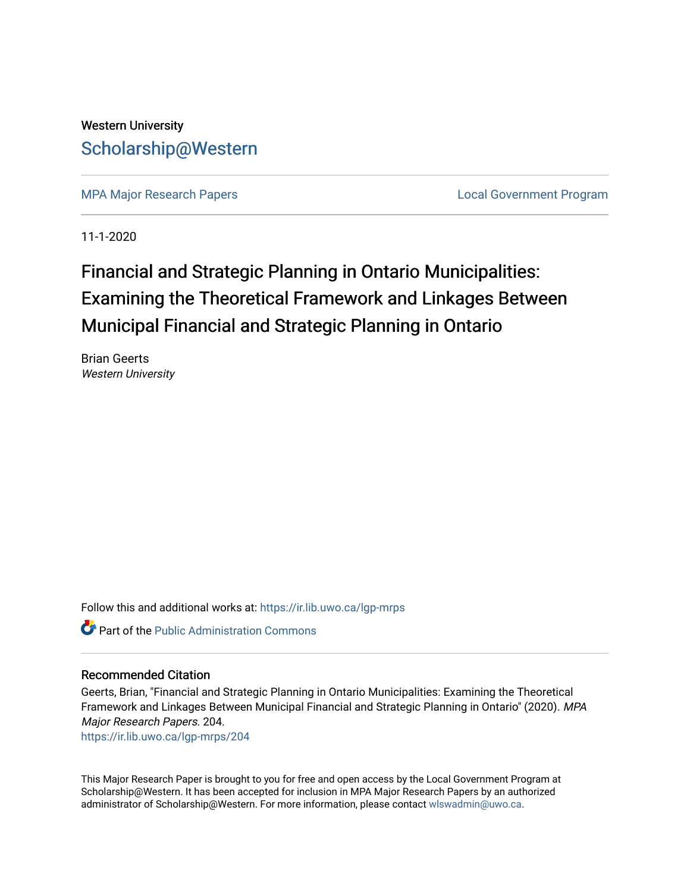Western University

# Scholarship@Western

MPA Major Research Papers | Local Government Program

11-1-2020

## Financial and Strategic Planning in Ontario Municipalities: Examining the Theoretical Framework and Linkages Between Municipal Financial and Strategic Planning in Ontario

Brian Geerts
*Western University*

Follow this and additional works at: https://ir.lib.uwo.ca/lgp-mrps

Part of the Public Administration Commons

### Recommended Citation

Geerts, Brian, "Financial and Strategic Planning in Ontario Municipalities: Examining the Theoretical Framework and Linkages Between Municipal Financial and Strategic Planning in Ontario" (2020). *MPA Major Research Papers*. 204.
https://ir.lib.uwo.ca/lgp-mrps/204

This Major Research Paper is brought to you for free and open access by the Local Government Program at Scholarship@Western. It has been accepted for inclusion in MPA Major Research Papers by an authorized administrator of Scholarship@Western. For more information, please contact wlswadmin@uwo.ca.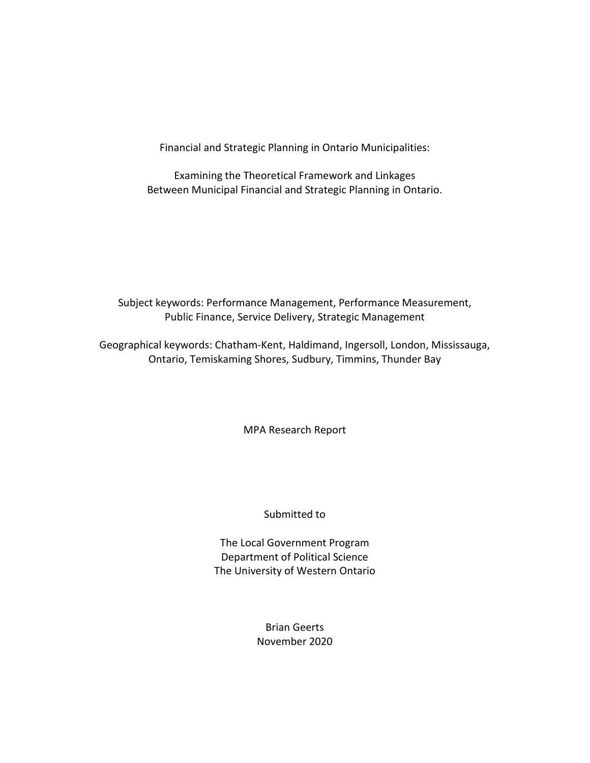# Financial and Strategic Planning in Ontario Municipalities:

## Examining the Theoretical Framework and Linkages Between Municipal Financial and Strategic Planning in Ontario.

Subject keywords: Performance Management, Performance Measurement, Public Finance, Service Delivery, Strategic Management

Geographical keywords: Chatham-Kent, Haldimand, Ingersoll, London, Mississauga, Ontario, Temiskaming Shores, Sudbury, Timmins, Thunder Bay

MPA Research Report

Submitted to

The Local Government Program
Department of Political Science
The University of Western Ontario

Brian Geerts
November 2020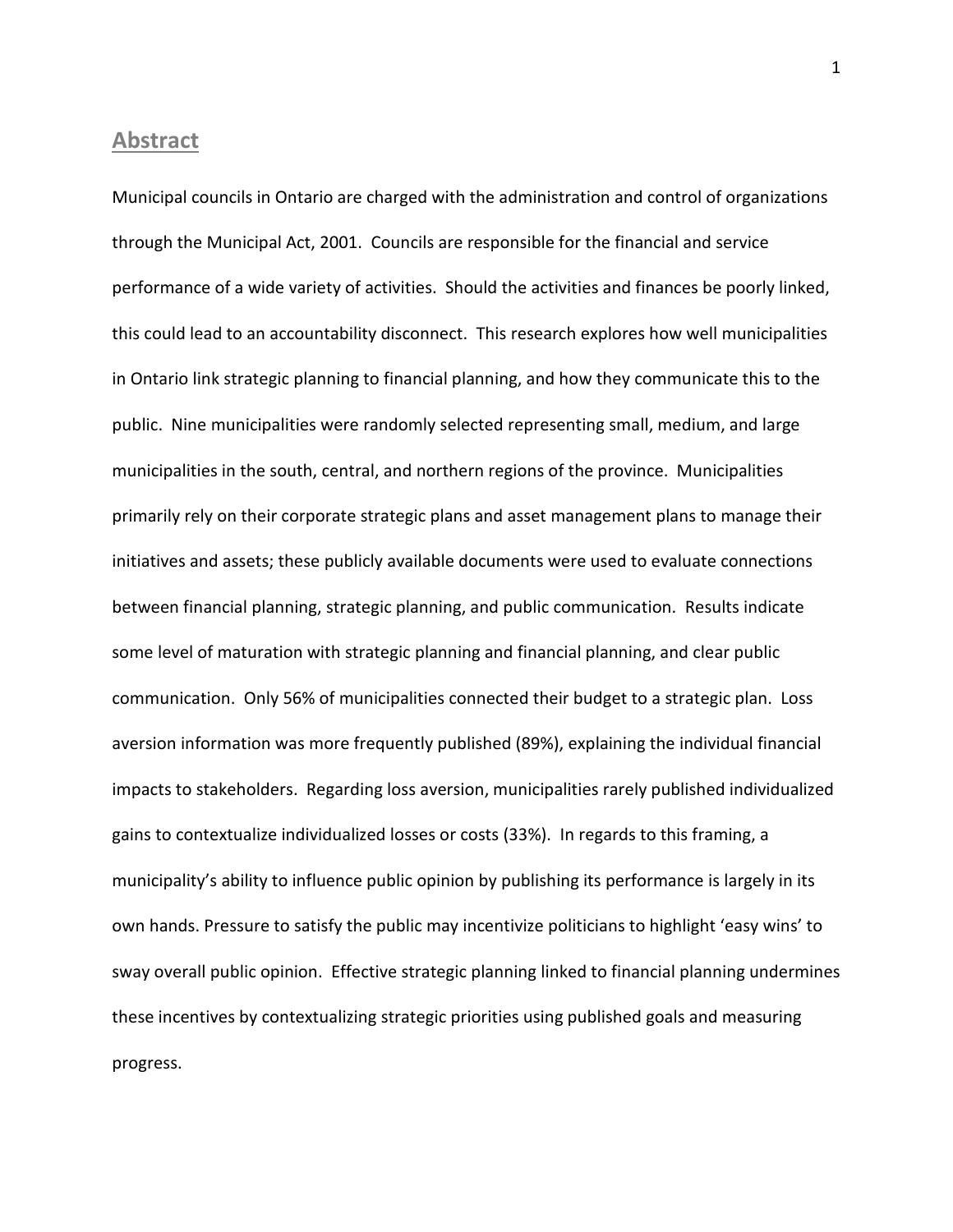## Abstract

Municipal councils in Ontario are charged with the administration and control of organizations through the Municipal Act, 2001. Councils are responsible for the financial and service performance of a wide variety of activities. Should the activities and finances be poorly linked, this could lead to an accountability disconnect. This research explores how well municipalities in Ontario link strategic planning to financial planning, and how they communicate this to the public. Nine municipalities were randomly selected representing small, medium, and large municipalities in the south, central, and northern regions of the province. Municipalities primarily rely on their corporate strategic plans and asset management plans to manage their initiatives and assets; these publicly available documents were used to evaluate connections between financial planning, strategic planning, and public communication. Results indicate some level of maturation with strategic planning and financial planning, and clear public communication. Only 56% of municipalities connected their budget to a strategic plan. Loss aversion information was more frequently published (89%), explaining the individual financial impacts to stakeholders. Regarding loss aversion, municipalities rarely published individualized gains to contextualize individualized losses or costs (33%). In regards to this framing, a municipality's ability to influence public opinion by publishing its performance is largely in its own hands. Pressure to satisfy the public may incentivize politicians to highlight 'easy wins' to sway overall public opinion. Effective strategic planning linked to financial planning undermines these incentives by contextualizing strategic priorities using published goals and measuring progress.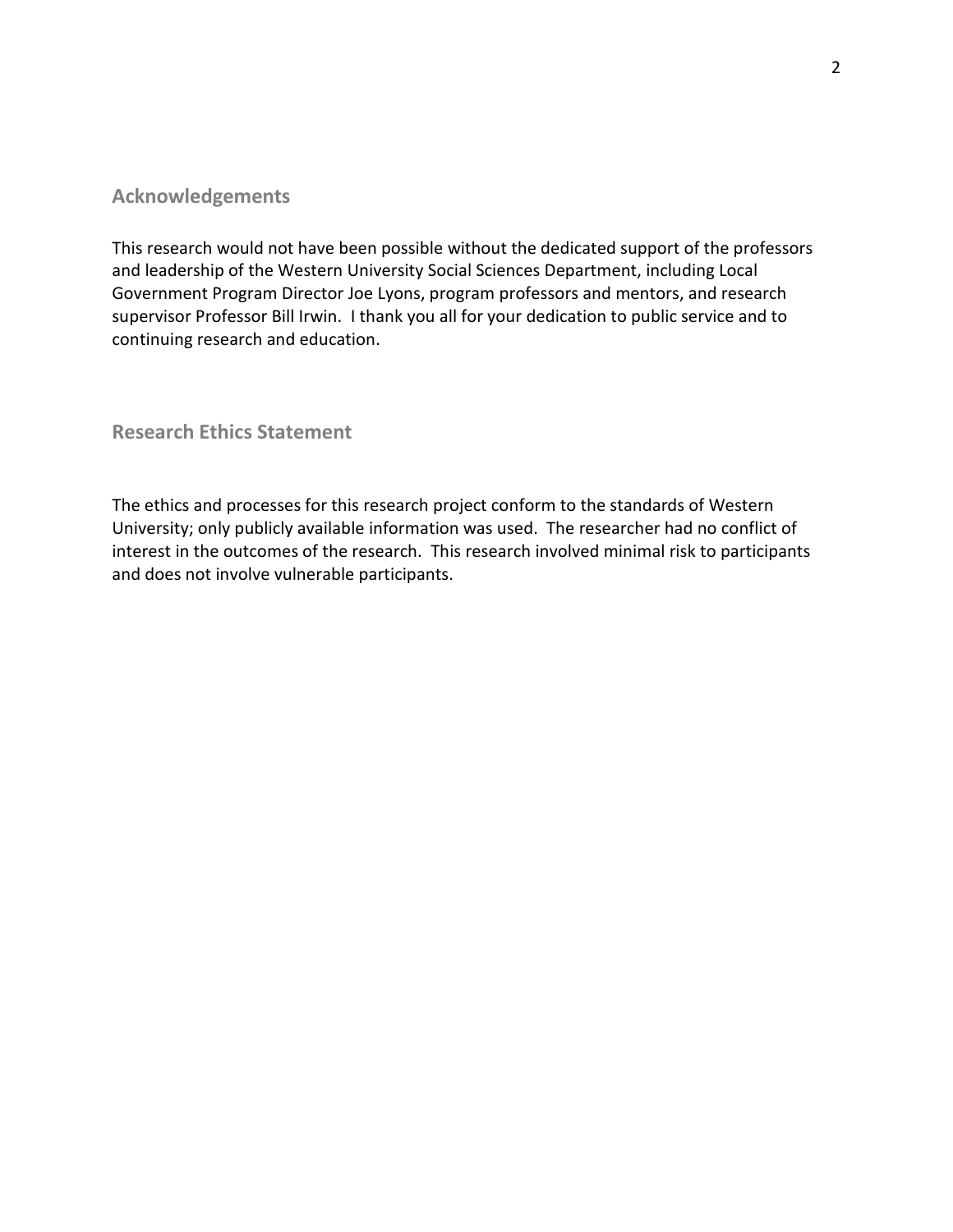## Acknowledgements

This research would not have been possible without the dedicated support of the professors and leadership of the Western University Social Sciences Department, including Local Government Program Director Joe Lyons, program professors and mentors, and research supervisor Professor Bill Irwin. I thank you all for your dedication to public service and to continuing research and education.

## Research Ethics Statement

The ethics and processes for this research project conform to the standards of Western University; only publicly available information was used. The researcher had no conflict of interest in the outcomes of the research. This research involved minimal risk to participants and does not involve vulnerable participants.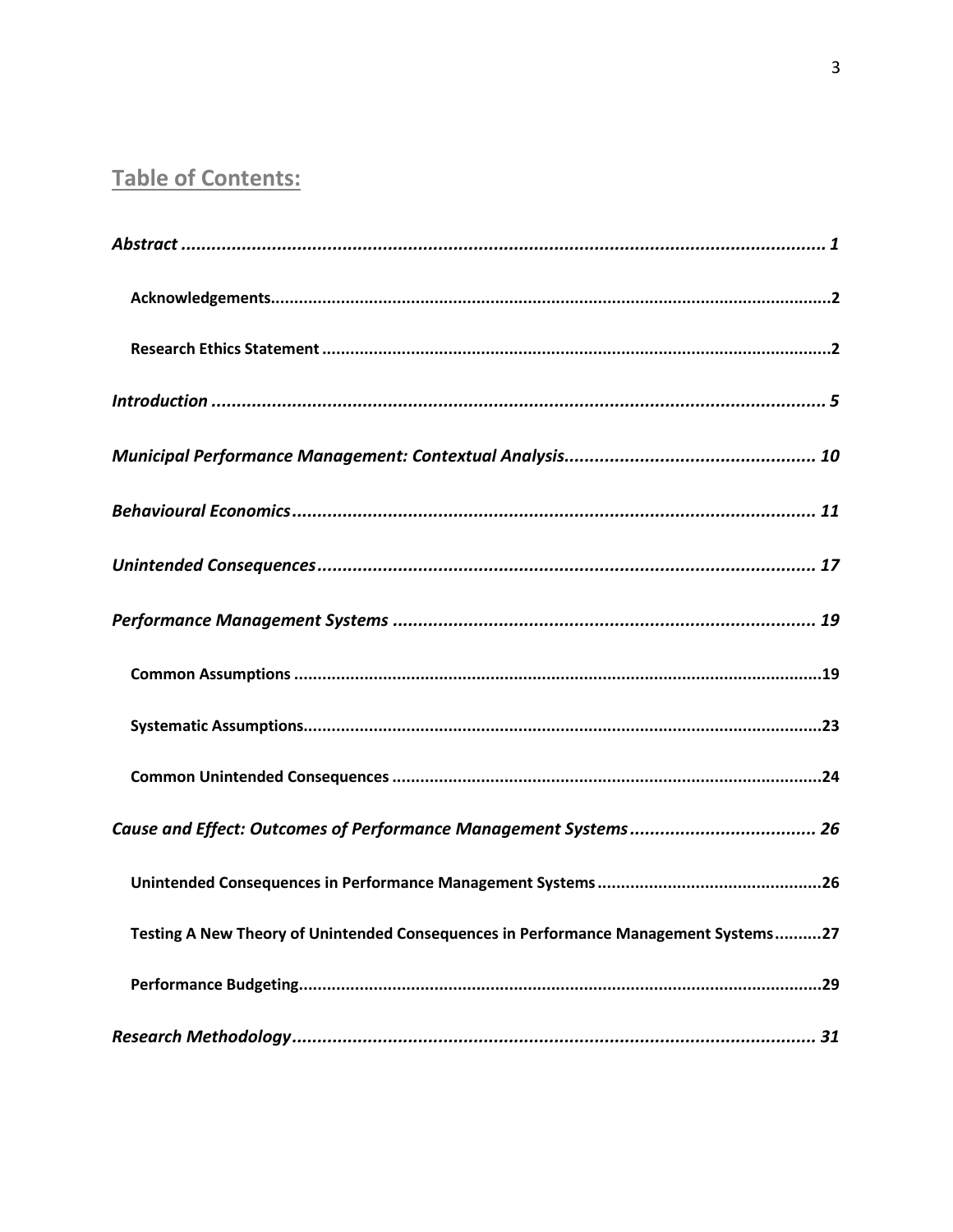## Table of Contents:

*Abstract* ........................................................................................................................ *1*

**Acknowledgements**........................................................................................................2

**Research Ethics Statement** ............................................................................................2

*Introduction* .................................................................................................................... *5*

*Municipal Performance Management: Contextual Analysis*.................................................. *10*

*Behavioural Economics*.................................................................................................... *11*

*Unintended Consequences*................................................................................................ *17*

*Performance Management Systems* .................................................................................. *19*

**Common Assumptions** ...................................................................................................19

**Systematic Assumptions**.................................................................................................23

**Common Unintended Consequences** ..............................................................................24

*Cause and Effect: Outcomes of Performance Management Systems* ..................................... *26*

**Unintended Consequences in Performance Management Systems** ..................................26

**Testing A New Theory of Unintended Consequences in Performance Management Systems**..........27

**Performance Budgeting**...................................................................................................29

*Research Methodology*..................................................................................................... *31*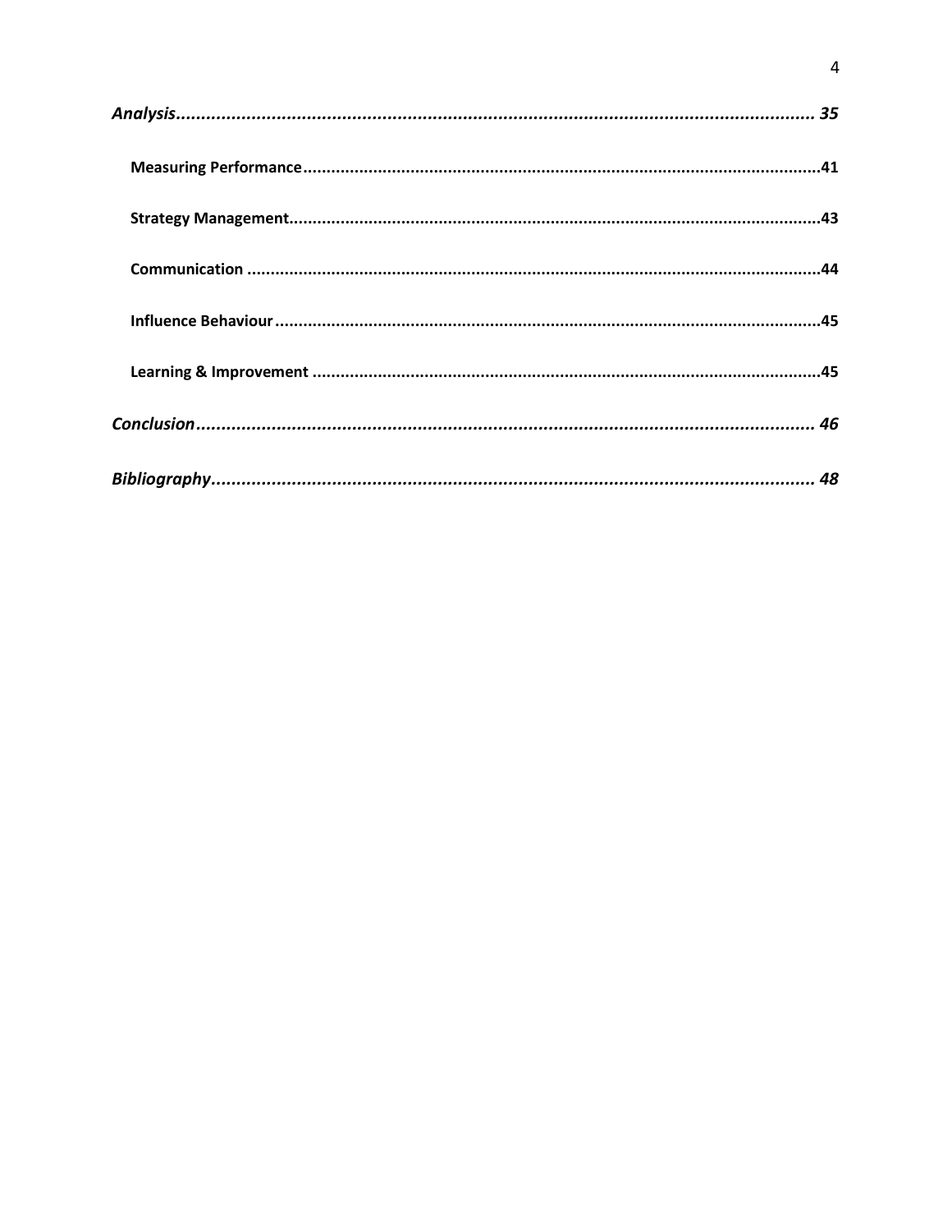*Analysis* ........................................................................................................................ *35*

**Measuring Performance** ....................................................................................................... **41**

**Strategy Management** ......................................................................................................... **43**

**Communication** ................................................................................................................... **44**

**Influence Behaviour** ............................................................................................................. **45**

**Learning & Improvement** ..................................................................................................... **45**

*Conclusion* ..................................................................................................................... *46*

*Bibliography* ................................................................................................................... *48*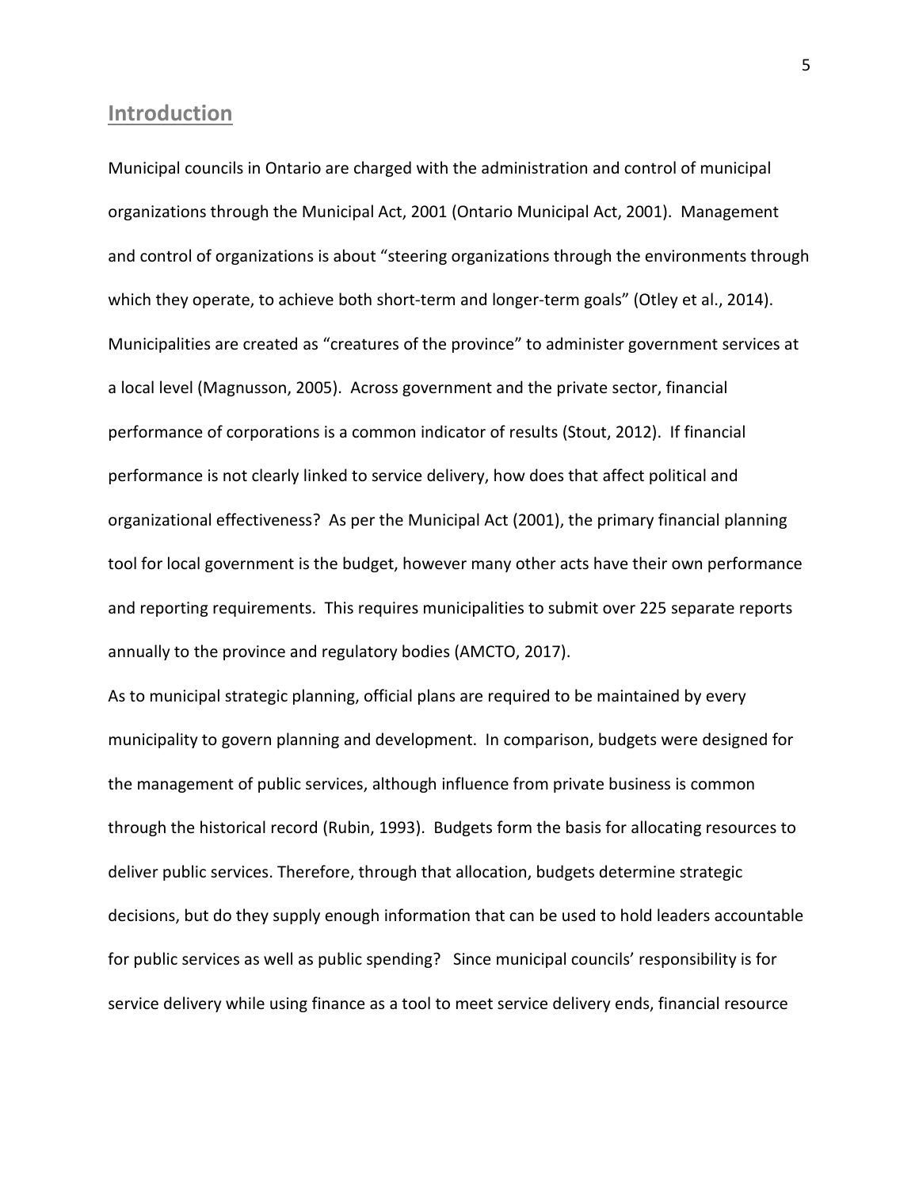## Introduction

Municipal councils in Ontario are charged with the administration and control of municipal organizations through the Municipal Act, 2001 (Ontario Municipal Act, 2001). Management and control of organizations is about "steering organizations through the environments through which they operate, to achieve both short-term and longer-term goals" (Otley et al., 2014). Municipalities are created as "creatures of the province" to administer government services at a local level (Magnusson, 2005). Across government and the private sector, financial performance of corporations is a common indicator of results (Stout, 2012). If financial performance is not clearly linked to service delivery, how does that affect political and organizational effectiveness? As per the Municipal Act (2001), the primary financial planning tool for local government is the budget, however many other acts have their own performance and reporting requirements. This requires municipalities to submit over 225 separate reports annually to the province and regulatory bodies (AMCTO, 2017).

As to municipal strategic planning, official plans are required to be maintained by every municipality to govern planning and development. In comparison, budgets were designed for the management of public services, although influence from private business is common through the historical record (Rubin, 1993). Budgets form the basis for allocating resources to deliver public services. Therefore, through that allocation, budgets determine strategic decisions, but do they supply enough information that can be used to hold leaders accountable for public services as well as public spending? Since municipal councils' responsibility is for service delivery while using finance as a tool to meet service delivery ends, financial resource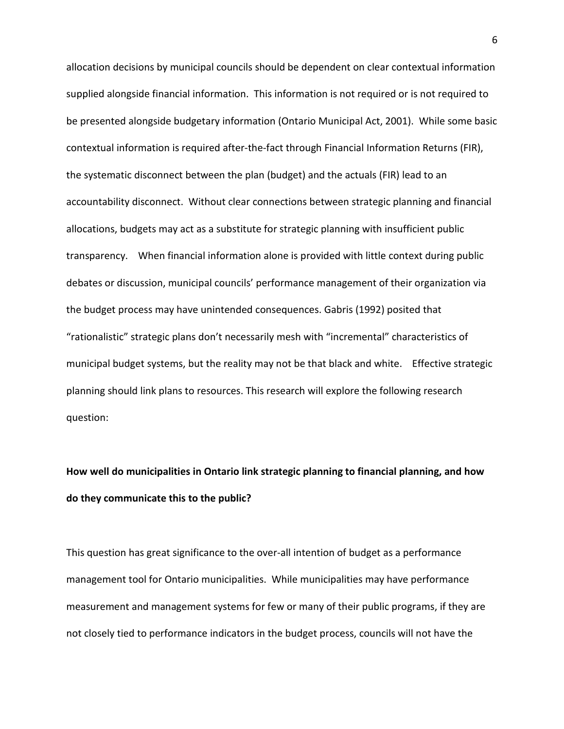allocation decisions by municipal councils should be dependent on clear contextual information supplied alongside financial information. This information is not required or is not required to be presented alongside budgetary information (Ontario Municipal Act, 2001). While some basic contextual information is required after-the-fact through Financial Information Returns (FIR), the systematic disconnect between the plan (budget) and the actuals (FIR) lead to an accountability disconnect. Without clear connections between strategic planning and financial allocations, budgets may act as a substitute for strategic planning with insufficient public transparency. When financial information alone is provided with little context during public debates or discussion, municipal councils' performance management of their organization via the budget process may have unintended consequences. Gabris (1992) posited that "rationalistic" strategic plans don't necessarily mesh with "incremental" characteristics of municipal budget systems, but the reality may not be that black and white. Effective strategic planning should link plans to resources. This research will explore the following research question:

**How well do municipalities in Ontario link strategic planning to financial planning, and how do they communicate this to the public?**

This question has great significance to the over-all intention of budget as a performance management tool for Ontario municipalities. While municipalities may have performance measurement and management systems for few or many of their public programs, if they are not closely tied to performance indicators in the budget process, councils will not have the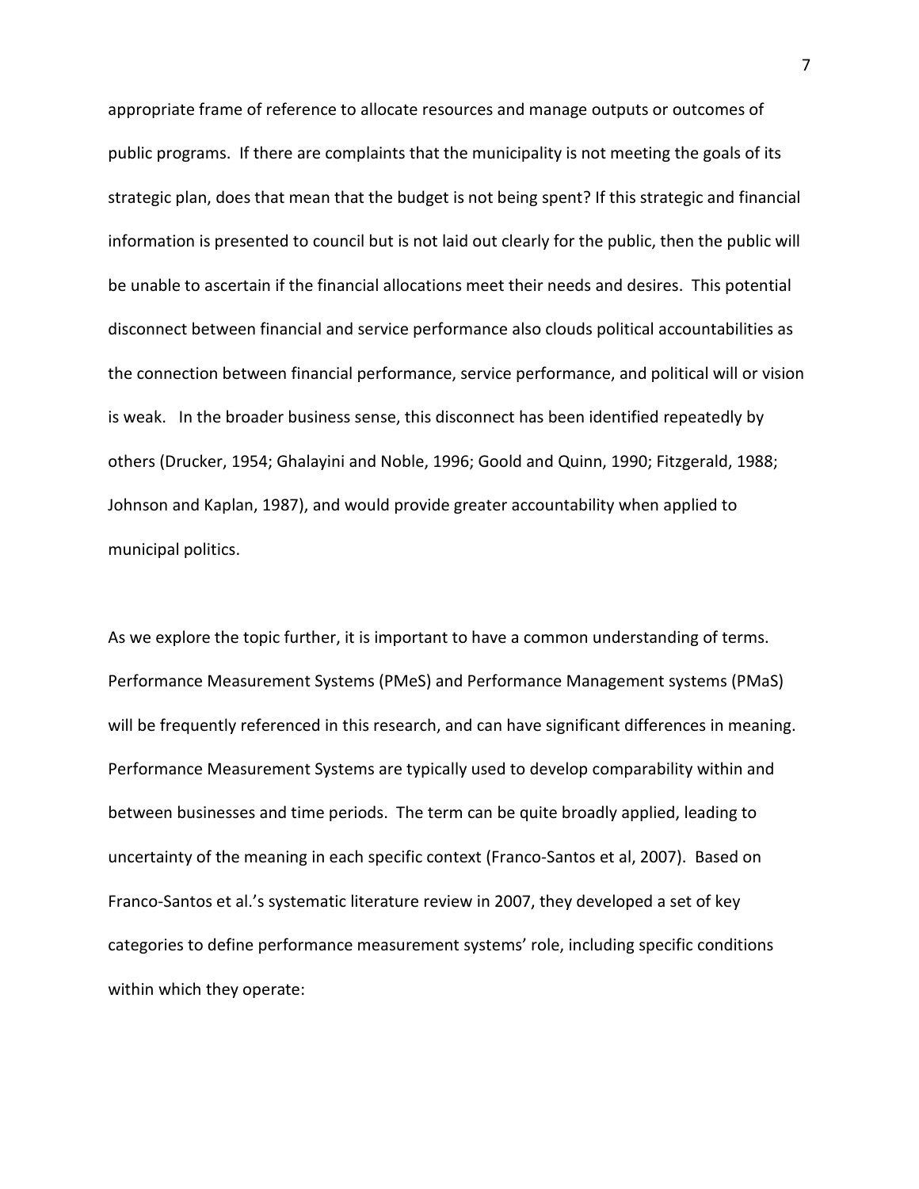appropriate frame of reference to allocate resources and manage outputs or outcomes of public programs. If there are complaints that the municipality is not meeting the goals of its strategic plan, does that mean that the budget is not being spent? If this strategic and financial information is presented to council but is not laid out clearly for the public, then the public will be unable to ascertain if the financial allocations meet their needs and desires. This potential disconnect between financial and service performance also clouds political accountabilities as the connection between financial performance, service performance, and political will or vision is weak. In the broader business sense, this disconnect has been identified repeatedly by others (Drucker, 1954; Ghalayini and Noble, 1996; Goold and Quinn, 1990; Fitzgerald, 1988; Johnson and Kaplan, 1987), and would provide greater accountability when applied to municipal politics.

As we explore the topic further, it is important to have a common understanding of terms. Performance Measurement Systems (PMeS) and Performance Management systems (PMaS) will be frequently referenced in this research, and can have significant differences in meaning. Performance Measurement Systems are typically used to develop comparability within and between businesses and time periods. The term can be quite broadly applied, leading to uncertainty of the meaning in each specific context (Franco-Santos et al, 2007). Based on Franco-Santos et al.'s systematic literature review in 2007, they developed a set of key categories to define performance measurement systems' role, including specific conditions within which they operate: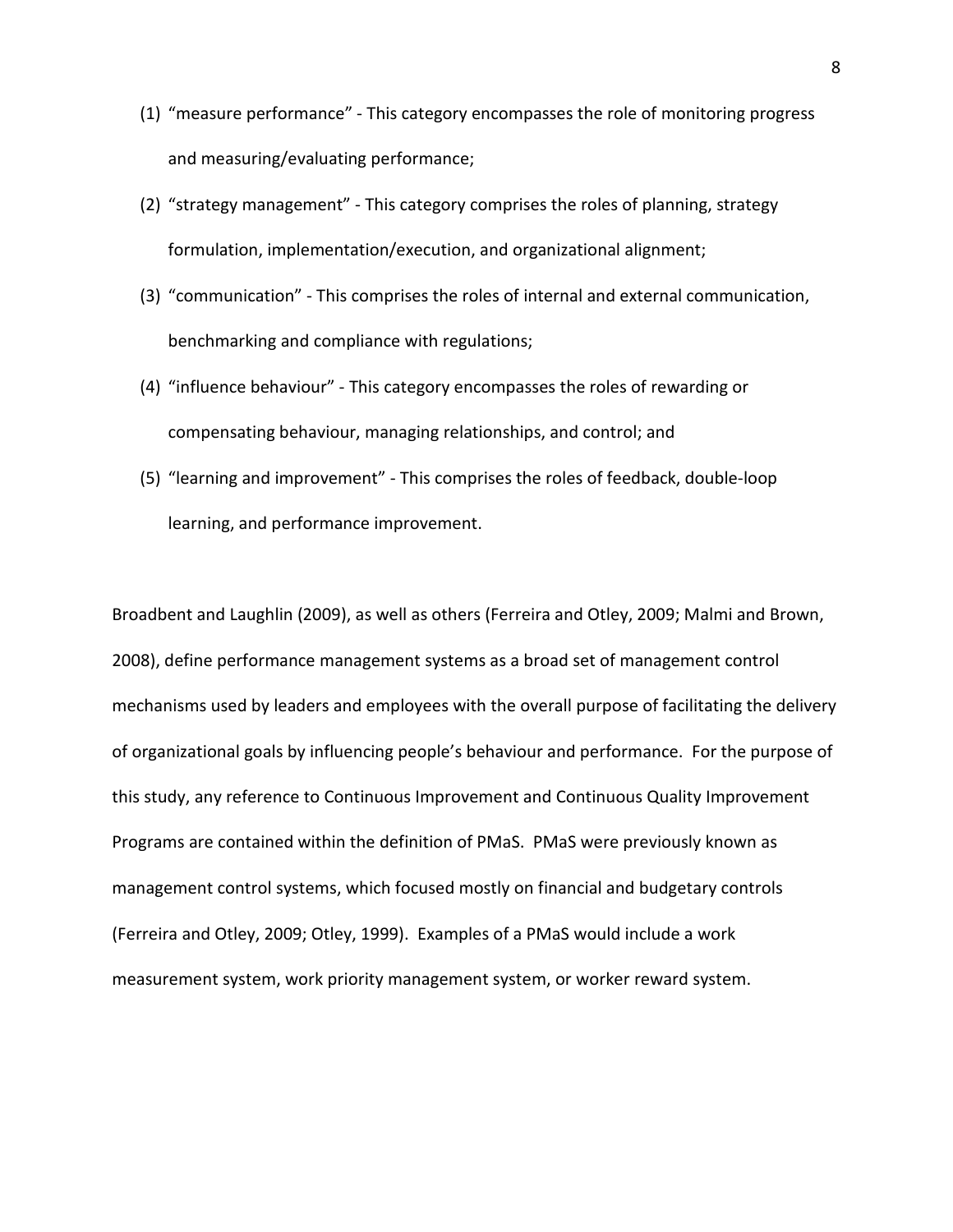(1) “measure performance” - This category encompasses the role of monitoring progress and measuring/evaluating performance;

(2) “strategy management” - This category comprises the roles of planning, strategy formulation, implementation/execution, and organizational alignment;

(3) “communication” - This comprises the roles of internal and external communication, benchmarking and compliance with regulations;

(4) “influence behaviour” - This category encompasses the roles of rewarding or compensating behaviour, managing relationships, and control; and

(5) “learning and improvement” - This comprises the roles of feedback, double-loop learning, and performance improvement.

Broadbent and Laughlin (2009), as well as others (Ferreira and Otley, 2009; Malmi and Brown, 2008), define performance management systems as a broad set of management control mechanisms used by leaders and employees with the overall purpose of facilitating the delivery of organizational goals by influencing people’s behaviour and performance. For the purpose of this study, any reference to Continuous Improvement and Continuous Quality Improvement Programs are contained within the definition of PMaS. PMaS were previously known as management control systems, which focused mostly on financial and budgetary controls (Ferreira and Otley, 2009; Otley, 1999). Examples of a PMaS would include a work measurement system, work priority management system, or worker reward system.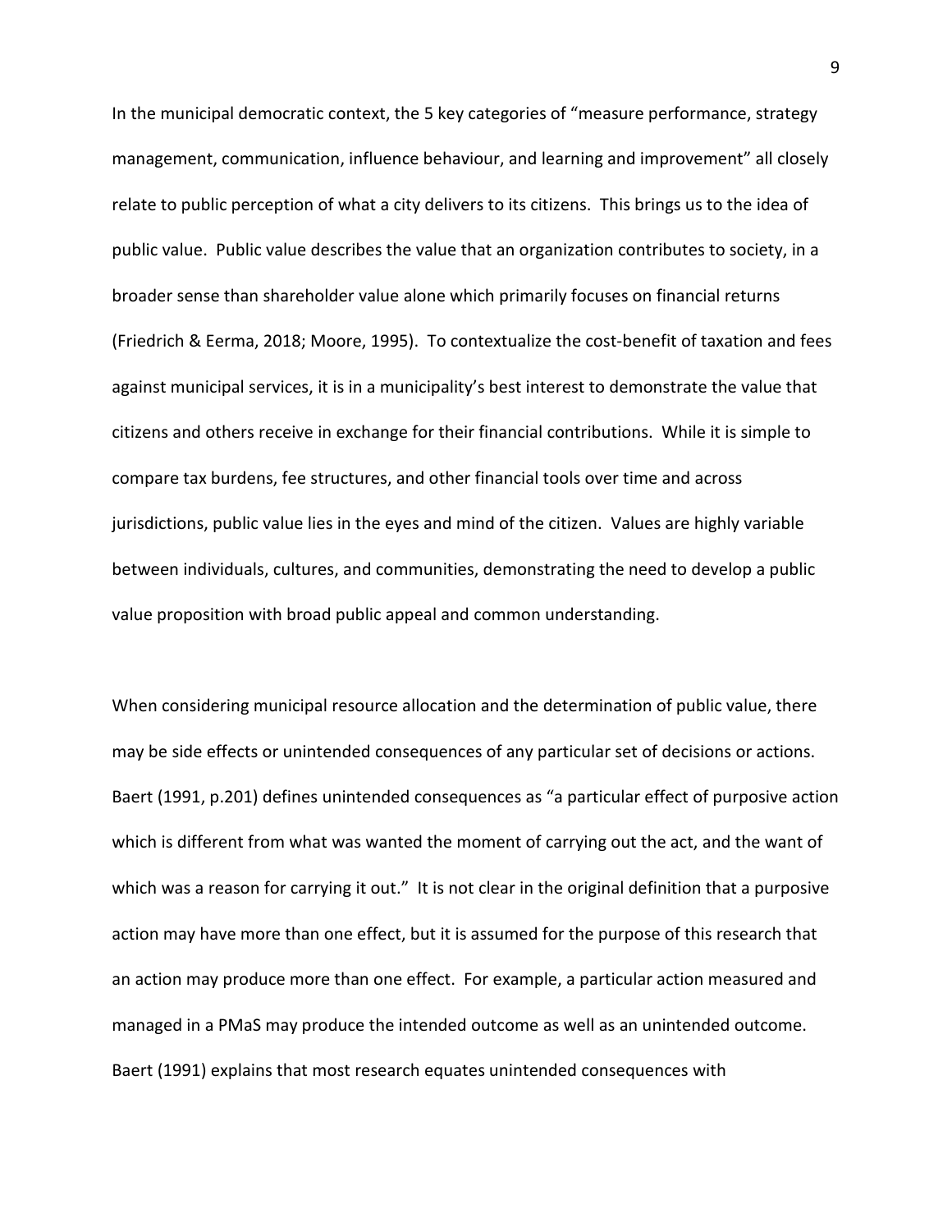In the municipal democratic context, the 5 key categories of "measure performance, strategy management, communication, influence behaviour, and learning and improvement" all closely relate to public perception of what a city delivers to its citizens. This brings us to the idea of public value. Public value describes the value that an organization contributes to society, in a broader sense than shareholder value alone which primarily focuses on financial returns (Friedrich & Eerma, 2018; Moore, 1995). To contextualize the cost-benefit of taxation and fees against municipal services, it is in a municipality's best interest to demonstrate the value that citizens and others receive in exchange for their financial contributions. While it is simple to compare tax burdens, fee structures, and other financial tools over time and across jurisdictions, public value lies in the eyes and mind of the citizen. Values are highly variable between individuals, cultures, and communities, demonstrating the need to develop a public value proposition with broad public appeal and common understanding.

When considering municipal resource allocation and the determination of public value, there may be side effects or unintended consequences of any particular set of decisions or actions. Baert (1991, p.201) defines unintended consequences as "a particular effect of purposive action which is different from what was wanted the moment of carrying out the act, and the want of which was a reason for carrying it out." It is not clear in the original definition that a purposive action may have more than one effect, but it is assumed for the purpose of this research that an action may produce more than one effect. For example, a particular action measured and managed in a PMaS may produce the intended outcome as well as an unintended outcome. Baert (1991) explains that most research equates unintended consequences with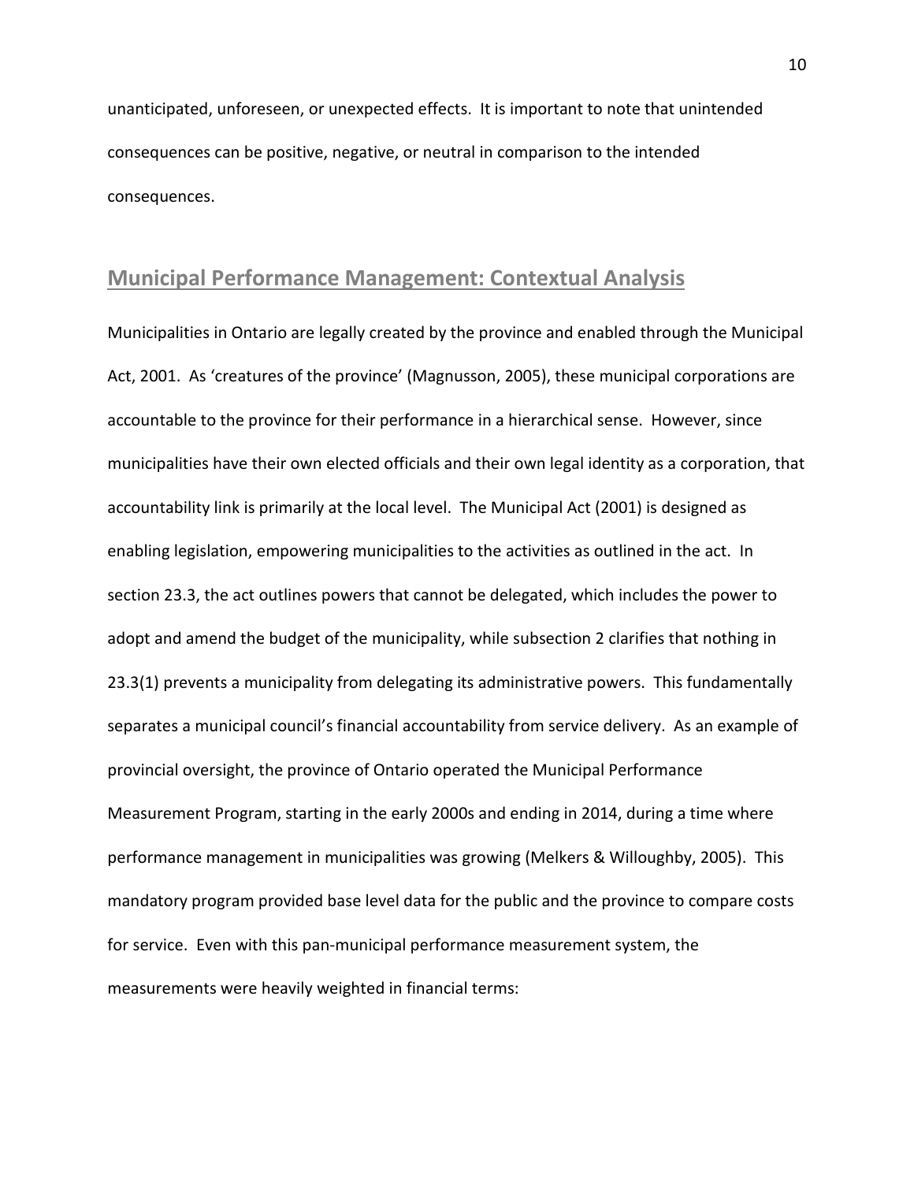unanticipated, unforeseen, or unexpected effects. It is important to note that unintended consequences can be positive, negative, or neutral in comparison to the intended consequences.

## Municipal Performance Management: Contextual Analysis

Municipalities in Ontario are legally created by the province and enabled through the Municipal Act, 2001. As 'creatures of the province' (Magnusson, 2005), these municipal corporations are accountable to the province for their performance in a hierarchical sense. However, since municipalities have their own elected officials and their own legal identity as a corporation, that accountability link is primarily at the local level. The Municipal Act (2001) is designed as enabling legislation, empowering municipalities to the activities as outlined in the act. In section 23.3, the act outlines powers that cannot be delegated, which includes the power to adopt and amend the budget of the municipality, while subsection 2 clarifies that nothing in 23.3(1) prevents a municipality from delegating its administrative powers. This fundamentally separates a municipal council's financial accountability from service delivery. As an example of provincial oversight, the province of Ontario operated the Municipal Performance Measurement Program, starting in the early 2000s and ending in 2014, during a time where performance management in municipalities was growing (Melkers & Willoughby, 2005). This mandatory program provided base level data for the public and the province to compare costs for service. Even with this pan-municipal performance measurement system, the measurements were heavily weighted in financial terms: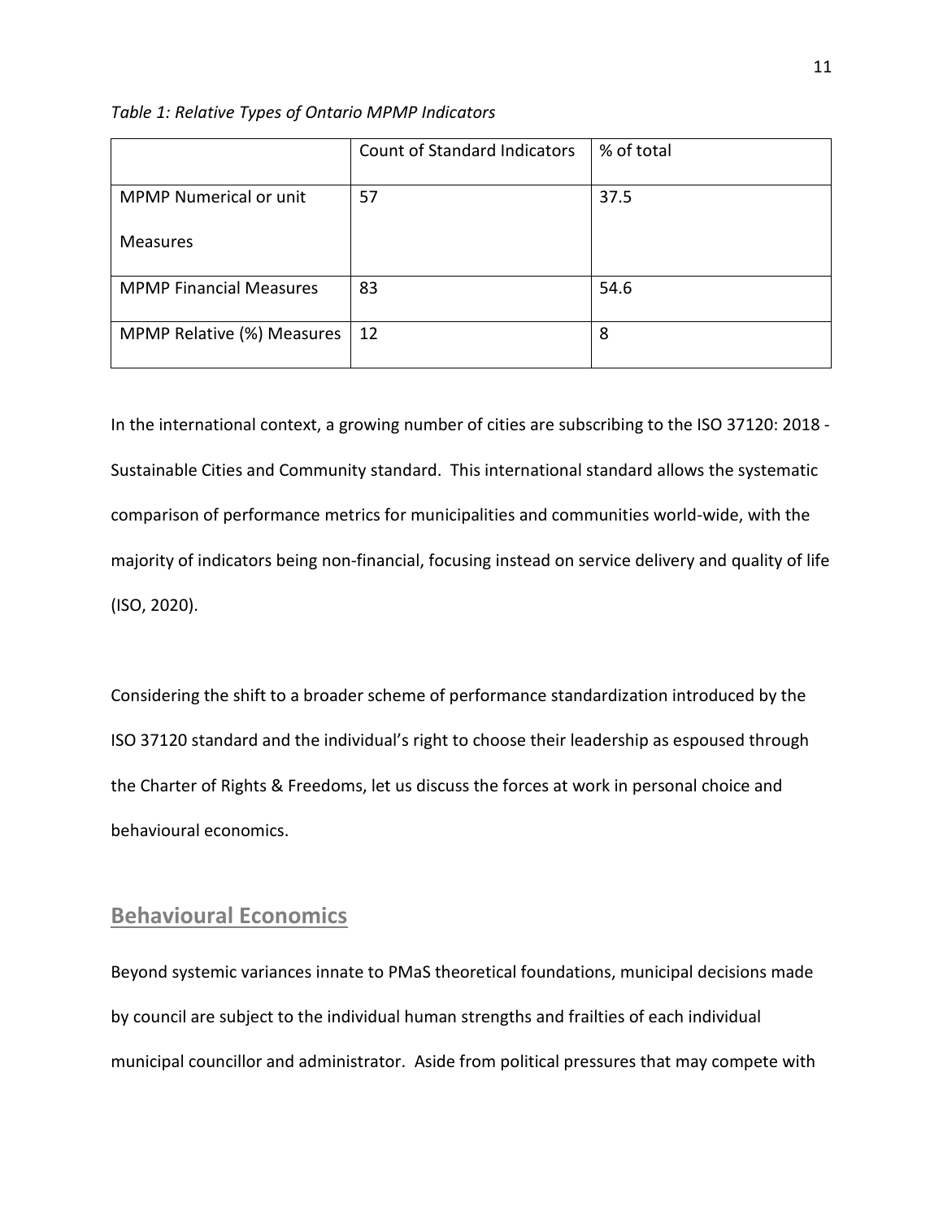*Table 1: Relative Types of Ontario MPMP Indicators*

| | Count of Standard Indicators | % of total |
|---|---|---|
| MPMP Numerical or unit Measures | 57 | 37.5 |
| MPMP Financial Measures | 83 | 54.6 |
| MPMP Relative (%) Measures | 12 | 8 |

In the international context, a growing number of cities are subscribing to the ISO 37120: 2018 - Sustainable Cities and Community standard. This international standard allows the systematic comparison of performance metrics for municipalities and communities world-wide, with the majority of indicators being non-financial, focusing instead on service delivery and quality of life (ISO, 2020).

Considering the shift to a broader scheme of performance standardization introduced by the ISO 37120 standard and the individual's right to choose their leadership as espoused through the Charter of Rights & Freedoms, let us discuss the forces at work in personal choice and behavioural economics.

## Behavioural Economics

Beyond systemic variances innate to PMaS theoretical foundations, municipal decisions made by council are subject to the individual human strengths and frailties of each individual municipal councillor and administrator. Aside from political pressures that may compete with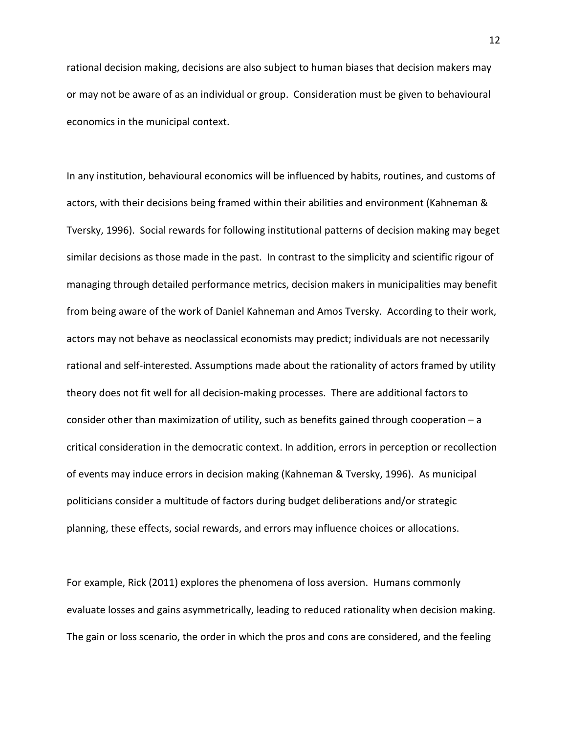rational decision making, decisions are also subject to human biases that decision makers may or may not be aware of as an individual or group. Consideration must be given to behavioural economics in the municipal context.

In any institution, behavioural economics will be influenced by habits, routines, and customs of actors, with their decisions being framed within their abilities and environment (Kahneman & Tversky, 1996). Social rewards for following institutional patterns of decision making may beget similar decisions as those made in the past. In contrast to the simplicity and scientific rigour of managing through detailed performance metrics, decision makers in municipalities may benefit from being aware of the work of Daniel Kahneman and Amos Tversky. According to their work, actors may not behave as neoclassical economists may predict; individuals are not necessarily rational and self-interested. Assumptions made about the rationality of actors framed by utility theory does not fit well for all decision-making processes. There are additional factors to consider other than maximization of utility, such as benefits gained through cooperation – a critical consideration in the democratic context. In addition, errors in perception or recollection of events may induce errors in decision making (Kahneman & Tversky, 1996). As municipal politicians consider a multitude of factors during budget deliberations and/or strategic planning, these effects, social rewards, and errors may influence choices or allocations.

For example, Rick (2011) explores the phenomena of loss aversion. Humans commonly evaluate losses and gains asymmetrically, leading to reduced rationality when decision making. The gain or loss scenario, the order in which the pros and cons are considered, and the feeling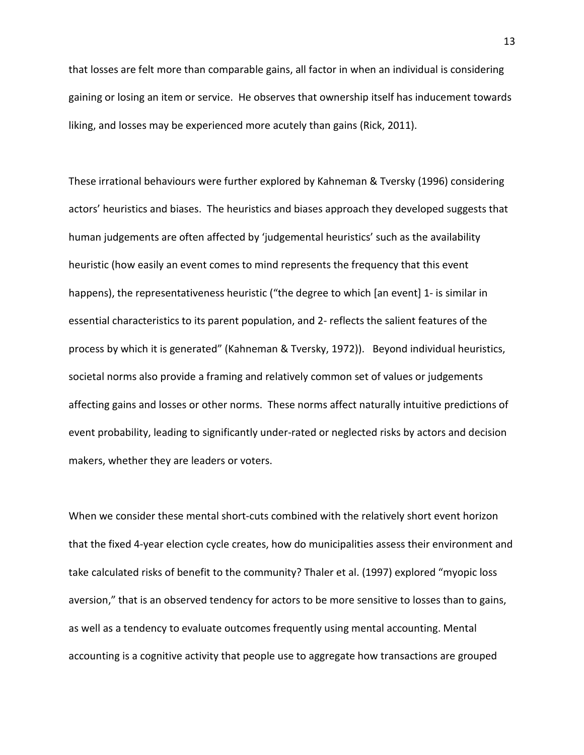that losses are felt more than comparable gains, all factor in when an individual is considering gaining or losing an item or service. He observes that ownership itself has inducement towards liking, and losses may be experienced more acutely than gains (Rick, 2011).

These irrational behaviours were further explored by Kahneman & Tversky (1996) considering actors' heuristics and biases. The heuristics and biases approach they developed suggests that human judgements are often affected by 'judgemental heuristics' such as the availability heuristic (how easily an event comes to mind represents the frequency that this event happens), the representativeness heuristic ("the degree to which [an event] 1- is similar in essential characteristics to its parent population, and 2- reflects the salient features of the process by which it is generated" (Kahneman & Tversky, 1972)). Beyond individual heuristics, societal norms also provide a framing and relatively common set of values or judgements affecting gains and losses or other norms. These norms affect naturally intuitive predictions of event probability, leading to significantly under-rated or neglected risks by actors and decision makers, whether they are leaders or voters.

When we consider these mental short-cuts combined with the relatively short event horizon that the fixed 4-year election cycle creates, how do municipalities assess their environment and take calculated risks of benefit to the community? Thaler et al. (1997) explored "myopic loss aversion," that is an observed tendency for actors to be more sensitive to losses than to gains, as well as a tendency to evaluate outcomes frequently using mental accounting. Mental accounting is a cognitive activity that people use to aggregate how transactions are grouped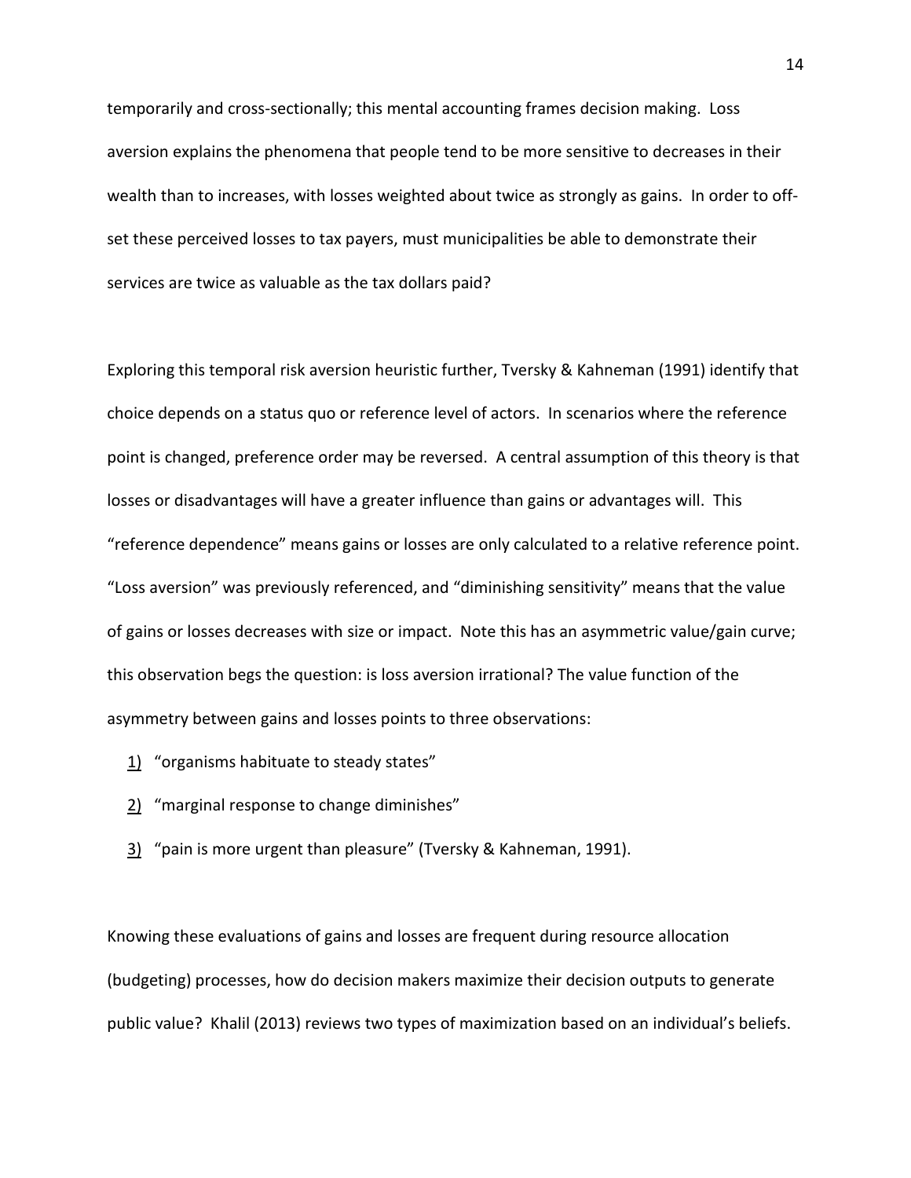temporarily and cross-sectionally; this mental accounting frames decision making. Loss aversion explains the phenomena that people tend to be more sensitive to decreases in their wealth than to increases, with losses weighted about twice as strongly as gains. In order to off-set these perceived losses to tax payers, must municipalities be able to demonstrate their services are twice as valuable as the tax dollars paid?

Exploring this temporal risk aversion heuristic further, Tversky & Kahneman (1991) identify that choice depends on a status quo or reference level of actors. In scenarios where the reference point is changed, preference order may be reversed. A central assumption of this theory is that losses or disadvantages will have a greater influence than gains or advantages will. This "reference dependence" means gains or losses are only calculated to a relative reference point. "Loss aversion" was previously referenced, and "diminishing sensitivity" means that the value of gains or losses decreases with size or impact. Note this has an asymmetric value/gain curve; this observation begs the question: is loss aversion irrational? The value function of the asymmetry between gains and losses points to three observations:

1) "organisms habituate to steady states"
2) "marginal response to change diminishes"
3) "pain is more urgent than pleasure" (Tversky & Kahneman, 1991).

Knowing these evaluations of gains and losses are frequent during resource allocation (budgeting) processes, how do decision makers maximize their decision outputs to generate public value? Khalil (2013) reviews two types of maximization based on an individual's beliefs.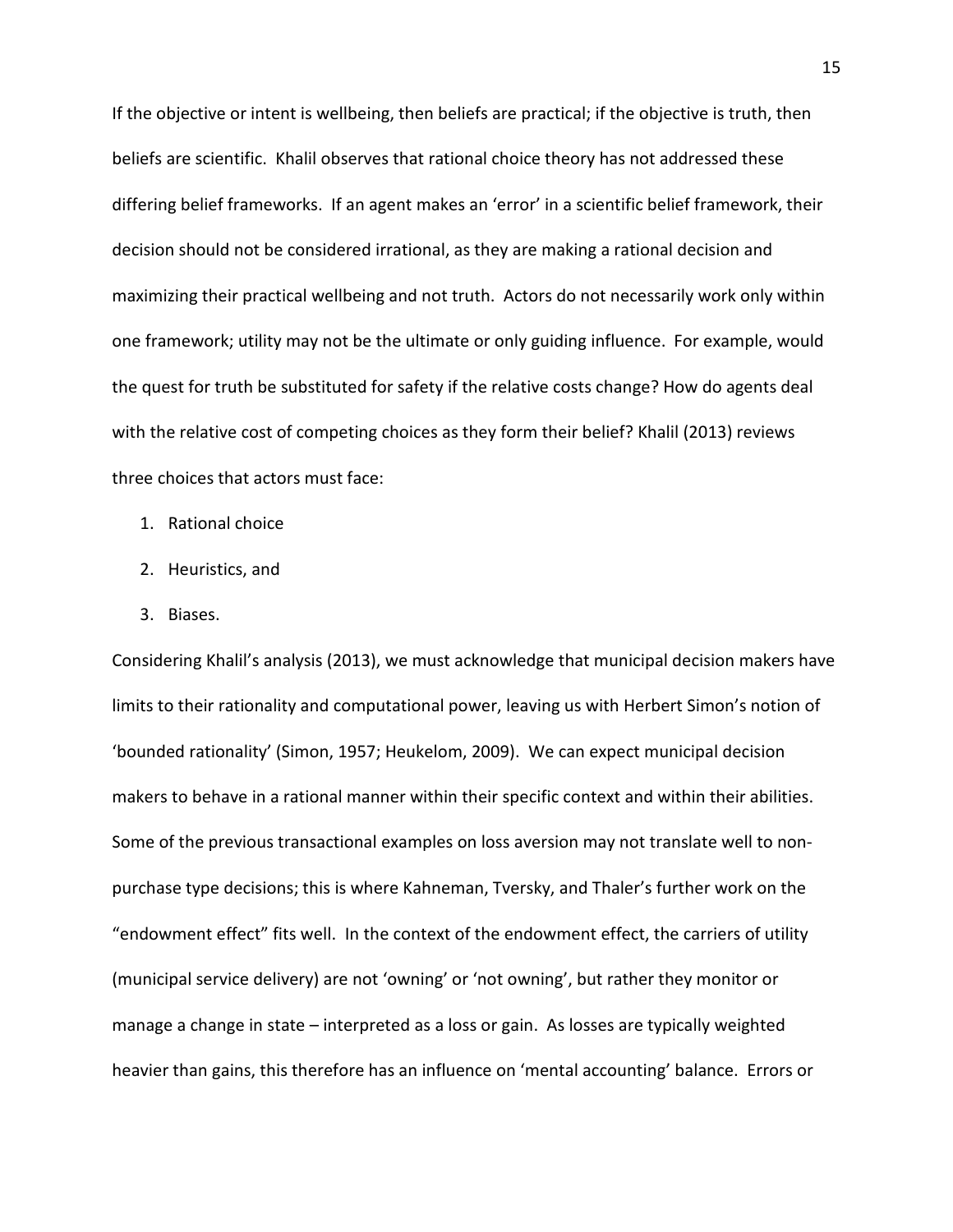If the objective or intent is wellbeing, then beliefs are practical; if the objective is truth, then beliefs are scientific. Khalil observes that rational choice theory has not addressed these differing belief frameworks. If an agent makes an 'error' in a scientific belief framework, their decision should not be considered irrational, as they are making a rational decision and maximizing their practical wellbeing and not truth. Actors do not necessarily work only within one framework; utility may not be the ultimate or only guiding influence. For example, would the quest for truth be substituted for safety if the relative costs change? How do agents deal with the relative cost of competing choices as they form their belief? Khalil (2013) reviews three choices that actors must face:

1. Rational choice
2. Heuristics, and
3. Biases.

Considering Khalil's analysis (2013), we must acknowledge that municipal decision makers have limits to their rationality and computational power, leaving us with Herbert Simon's notion of 'bounded rationality' (Simon, 1957; Heukelom, 2009). We can expect municipal decision makers to behave in a rational manner within their specific context and within their abilities. Some of the previous transactional examples on loss aversion may not translate well to non-purchase type decisions; this is where Kahneman, Tversky, and Thaler's further work on the "endowment effect" fits well. In the context of the endowment effect, the carriers of utility (municipal service delivery) are not 'owning' or 'not owning', but rather they monitor or manage a change in state – interpreted as a loss or gain. As losses are typically weighted heavier than gains, this therefore has an influence on 'mental accounting' balance. Errors or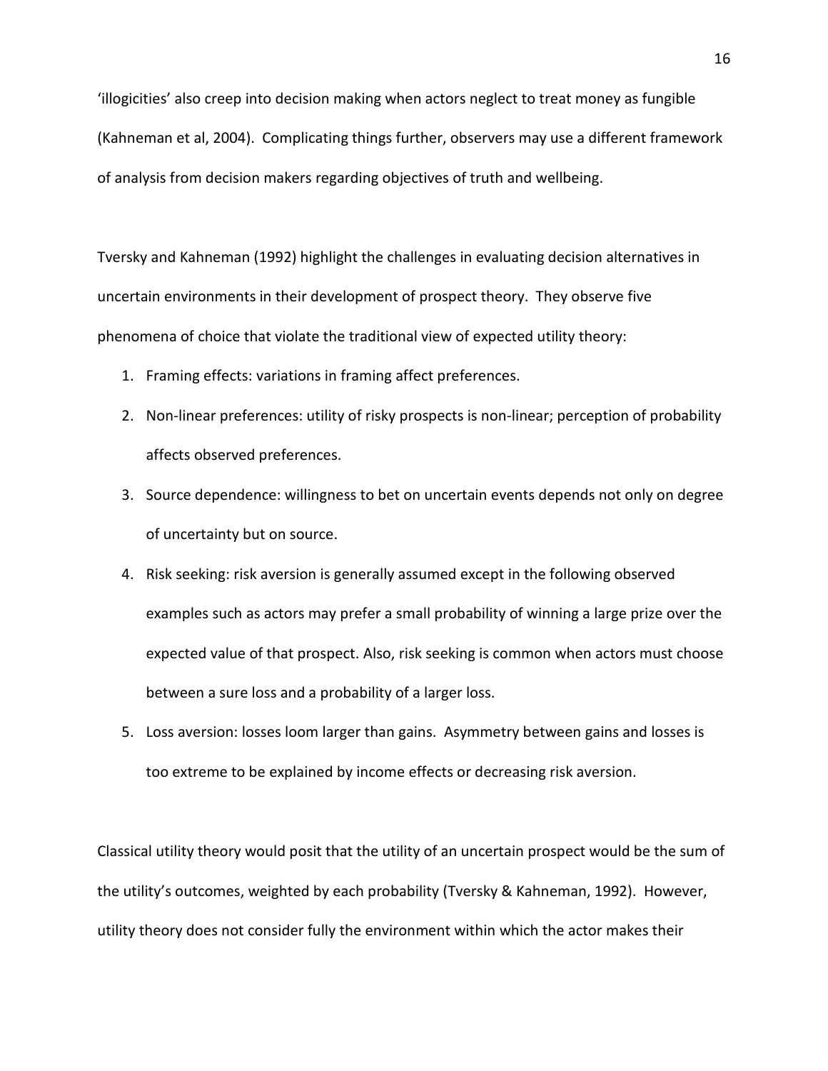'illogicities' also creep into decision making when actors neglect to treat money as fungible (Kahneman et al, 2004). Complicating things further, observers may use a different framework of analysis from decision makers regarding objectives of truth and wellbeing.

Tversky and Kahneman (1992) highlight the challenges in evaluating decision alternatives in uncertain environments in their development of prospect theory. They observe five phenomena of choice that violate the traditional view of expected utility theory:

1. Framing effects: variations in framing affect preferences.
2. Non-linear preferences: utility of risky prospects is non-linear; perception of probability affects observed preferences.
3. Source dependence: willingness to bet on uncertain events depends not only on degree of uncertainty but on source.
4. Risk seeking: risk aversion is generally assumed except in the following observed examples such as actors may prefer a small probability of winning a large prize over the expected value of that prospect. Also, risk seeking is common when actors must choose between a sure loss and a probability of a larger loss.
5. Loss aversion: losses loom larger than gains. Asymmetry between gains and losses is too extreme to be explained by income effects or decreasing risk aversion.

Classical utility theory would posit that the utility of an uncertain prospect would be the sum of the utility's outcomes, weighted by each probability (Tversky & Kahneman, 1992). However, utility theory does not consider fully the environment within which the actor makes their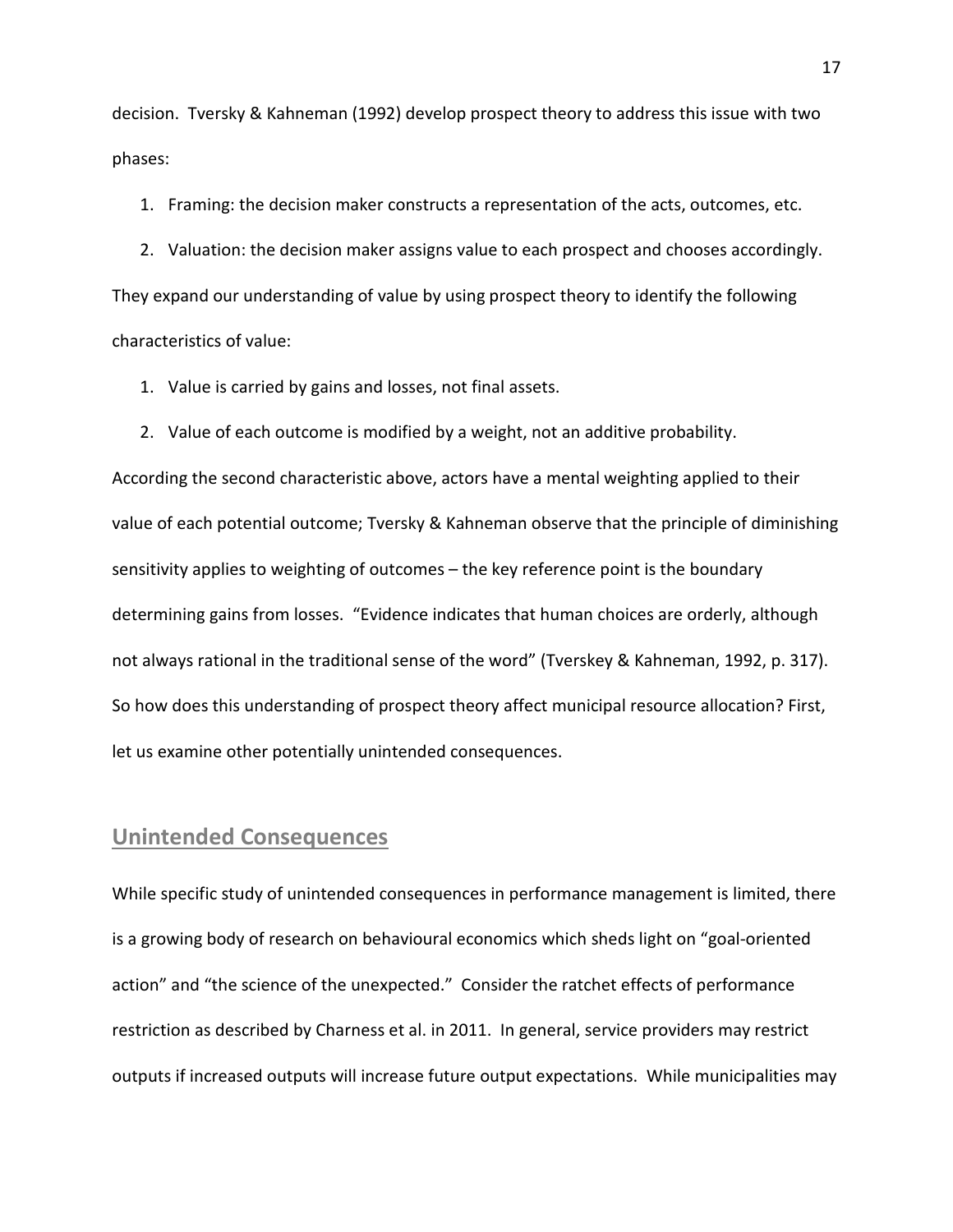decision. Tversky & Kahneman (1992) develop prospect theory to address this issue with two phases:

1. Framing: the decision maker constructs a representation of the acts, outcomes, etc.
2. Valuation: the decision maker assigns value to each prospect and chooses accordingly.

They expand our understanding of value by using prospect theory to identify the following characteristics of value:

1. Value is carried by gains and losses, not final assets.
2. Value of each outcome is modified by a weight, not an additive probability.

According the second characteristic above, actors have a mental weighting applied to their value of each potential outcome; Tversky & Kahneman observe that the principle of diminishing sensitivity applies to weighting of outcomes – the key reference point is the boundary determining gains from losses. "Evidence indicates that human choices are orderly, although not always rational in the traditional sense of the word" (Tverskey & Kahneman, 1992, p. 317). So how does this understanding of prospect theory affect municipal resource allocation? First, let us examine other potentially unintended consequences.

## Unintended Consequences

While specific study of unintended consequences in performance management is limited, there is a growing body of research on behavioural economics which sheds light on "goal-oriented action" and "the science of the unexpected." Consider the ratchet effects of performance restriction as described by Charness et al. in 2011. In general, service providers may restrict outputs if increased outputs will increase future output expectations. While municipalities may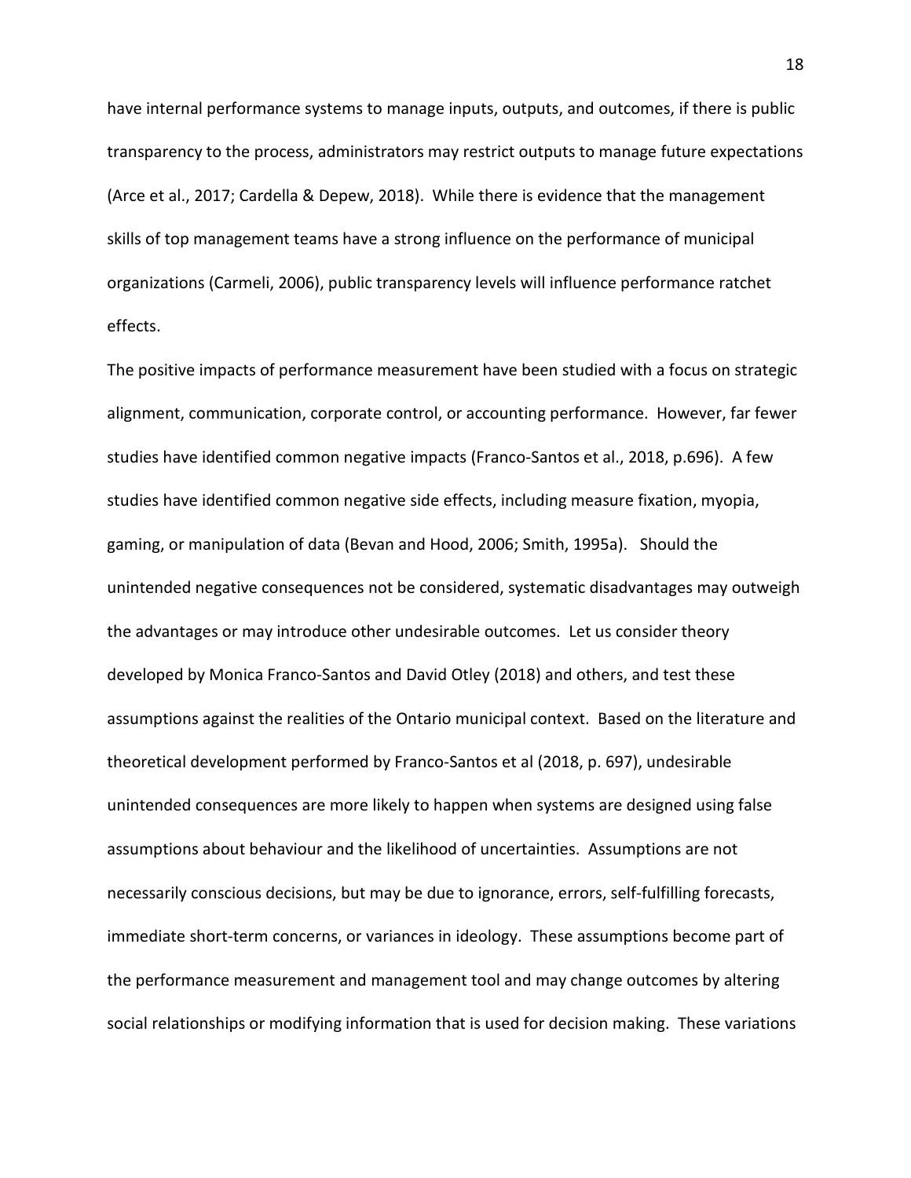have internal performance systems to manage inputs, outputs, and outcomes, if there is public transparency to the process, administrators may restrict outputs to manage future expectations (Arce et al., 2017; Cardella & Depew, 2018). While there is evidence that the management skills of top management teams have a strong influence on the performance of municipal organizations (Carmeli, 2006), public transparency levels will influence performance ratchet effects.

The positive impacts of performance measurement have been studied with a focus on strategic alignment, communication, corporate control, or accounting performance. However, far fewer studies have identified common negative impacts (Franco-Santos et al., 2018, p.696). A few studies have identified common negative side effects, including measure fixation, myopia, gaming, or manipulation of data (Bevan and Hood, 2006; Smith, 1995a). Should the unintended negative consequences not be considered, systematic disadvantages may outweigh the advantages or may introduce other undesirable outcomes. Let us consider theory developed by Monica Franco-Santos and David Otley (2018) and others, and test these assumptions against the realities of the Ontario municipal context. Based on the literature and theoretical development performed by Franco-Santos et al (2018, p. 697), undesirable unintended consequences are more likely to happen when systems are designed using false assumptions about behaviour and the likelihood of uncertainties. Assumptions are not necessarily conscious decisions, but may be due to ignorance, errors, self-fulfilling forecasts, immediate short-term concerns, or variances in ideology. These assumptions become part of the performance measurement and management tool and may change outcomes by altering social relationships or modifying information that is used for decision making. These variations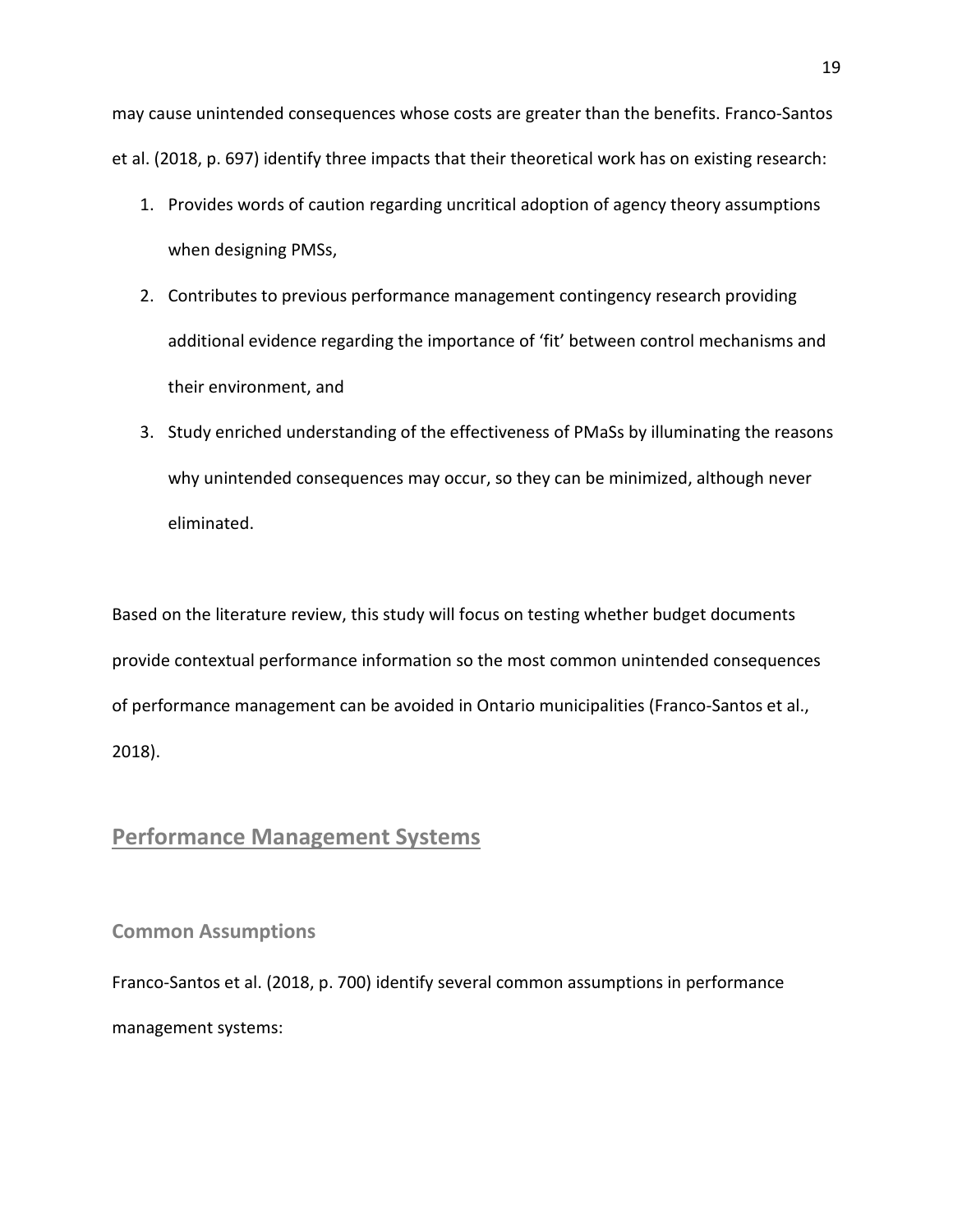may cause unintended consequences whose costs are greater than the benefits. Franco-Santos et al. (2018, p. 697) identify three impacts that their theoretical work has on existing research:

1. Provides words of caution regarding uncritical adoption of agency theory assumptions when designing PMSs,
2. Contributes to previous performance management contingency research providing additional evidence regarding the importance of 'fit' between control mechanisms and their environment, and
3. Study enriched understanding of the effectiveness of PMaSs by illuminating the reasons why unintended consequences may occur, so they can be minimized, although never eliminated.

Based on the literature review, this study will focus on testing whether budget documents provide contextual performance information so the most common unintended consequences of performance management can be avoided in Ontario municipalities (Franco-Santos et al., 2018).

## Performance Management Systems

### Common Assumptions

Franco-Santos et al. (2018, p. 700) identify several common assumptions in performance management systems: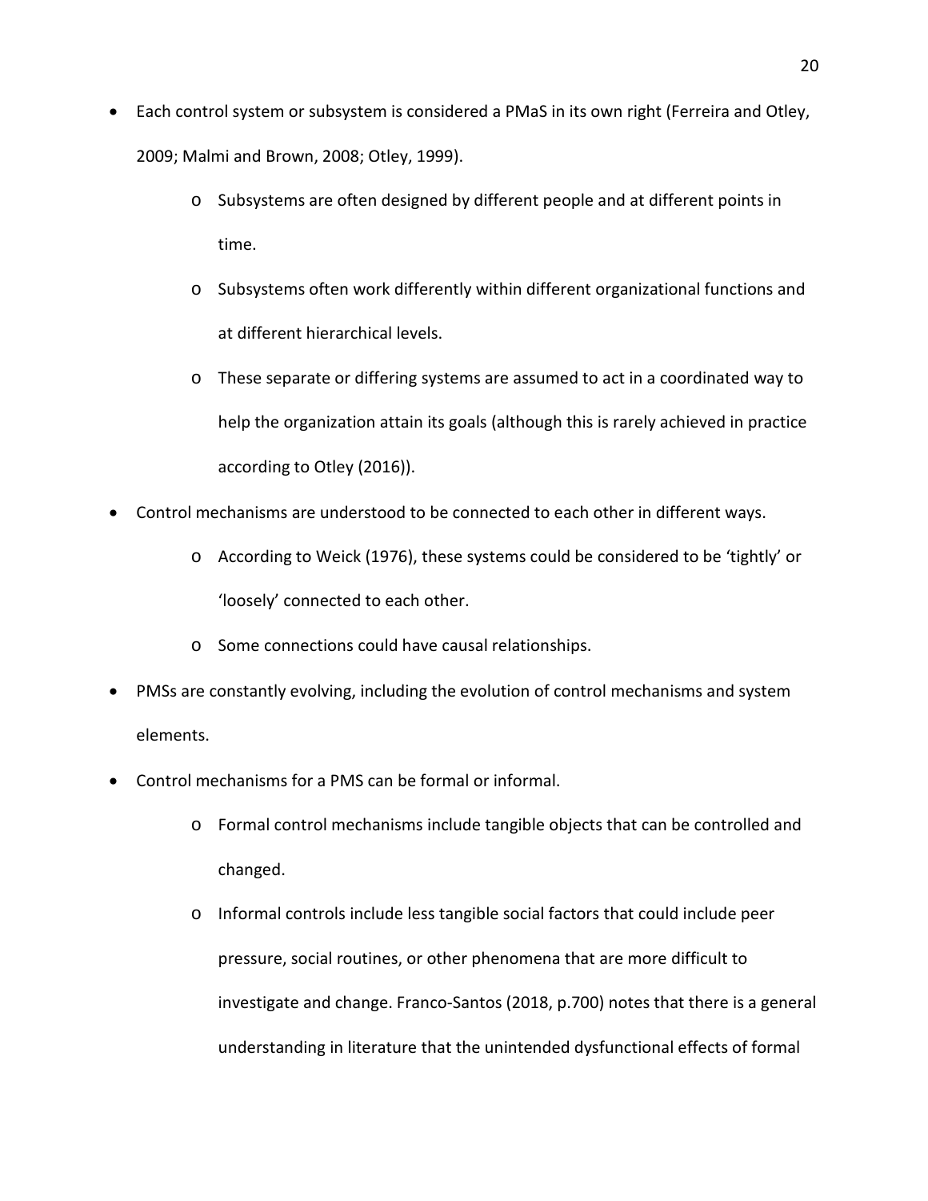- Each control system or subsystem is considered a PMaS in its own right (Ferreira and Otley, 2009; Malmi and Brown, 2008; Otley, 1999).
    - Subsystems are often designed by different people and at different points in time.
    - Subsystems often work differently within different organizational functions and at different hierarchical levels.
    - These separate or differing systems are assumed to act in a coordinated way to help the organization attain its goals (although this is rarely achieved in practice according to Otley (2016)).
- Control mechanisms are understood to be connected to each other in different ways.
    - According to Weick (1976), these systems could be considered to be 'tightly' or 'loosely' connected to each other.
    - Some connections could have causal relationships.
- PMSs are constantly evolving, including the evolution of control mechanisms and system elements.
- Control mechanisms for a PMS can be formal or informal.
    - Formal control mechanisms include tangible objects that can be controlled and changed.
    - Informal controls include less tangible social factors that could include peer pressure, social routines, or other phenomena that are more difficult to investigate and change. Franco-Santos (2018, p.700) notes that there is a general understanding in literature that the unintended dysfunctional effects of formal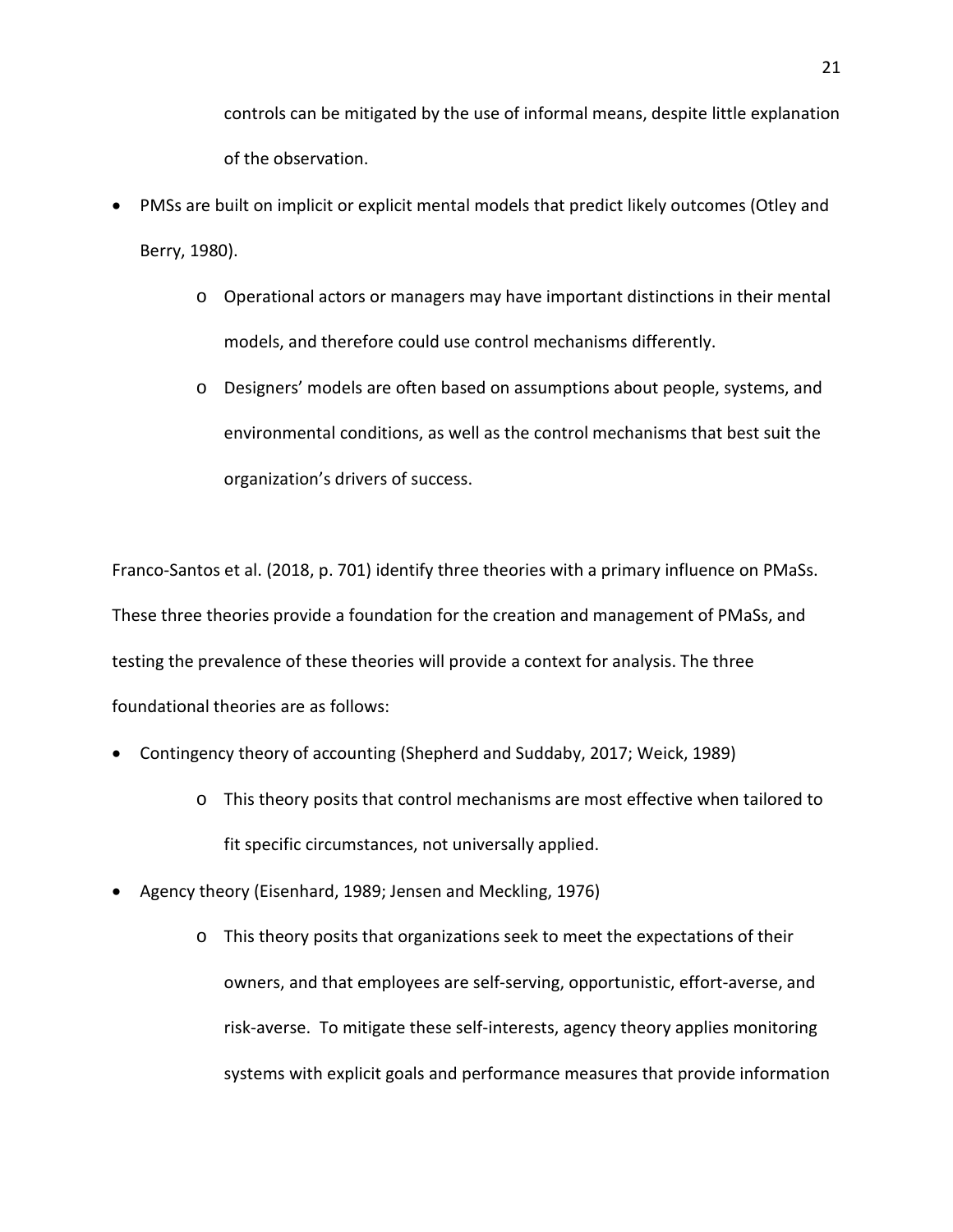controls can be mitigated by the use of informal means, despite little explanation of the observation.

- PMSs are built on implicit or explicit mental models that predict likely outcomes (Otley and Berry, 1980).
    - Operational actors or managers may have important distinctions in their mental models, and therefore could use control mechanisms differently.
    - Designers' models are often based on assumptions about people, systems, and environmental conditions, as well as the control mechanisms that best suit the organization's drivers of success.

Franco-Santos et al. (2018, p. 701) identify three theories with a primary influence on PMaSs. These three theories provide a foundation for the creation and management of PMaSs, and testing the prevalence of these theories will provide a context for analysis. The three foundational theories are as follows:

- Contingency theory of accounting (Shepherd and Suddaby, 2017; Weick, 1989)
    - This theory posits that control mechanisms are most effective when tailored to fit specific circumstances, not universally applied.
- Agency theory (Eisenhard, 1989; Jensen and Meckling, 1976)
    - This theory posits that organizations seek to meet the expectations of their owners, and that employees are self-serving, opportunistic, effort-averse, and risk-averse. To mitigate these self-interests, agency theory applies monitoring systems with explicit goals and performance measures that provide information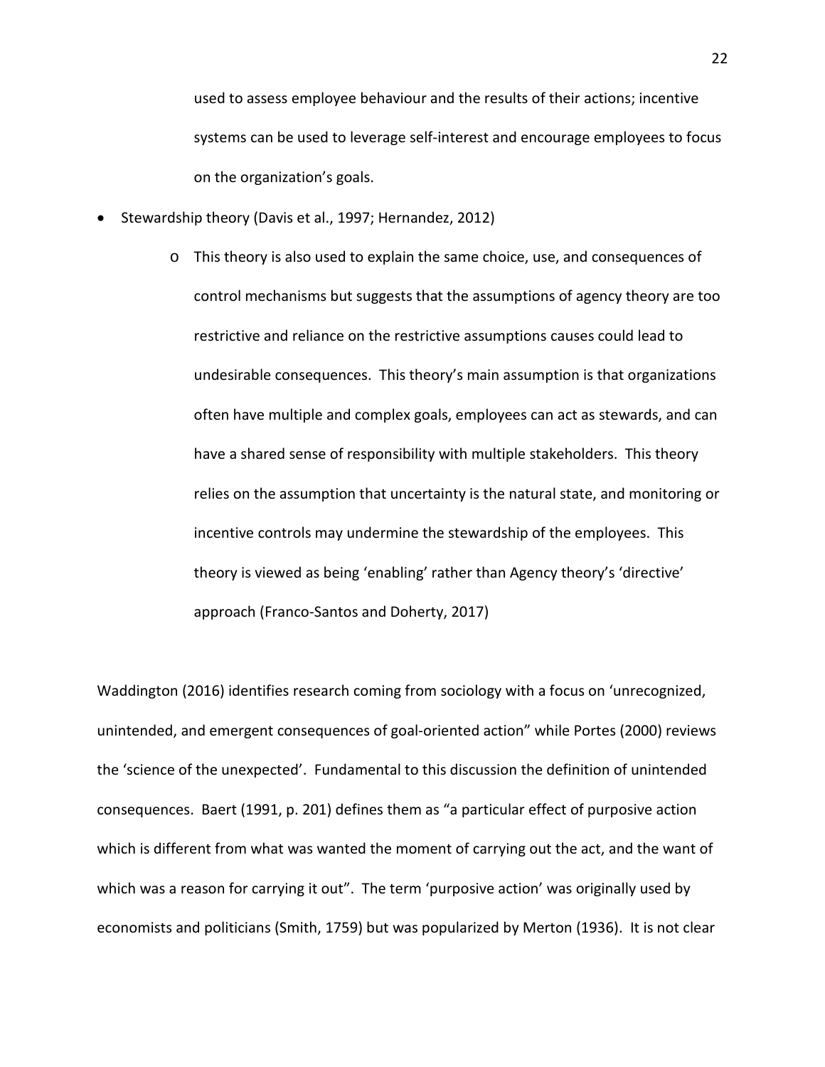used to assess employee behaviour and the results of their actions; incentive systems can be used to leverage self-interest and encourage employees to focus on the organization's goals.

- Stewardship theory (Davis et al., 1997; Hernandez, 2012)
    - This theory is also used to explain the same choice, use, and consequences of control mechanisms but suggests that the assumptions of agency theory are too restrictive and reliance on the restrictive assumptions causes could lead to undesirable consequences. This theory's main assumption is that organizations often have multiple and complex goals, employees can act as stewards, and can have a shared sense of responsibility with multiple stakeholders. This theory relies on the assumption that uncertainty is the natural state, and monitoring or incentive controls may undermine the stewardship of the employees. This theory is viewed as being 'enabling' rather than Agency theory's 'directive' approach (Franco-Santos and Doherty, 2017)

Waddington (2016) identifies research coming from sociology with a focus on 'unrecognized, unintended, and emergent consequences of goal-oriented action" while Portes (2000) reviews the 'science of the unexpected'. Fundamental to this discussion the definition of unintended consequences. Baert (1991, p. 201) defines them as "a particular effect of purposive action which is different from what was wanted the moment of carrying out the act, and the want of which was a reason for carrying it out". The term 'purposive action' was originally used by economists and politicians (Smith, 1759) but was popularized by Merton (1936). It is not clear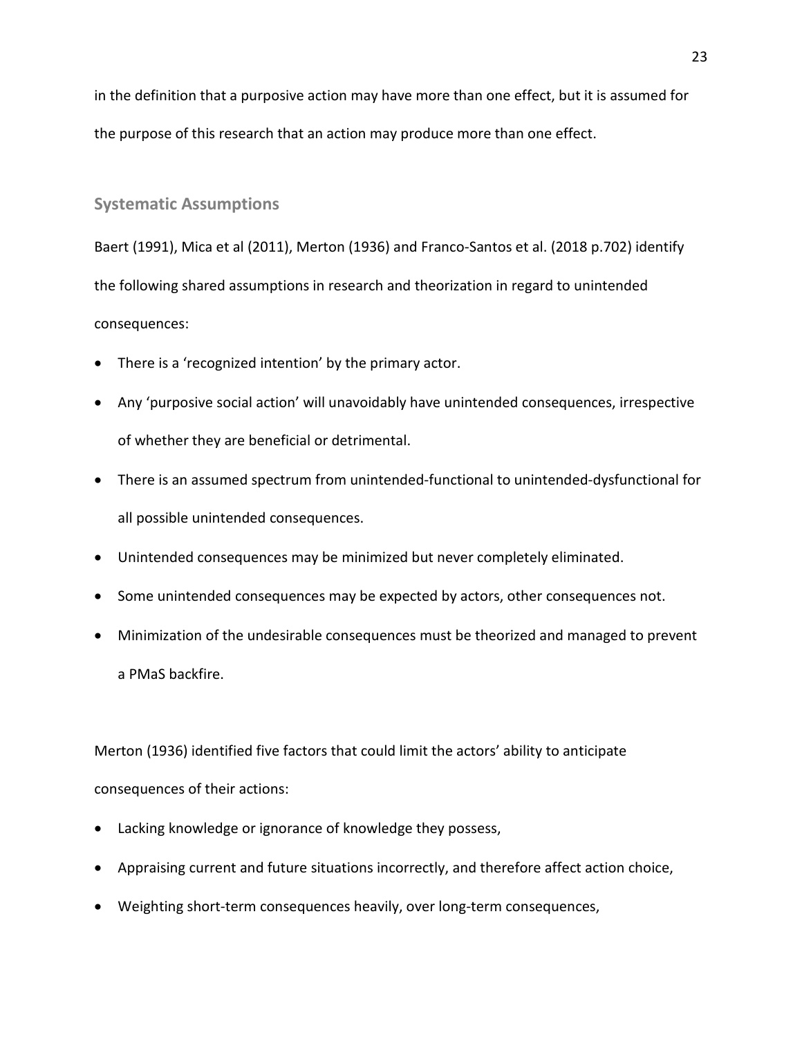in the definition that a purposive action may have more than one effect, but it is assumed for the purpose of this research that an action may produce more than one effect.

## Systematic Assumptions

Baert (1991), Mica et al (2011), Merton (1936) and Franco-Santos et al. (2018 p.702) identify the following shared assumptions in research and theorization in regard to unintended consequences:

- There is a 'recognized intention' by the primary actor.
- Any 'purposive social action' will unavoidably have unintended consequences, irrespective of whether they are beneficial or detrimental.
- There is an assumed spectrum from unintended-functional to unintended-dysfunctional for all possible unintended consequences.
- Unintended consequences may be minimized but never completely eliminated.
- Some unintended consequences may be expected by actors, other consequences not.
- Minimization of the undesirable consequences must be theorized and managed to prevent a PMaS backfire.

Merton (1936) identified five factors that could limit the actors' ability to anticipate consequences of their actions:

- Lacking knowledge or ignorance of knowledge they possess,
- Appraising current and future situations incorrectly, and therefore affect action choice,
- Weighting short-term consequences heavily, over long-term consequences,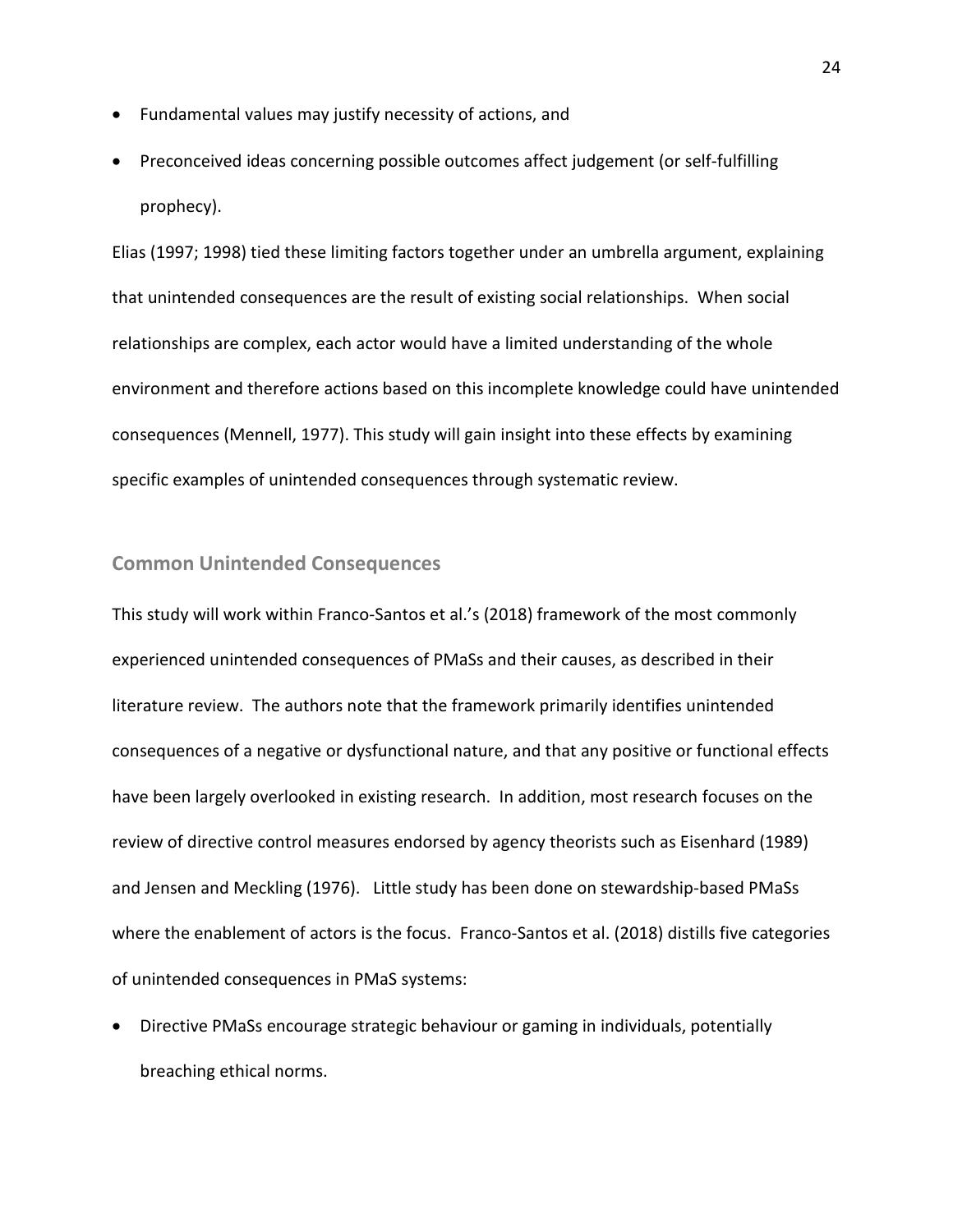- Fundamental values may justify necessity of actions, and
- Preconceived ideas concerning possible outcomes affect judgement (or self-fulfilling prophecy).

Elias (1997; 1998) tied these limiting factors together under an umbrella argument, explaining that unintended consequences are the result of existing social relationships. When social relationships are complex, each actor would have a limited understanding of the whole environment and therefore actions based on this incomplete knowledge could have unintended consequences (Mennell, 1977). This study will gain insight into these effects by examining specific examples of unintended consequences through systematic review.

## Common Unintended Consequences

This study will work within Franco-Santos et al.'s (2018) framework of the most commonly experienced unintended consequences of PMaSs and their causes, as described in their literature review. The authors note that the framework primarily identifies unintended consequences of a negative or dysfunctional nature, and that any positive or functional effects have been largely overlooked in existing research. In addition, most research focuses on the review of directive control measures endorsed by agency theorists such as Eisenhard (1989) and Jensen and Meckling (1976). Little study has been done on stewardship-based PMaSs where the enablement of actors is the focus. Franco-Santos et al. (2018) distills five categories of unintended consequences in PMaS systems:

- Directive PMaSs encourage strategic behaviour or gaming in individuals, potentially breaching ethical norms.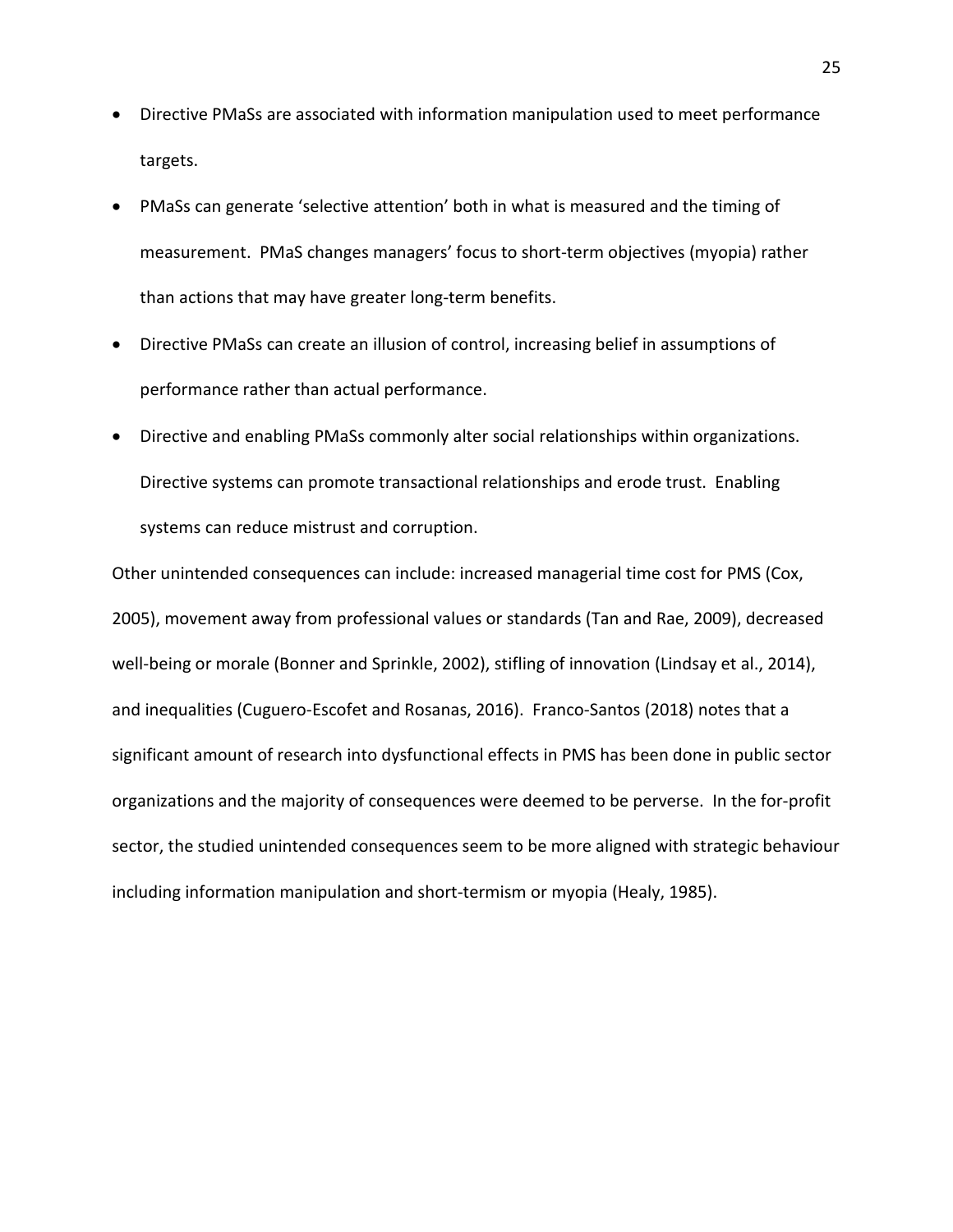- Directive PMaSs are associated with information manipulation used to meet performance targets.
- PMaSs can generate 'selective attention' both in what is measured and the timing of measurement. PMaS changes managers' focus to short-term objectives (myopia) rather than actions that may have greater long-term benefits.
- Directive PMaSs can create an illusion of control, increasing belief in assumptions of performance rather than actual performance.
- Directive and enabling PMaSs commonly alter social relationships within organizations. Directive systems can promote transactional relationships and erode trust. Enabling systems can reduce mistrust and corruption.

Other unintended consequences can include: increased managerial time cost for PMS (Cox, 2005), movement away from professional values or standards (Tan and Rae, 2009), decreased well-being or morale (Bonner and Sprinkle, 2002), stifling of innovation (Lindsay et al., 2014), and inequalities (Cuguero-Escofet and Rosanas, 2016). Franco-Santos (2018) notes that a significant amount of research into dysfunctional effects in PMS has been done in public sector organizations and the majority of consequences were deemed to be perverse. In the for-profit sector, the studied unintended consequences seem to be more aligned with strategic behaviour including information manipulation and short-termism or myopia (Healy, 1985).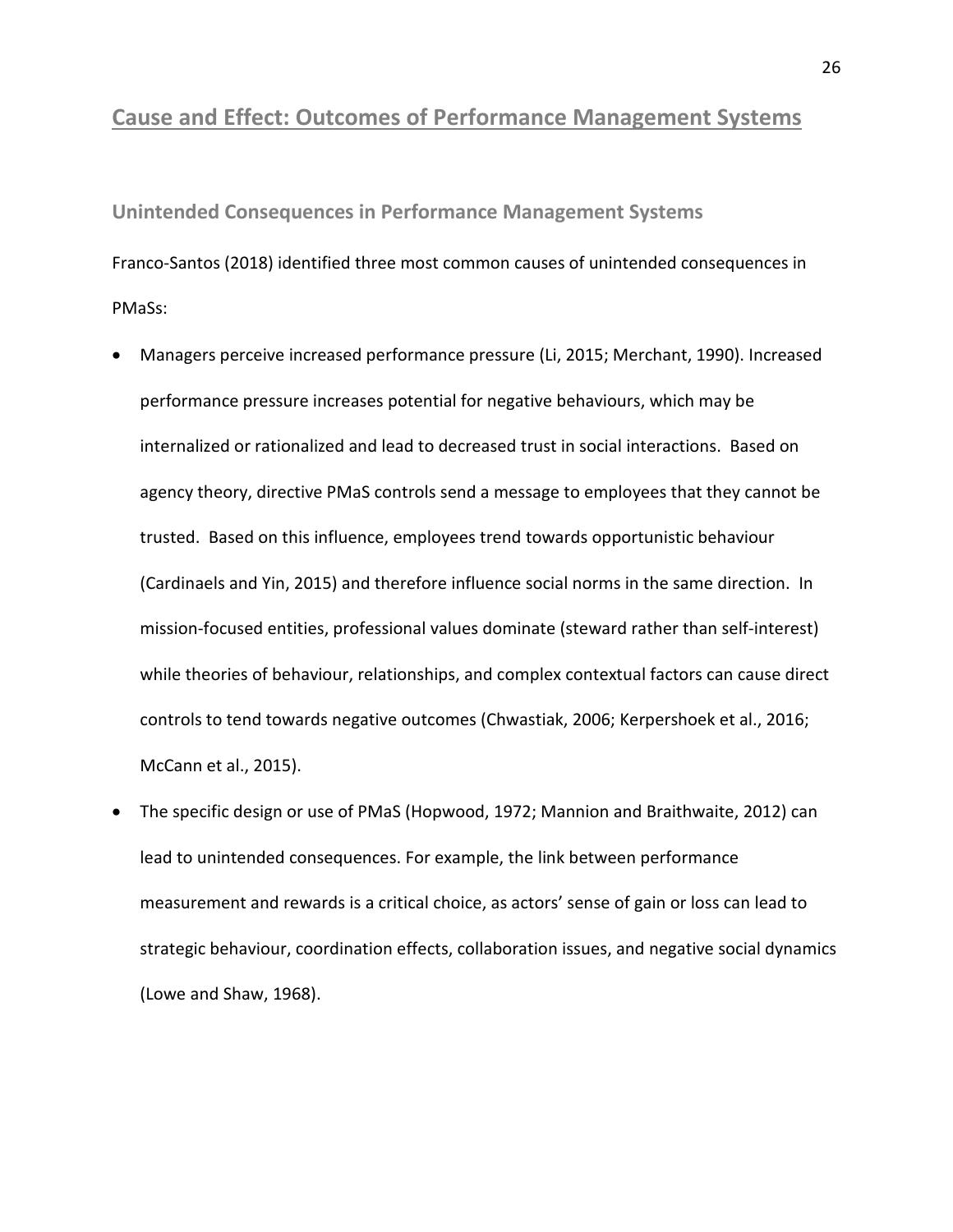# Cause and Effect: Outcomes of Performance Management Systems

## Unintended Consequences in Performance Management Systems

Franco-Santos (2018) identified three most common causes of unintended consequences in PMaSs:

- Managers perceive increased performance pressure (Li, 2015; Merchant, 1990). Increased performance pressure increases potential for negative behaviours, which may be internalized or rationalized and lead to decreased trust in social interactions. Based on agency theory, directive PMaS controls send a message to employees that they cannot be trusted. Based on this influence, employees trend towards opportunistic behaviour (Cardinaels and Yin, 2015) and therefore influence social norms in the same direction. In mission-focused entities, professional values dominate (steward rather than self-interest) while theories of behaviour, relationships, and complex contextual factors can cause direct controls to tend towards negative outcomes (Chwastiak, 2006; Kerpershoek et al., 2016; McCann et al., 2015).
- The specific design or use of PMaS (Hopwood, 1972; Mannion and Braithwaite, 2012) can lead to unintended consequences. For example, the link between performance measurement and rewards is a critical choice, as actors' sense of gain or loss can lead to strategic behaviour, coordination effects, collaboration issues, and negative social dynamics (Lowe and Shaw, 1968).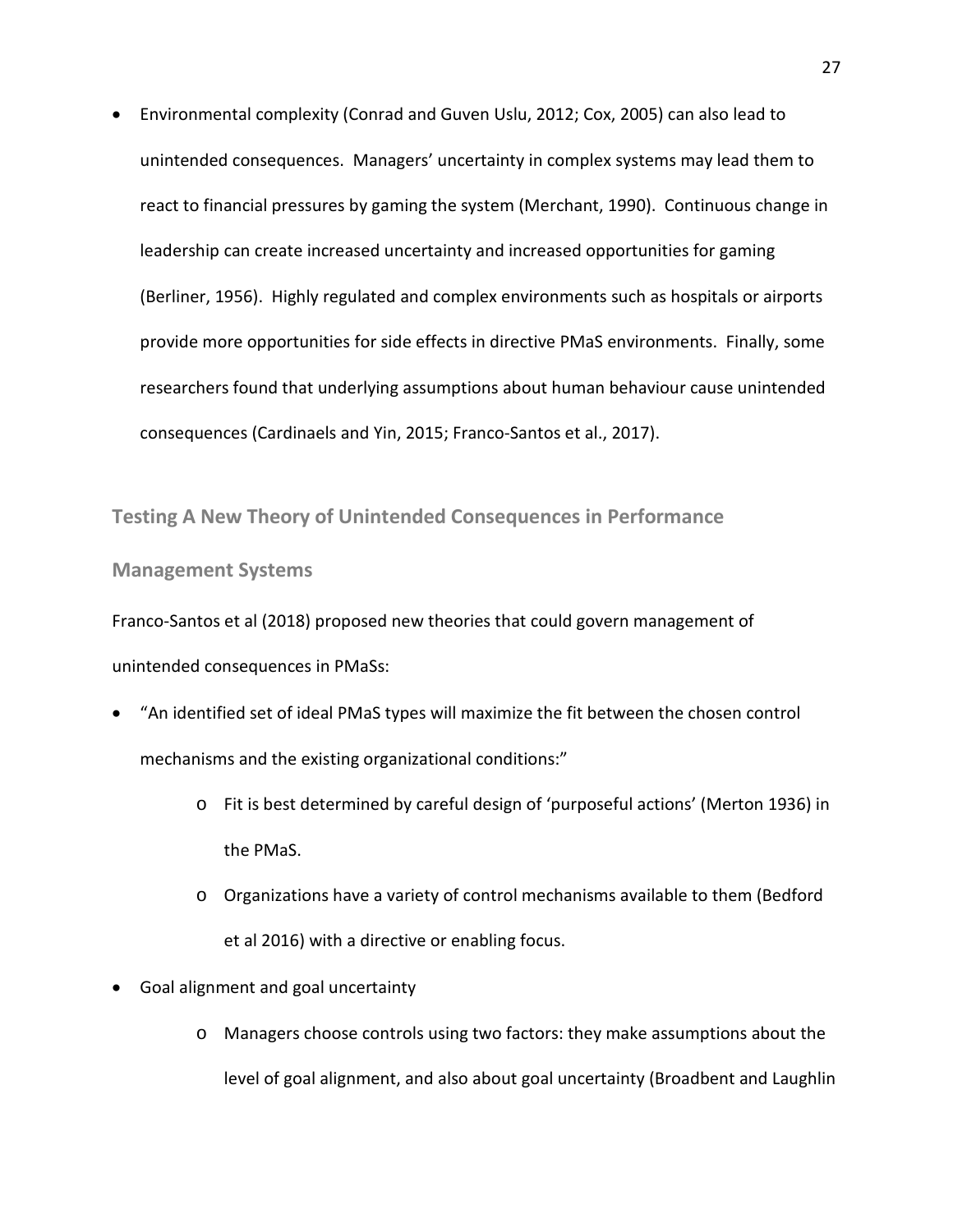- Environmental complexity (Conrad and Guven Uslu, 2012; Cox, 2005) can also lead to unintended consequences. Managers' uncertainty in complex systems may lead them to react to financial pressures by gaming the system (Merchant, 1990). Continuous change in leadership can create increased uncertainty and increased opportunities for gaming (Berliner, 1956). Highly regulated and complex environments such as hospitals or airports provide more opportunities for side effects in directive PMaS environments. Finally, some researchers found that underlying assumptions about human behaviour cause unintended consequences (Cardinaels and Yin, 2015; Franco-Santos et al., 2017).

## Testing A New Theory of Unintended Consequences in Performance Management Systems

Franco-Santos et al (2018) proposed new theories that could govern management of unintended consequences in PMaSs:

- "An identified set of ideal PMaS types will maximize the fit between the chosen control mechanisms and the existing organizational conditions:"
    - Fit is best determined by careful design of 'purposeful actions' (Merton 1936) in the PMaS.
    - Organizations have a variety of control mechanisms available to them (Bedford et al 2016) with a directive or enabling focus.
- Goal alignment and goal uncertainty
    - Managers choose controls using two factors: they make assumptions about the level of goal alignment, and also about goal uncertainty (Broadbent and Laughlin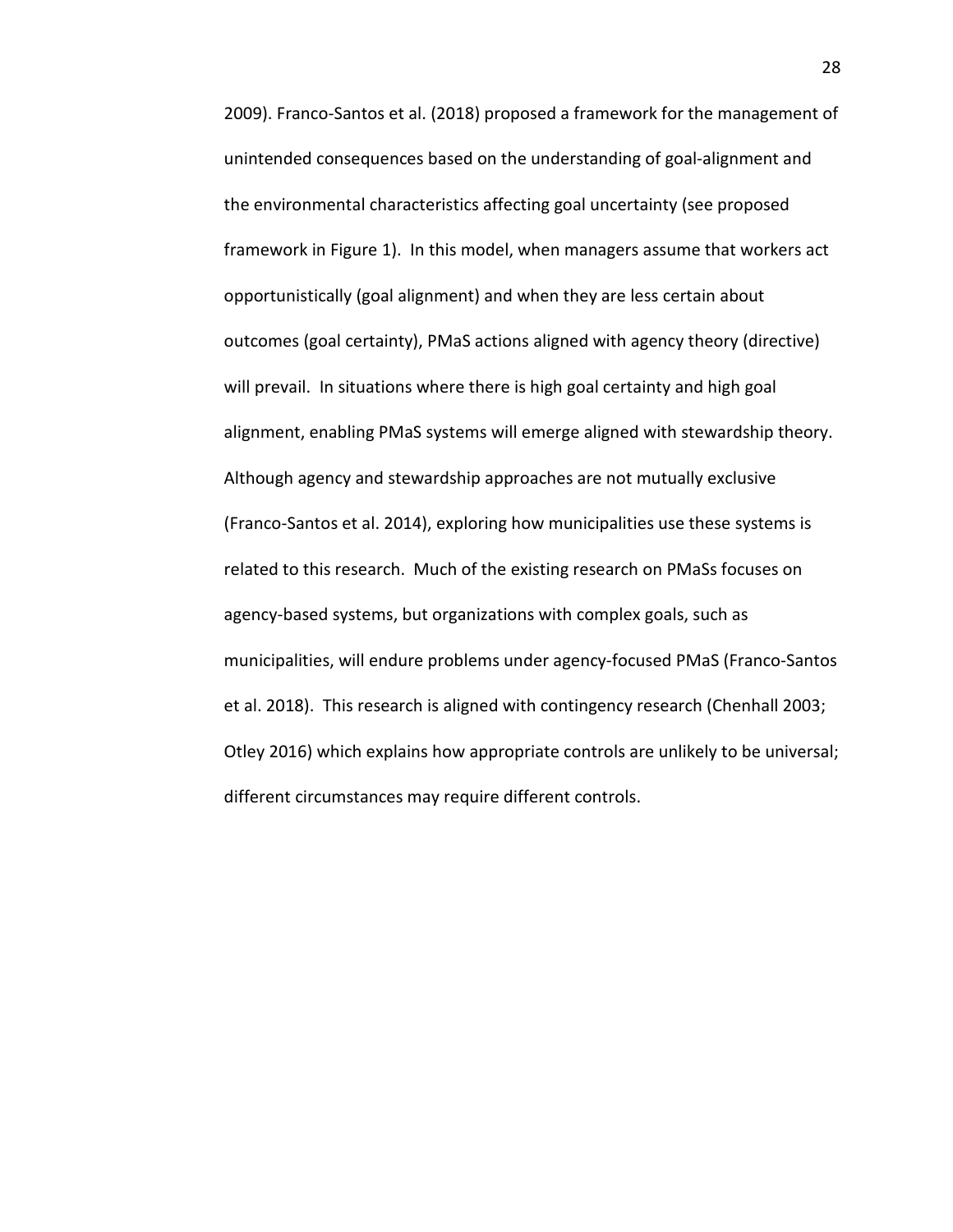2009). Franco-Santos et al. (2018) proposed a framework for the management of unintended consequences based on the understanding of goal-alignment and the environmental characteristics affecting goal uncertainty (see proposed framework in Figure 1). In this model, when managers assume that workers act opportunistically (goal alignment) and when they are less certain about outcomes (goal certainty), PMaS actions aligned with agency theory (directive) will prevail. In situations where there is high goal certainty and high goal alignment, enabling PMaS systems will emerge aligned with stewardship theory. Although agency and stewardship approaches are not mutually exclusive (Franco-Santos et al. 2014), exploring how municipalities use these systems is related to this research. Much of the existing research on PMaSs focuses on agency-based systems, but organizations with complex goals, such as municipalities, will endure problems under agency-focused PMaS (Franco-Santos et al. 2018). This research is aligned with contingency research (Chenhall 2003; Otley 2016) which explains how appropriate controls are unlikely to be universal; different circumstances may require different controls.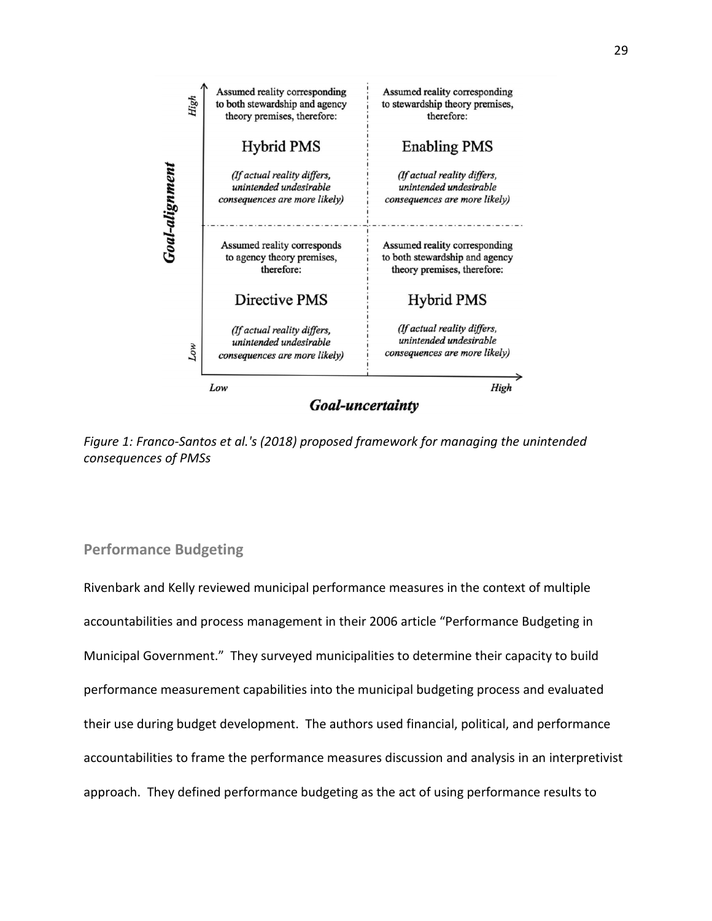| Goal-alignment \ Goal-uncertainty | Low | High |
|---|---|---|
| High | Assumed reality corresponding to both stewardship and agency theory premises, therefore: **Hybrid PMS** *(If actual reality differs, unintended undesirable consequences are more likely)* | Assumed reality corresponding to stewardship theory premises, therefore: **Enabling PMS** *(If actual reality differs, unintended undesirable consequences are more likely)* |
| Low | Assumed reality corresponds to agency theory premises, therefore: **Directive PMS** *(If actual reality differs, unintended undesirable consequences are more likely)* | Assumed reality corresponding to both stewardship and agency theory premises, therefore: **Hybrid PMS** *(If actual reality differs, unintended undesirable consequences are more likely)* |

*Figure 1: Franco-Santos et al.'s (2018) proposed framework for managing the unintended consequences of PMSs*

## Performance Budgeting

Rivenbark and Kelly reviewed municipal performance measures in the context of multiple accountabilities and process management in their 2006 article "Performance Budgeting in Municipal Government." They surveyed municipalities to determine their capacity to build performance measurement capabilities into the municipal budgeting process and evaluated their use during budget development. The authors used financial, political, and performance accountabilities to frame the performance measures discussion and analysis in an interpretivist approach. They defined performance budgeting as the act of using performance results to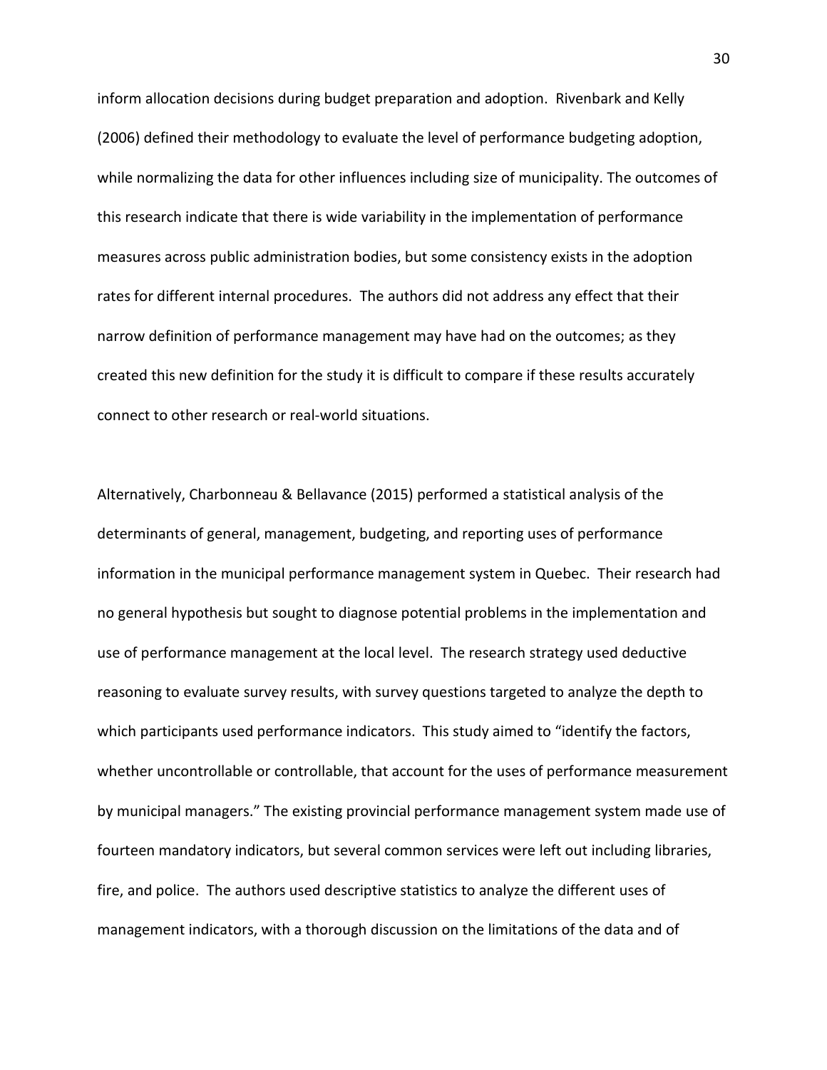inform allocation decisions during budget preparation and adoption. Rivenbark and Kelly (2006) defined their methodology to evaluate the level of performance budgeting adoption, while normalizing the data for other influences including size of municipality. The outcomes of this research indicate that there is wide variability in the implementation of performance measures across public administration bodies, but some consistency exists in the adoption rates for different internal procedures. The authors did not address any effect that their narrow definition of performance management may have had on the outcomes; as they created this new definition for the study it is difficult to compare if these results accurately connect to other research or real-world situations.

Alternatively, Charbonneau & Bellavance (2015) performed a statistical analysis of the determinants of general, management, budgeting, and reporting uses of performance information in the municipal performance management system in Quebec. Their research had no general hypothesis but sought to diagnose potential problems in the implementation and use of performance management at the local level. The research strategy used deductive reasoning to evaluate survey results, with survey questions targeted to analyze the depth to which participants used performance indicators. This study aimed to "identify the factors, whether uncontrollable or controllable, that account for the uses of performance measurement by municipal managers." The existing provincial performance management system made use of fourteen mandatory indicators, but several common services were left out including libraries, fire, and police. The authors used descriptive statistics to analyze the different uses of management indicators, with a thorough discussion on the limitations of the data and of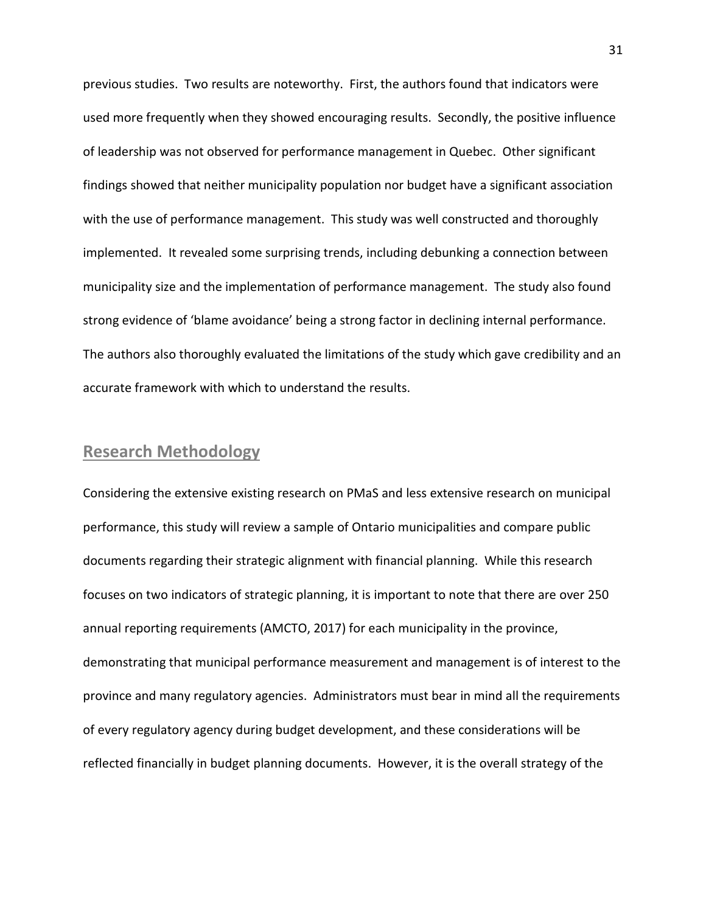previous studies. Two results are noteworthy. First, the authors found that indicators were used more frequently when they showed encouraging results. Secondly, the positive influence of leadership was not observed for performance management in Quebec. Other significant findings showed that neither municipality population nor budget have a significant association with the use of performance management. This study was well constructed and thoroughly implemented. It revealed some surprising trends, including debunking a connection between municipality size and the implementation of performance management. The study also found strong evidence of 'blame avoidance' being a strong factor in declining internal performance. The authors also thoroughly evaluated the limitations of the study which gave credibility and an accurate framework with which to understand the results.

## Research Methodology

Considering the extensive existing research on PMaS and less extensive research on municipal performance, this study will review a sample of Ontario municipalities and compare public documents regarding their strategic alignment with financial planning. While this research focuses on two indicators of strategic planning, it is important to note that there are over 250 annual reporting requirements (AMCTO, 2017) for each municipality in the province, demonstrating that municipal performance measurement and management is of interest to the province and many regulatory agencies. Administrators must bear in mind all the requirements of every regulatory agency during budget development, and these considerations will be reflected financially in budget planning documents. However, it is the overall strategy of the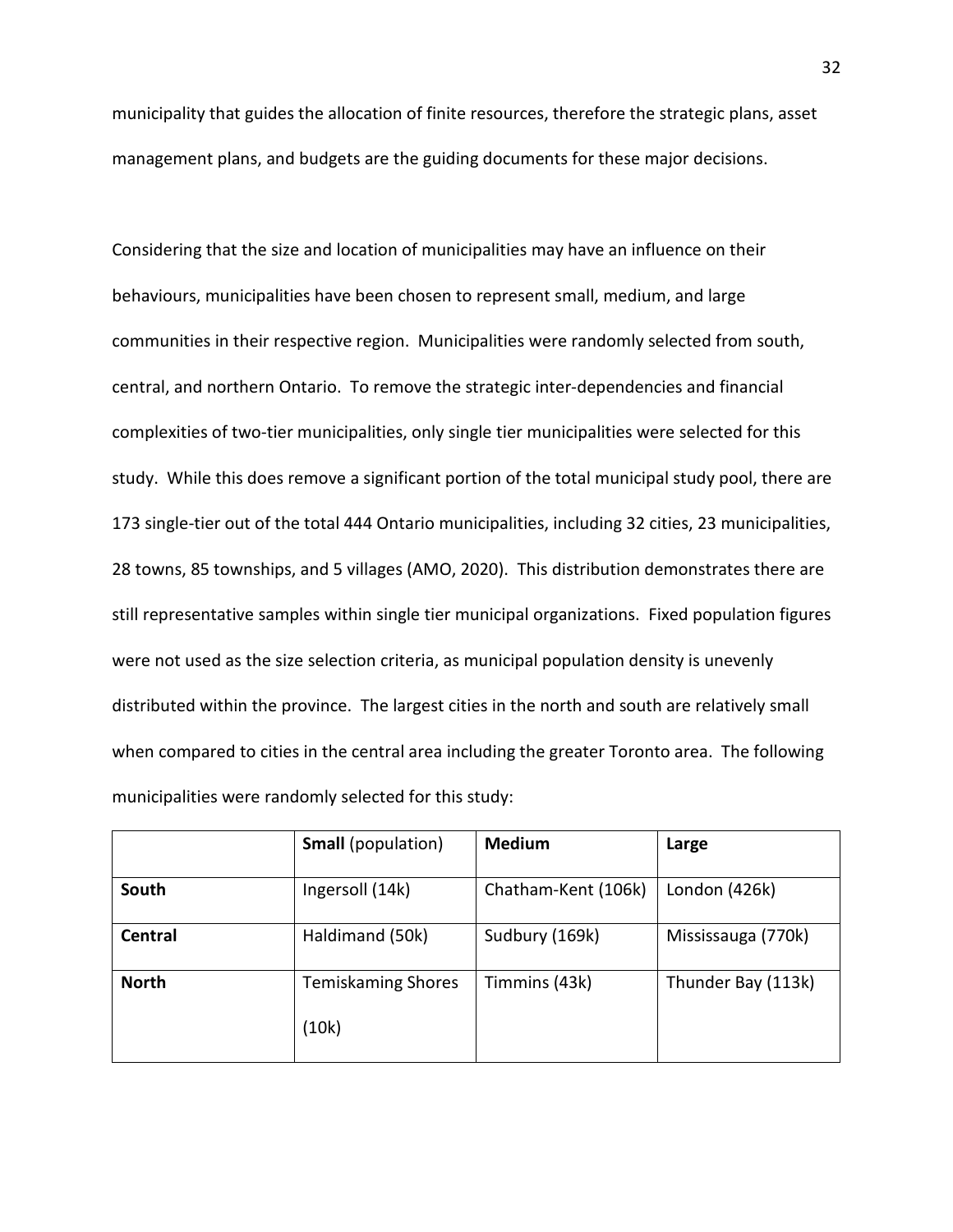municipality that guides the allocation of finite resources, therefore the strategic plans, asset management plans, and budgets are the guiding documents for these major decisions.

Considering that the size and location of municipalities may have an influence on their behaviours, municipalities have been chosen to represent small, medium, and large communities in their respective region. Municipalities were randomly selected from south, central, and northern Ontario. To remove the strategic inter-dependencies and financial complexities of two-tier municipalities, only single tier municipalities were selected for this study. While this does remove a significant portion of the total municipal study pool, there are 173 single-tier out of the total 444 Ontario municipalities, including 32 cities, 23 municipalities, 28 towns, 85 townships, and 5 villages (AMO, 2020). This distribution demonstrates there are still representative samples within single tier municipal organizations. Fixed population figures were not used as the size selection criteria, as municipal population density is unevenly distributed within the province. The largest cities in the north and south are relatively small when compared to cities in the central area including the greater Toronto area. The following municipalities were randomly selected for this study:

| | **Small** (population) | **Medium** | **Large** |
|---|---|---|---|
| **South** | Ingersoll (14k) | Chatham-Kent (106k) | London (426k) |
| **Central** | Haldimand (50k) | Sudbury (169k) | Mississauga (770k) |
| **North** | Temiskaming Shores (10k) | Timmins (43k) | Thunder Bay (113k) |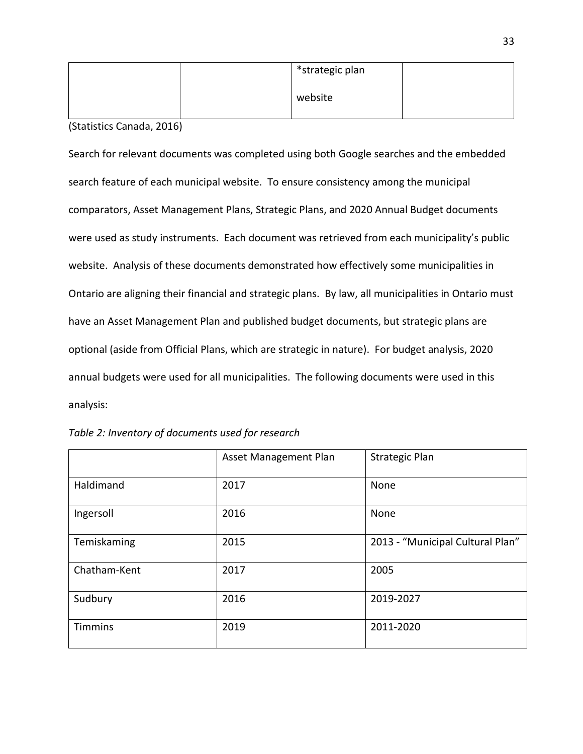| | | *strategic plan website | |
|---|---|---|---|

(Statistics Canada, 2016)

Search for relevant documents was completed using both Google searches and the embedded search feature of each municipal website. To ensure consistency among the municipal comparators, Asset Management Plans, Strategic Plans, and 2020 Annual Budget documents were used as study instruments. Each document was retrieved from each municipality's public website. Analysis of these documents demonstrated how effectively some municipalities in Ontario are aligning their financial and strategic plans. By law, all municipalities in Ontario must have an Asset Management Plan and published budget documents, but strategic plans are optional (aside from Official Plans, which are strategic in nature). For budget analysis, 2020 annual budgets were used for all municipalities. The following documents were used in this analysis:

*Table 2: Inventory of documents used for research*

| | Asset Management Plan | Strategic Plan |
|---|---|---|
| Haldimand | 2017 | None |
| Ingersoll | 2016 | None |
| Temiskaming | 2015 | 2013 - "Municipal Cultural Plan" |
| Chatham-Kent | 2017 | 2005 |
| Sudbury | 2016 | 2019-2027 |
| Timmins | 2019 | 2011-2020 |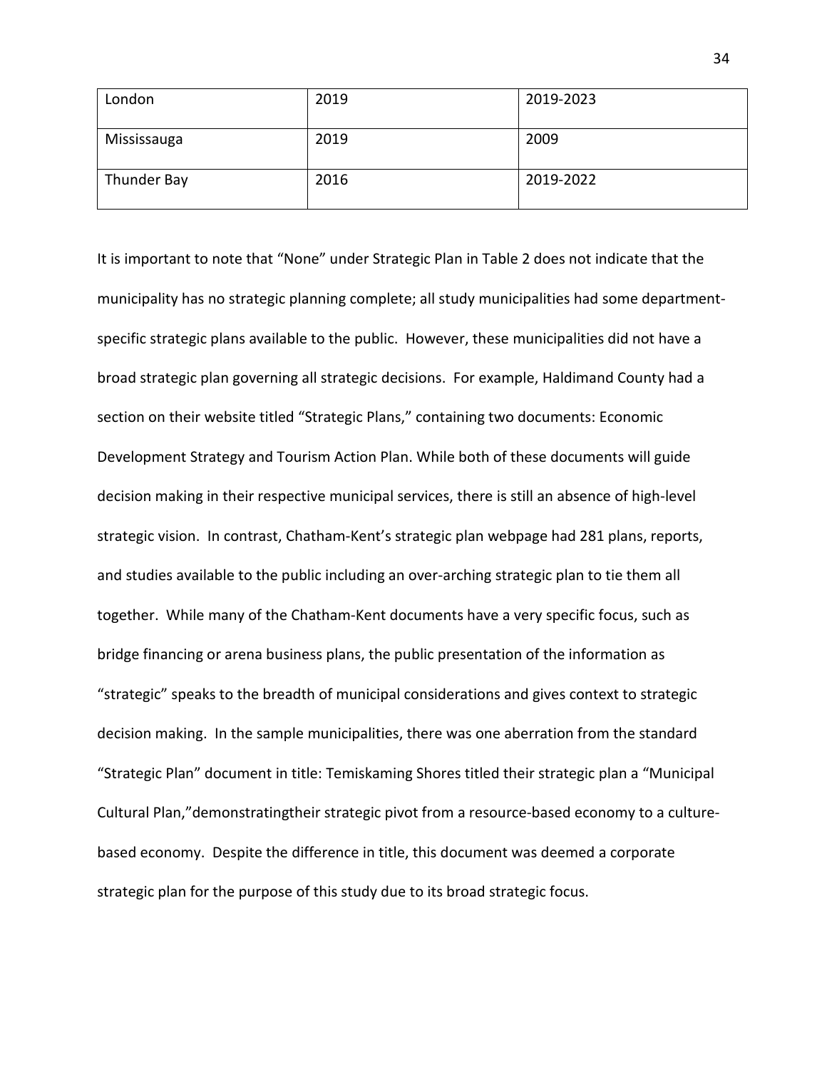| London | 2019 | 2019-2023 |
|---|---|---|
| Mississauga | 2019 | 2009 |
| Thunder Bay | 2016 | 2019-2022 |

It is important to note that "None" under Strategic Plan in Table 2 does not indicate that the municipality has no strategic planning complete; all study municipalities had some department-specific strategic plans available to the public. However, these municipalities did not have a broad strategic plan governing all strategic decisions. For example, Haldimand County had a section on their website titled "Strategic Plans," containing two documents: Economic Development Strategy and Tourism Action Plan. While both of these documents will guide decision making in their respective municipal services, there is still an absence of high-level strategic vision. In contrast, Chatham-Kent's strategic plan webpage had 281 plans, reports, and studies available to the public including an over-arching strategic plan to tie them all together. While many of the Chatham-Kent documents have a very specific focus, such as bridge financing or arena business plans, the public presentation of the information as "strategic" speaks to the breadth of municipal considerations and gives context to strategic decision making. In the sample municipalities, there was one aberration from the standard "Strategic Plan" document in title: Temiskaming Shores titled their strategic plan a "Municipal Cultural Plan,"demonstratingtheir strategic pivot from a resource-based economy to a culture-based economy. Despite the difference in title, this document was deemed a corporate strategic plan for the purpose of this study due to its broad strategic focus.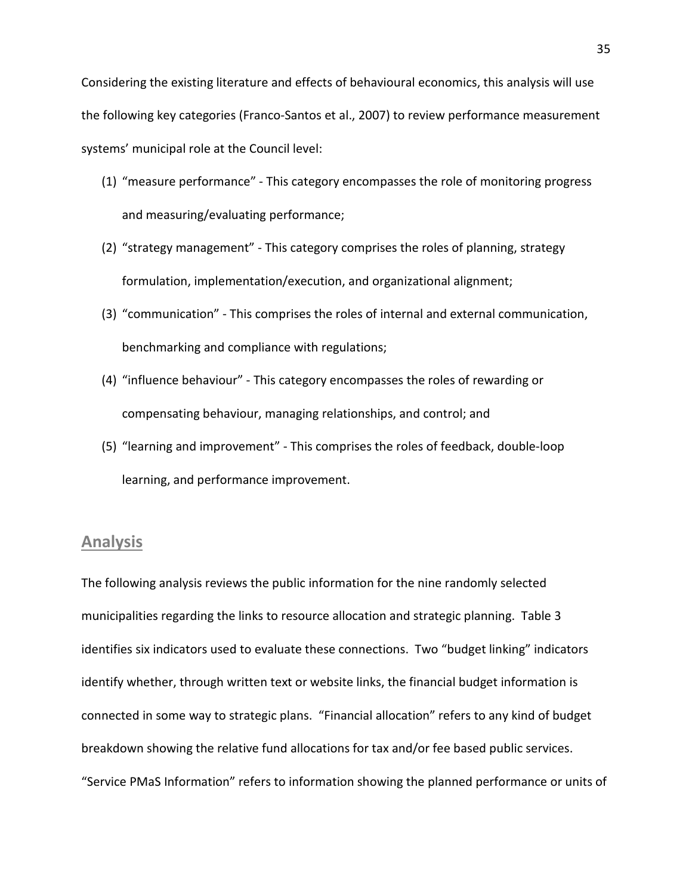Considering the existing literature and effects of behavioural economics, this analysis will use the following key categories (Franco-Santos et al., 2007) to review performance measurement systems' municipal role at the Council level:

(1) "measure performance" - This category encompasses the role of monitoring progress and measuring/evaluating performance;

(2) "strategy management" - This category comprises the roles of planning, strategy formulation, implementation/execution, and organizational alignment;

(3) "communication" - This comprises the roles of internal and external communication, benchmarking and compliance with regulations;

(4) "influence behaviour" - This category encompasses the roles of rewarding or compensating behaviour, managing relationships, and control; and

(5) "learning and improvement" - This comprises the roles of feedback, double-loop learning, and performance improvement.

## Analysis

The following analysis reviews the public information for the nine randomly selected municipalities regarding the links to resource allocation and strategic planning. Table 3 identifies six indicators used to evaluate these connections. Two "budget linking" indicators identify whether, through written text or website links, the financial budget information is connected in some way to strategic plans. "Financial allocation" refers to any kind of budget breakdown showing the relative fund allocations for tax and/or fee based public services. "Service PMaS Information" refers to information showing the planned performance or units of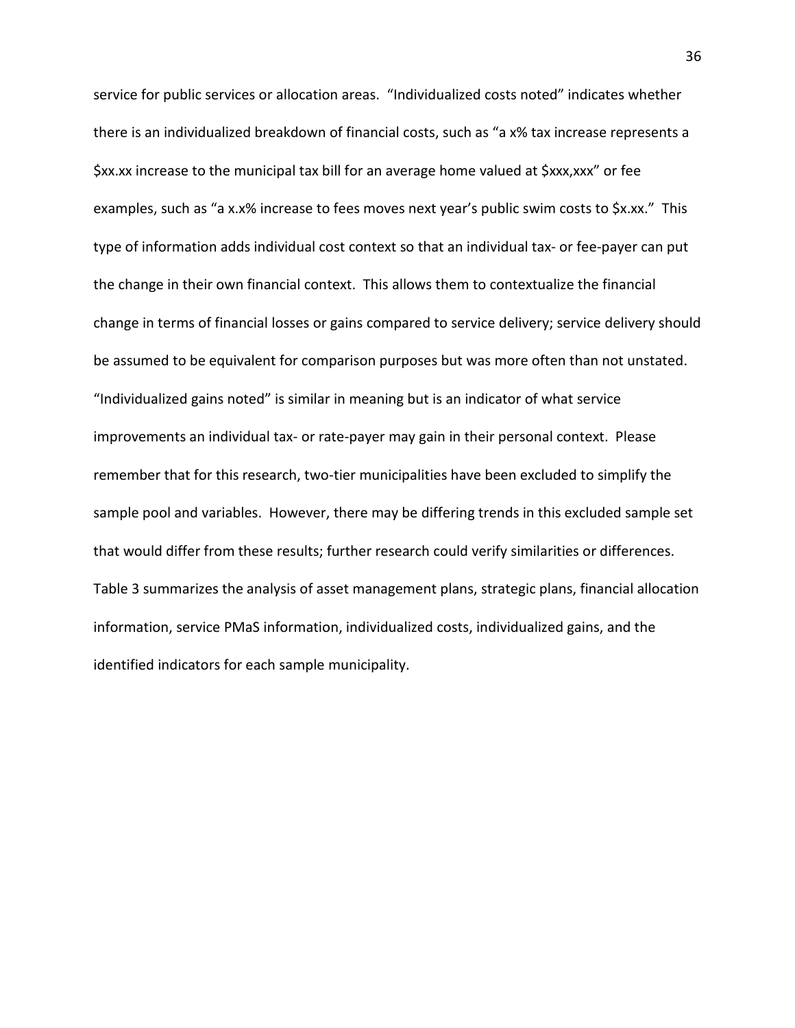service for public services or allocation areas. "Individualized costs noted" indicates whether there is an individualized breakdown of financial costs, such as "a x% tax increase represents a $xx.xx increase to the municipal tax bill for an average home valued at $xxx,xxx" or fee examples, such as "a x.x% increase to fees moves next year's public swim costs to $x.xx." This type of information adds individual cost context so that an individual tax- or fee-payer can put the change in their own financial context. This allows them to contextualize the financial change in terms of financial losses or gains compared to service delivery; service delivery should be assumed to be equivalent for comparison purposes but was more often than not unstated. "Individualized gains noted" is similar in meaning but is an indicator of what service improvements an individual tax- or rate-payer may gain in their personal context. Please remember that for this research, two-tier municipalities have been excluded to simplify the sample pool and variables. However, there may be differing trends in this excluded sample set that would differ from these results; further research could verify similarities or differences. Table 3 summarizes the analysis of asset management plans, strategic plans, financial allocation information, service PMaS information, individualized costs, individualized gains, and the identified indicators for each sample municipality.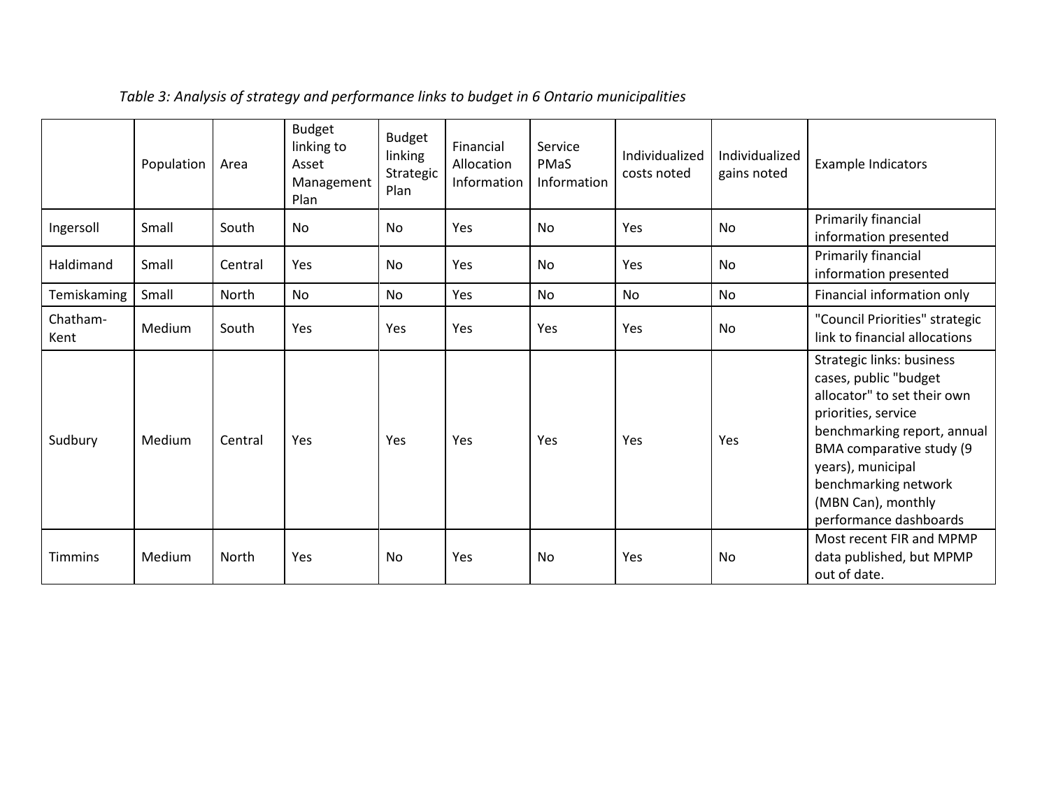*Table 3: Analysis of strategy and performance links to budget in 6 Ontario municipalities*

| | Population | Area | Budget linking to Asset Management Plan | Budget linking Strategic Plan | Financial Allocation Information | Service PMaS Information | Individualized costs noted | Individualized gains noted | Example Indicators |
|---|---|---|---|---|---|---|---|---|---|
| Ingersoll | Small | South | No | No | Yes | No | Yes | No | Primarily financial information presented |
| Haldimand | Small | Central | Yes | No | Yes | No | Yes | No | Primarily financial information presented |
| Temiskaming | Small | North | No | No | Yes | No | No | No | Financial information only |
| Chatham-Kent | Medium | South | Yes | Yes | Yes | Yes | Yes | No | "Council Priorities" strategic link to financial allocations |
| Sudbury | Medium | Central | Yes | Yes | Yes | Yes | Yes | Yes | Strategic links: business cases, public "budget allocator" to set their own priorities, service benchmarking report, annual BMA comparative study (9 years), municipal benchmarking network (MBN Can), monthly performance dashboards |
| Timmins | Medium | North | Yes | No | Yes | No | Yes | No | Most recent FIR and MPMP data published, but MPMP out of date. |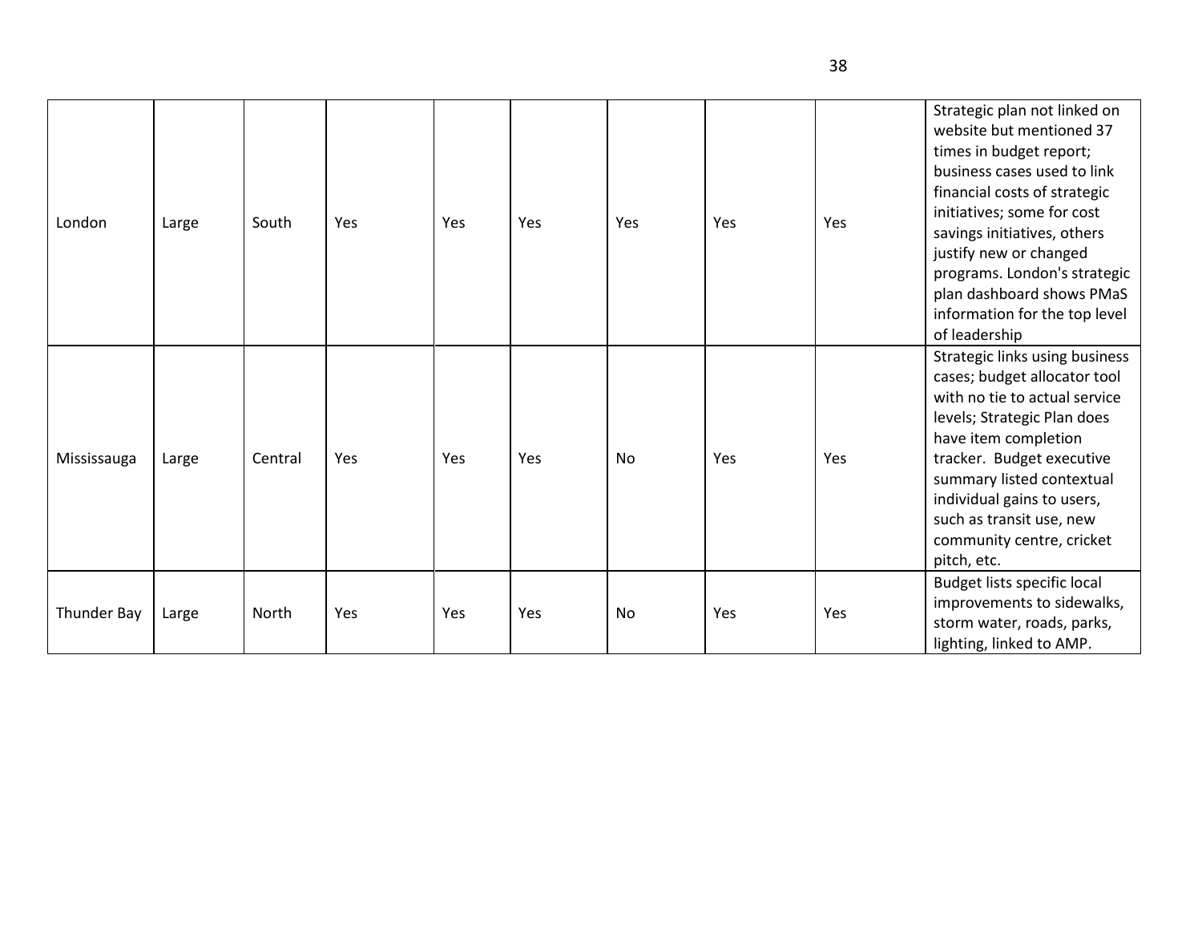| | | | | | | | | | |
|---|---|---|---|---|---|---|---|---|---|
| London | Large | South | Yes | Yes | Yes | Yes | Yes | Yes | Strategic plan not linked on website but mentioned 37 times in budget report; business cases used to link financial costs of strategic initiatives; some for cost savings initiatives, others justify new or changed programs. London's strategic plan dashboard shows PMaS information for the top level of leadership |
| Mississauga | Large | Central | Yes | Yes | Yes | No | Yes | Yes | Strategic links using business cases; budget allocator tool with no tie to actual service levels; Strategic Plan does have item completion tracker. Budget executive summary listed contextual individual gains to users, such as transit use, new community centre, cricket pitch, etc. |
| Thunder Bay | Large | North | Yes | Yes | Yes | No | Yes | Yes | Budget lists specific local improvements to sidewalks, storm water, roads, parks, lighting, linked to AMP. |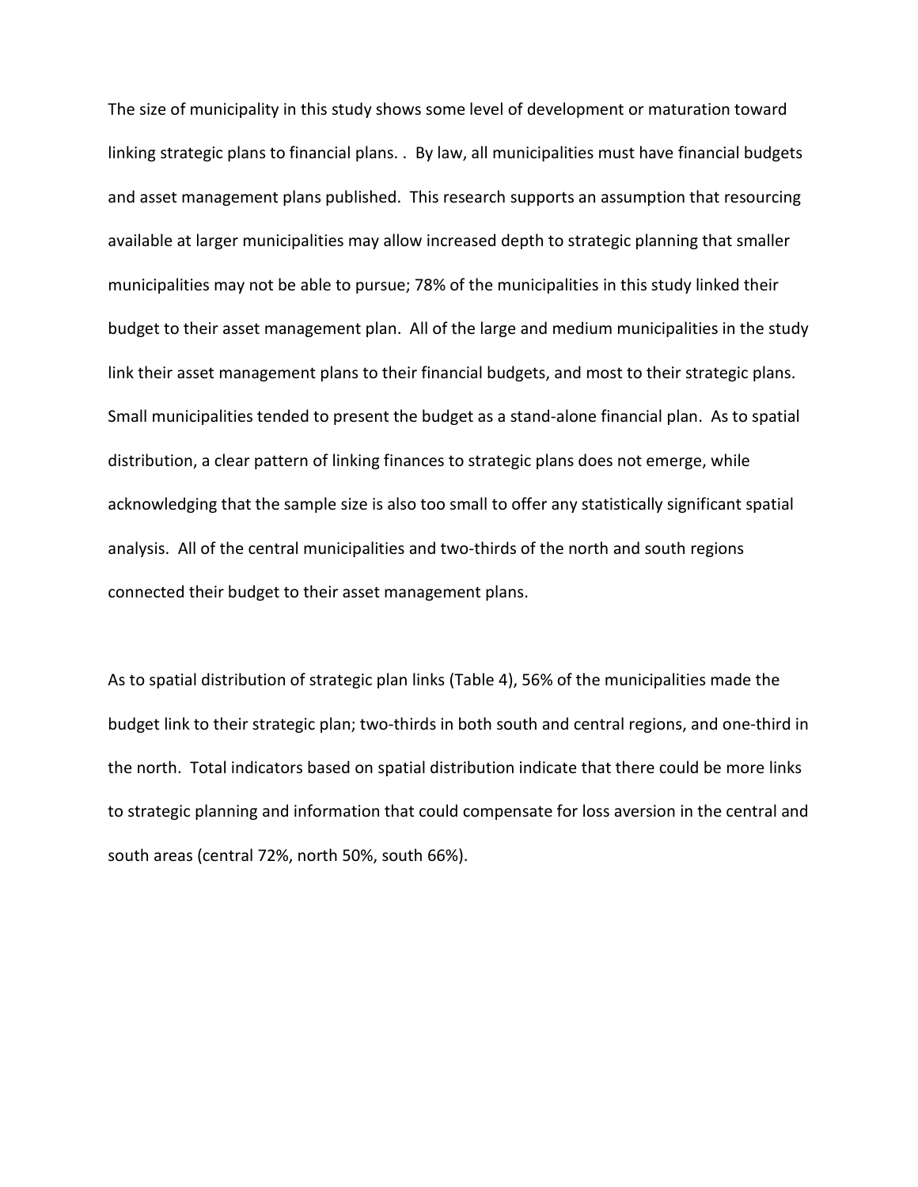The size of municipality in this study shows some level of development or maturation toward linking strategic plans to financial plans. . By law, all municipalities must have financial budgets and asset management plans published. This research supports an assumption that resourcing available at larger municipalities may allow increased depth to strategic planning that smaller municipalities may not be able to pursue; 78% of the municipalities in this study linked their budget to their asset management plan. All of the large and medium municipalities in the study link their asset management plans to their financial budgets, and most to their strategic plans. Small municipalities tended to present the budget as a stand-alone financial plan. As to spatial distribution, a clear pattern of linking finances to strategic plans does not emerge, while acknowledging that the sample size is also too small to offer any statistically significant spatial analysis. All of the central municipalities and two-thirds of the north and south regions connected their budget to their asset management plans.

As to spatial distribution of strategic plan links (Table 4), 56% of the municipalities made the budget link to their strategic plan; two-thirds in both south and central regions, and one-third in the north. Total indicators based on spatial distribution indicate that there could be more links to strategic planning and information that could compensate for loss aversion in the central and south areas (central 72%, north 50%, south 66%).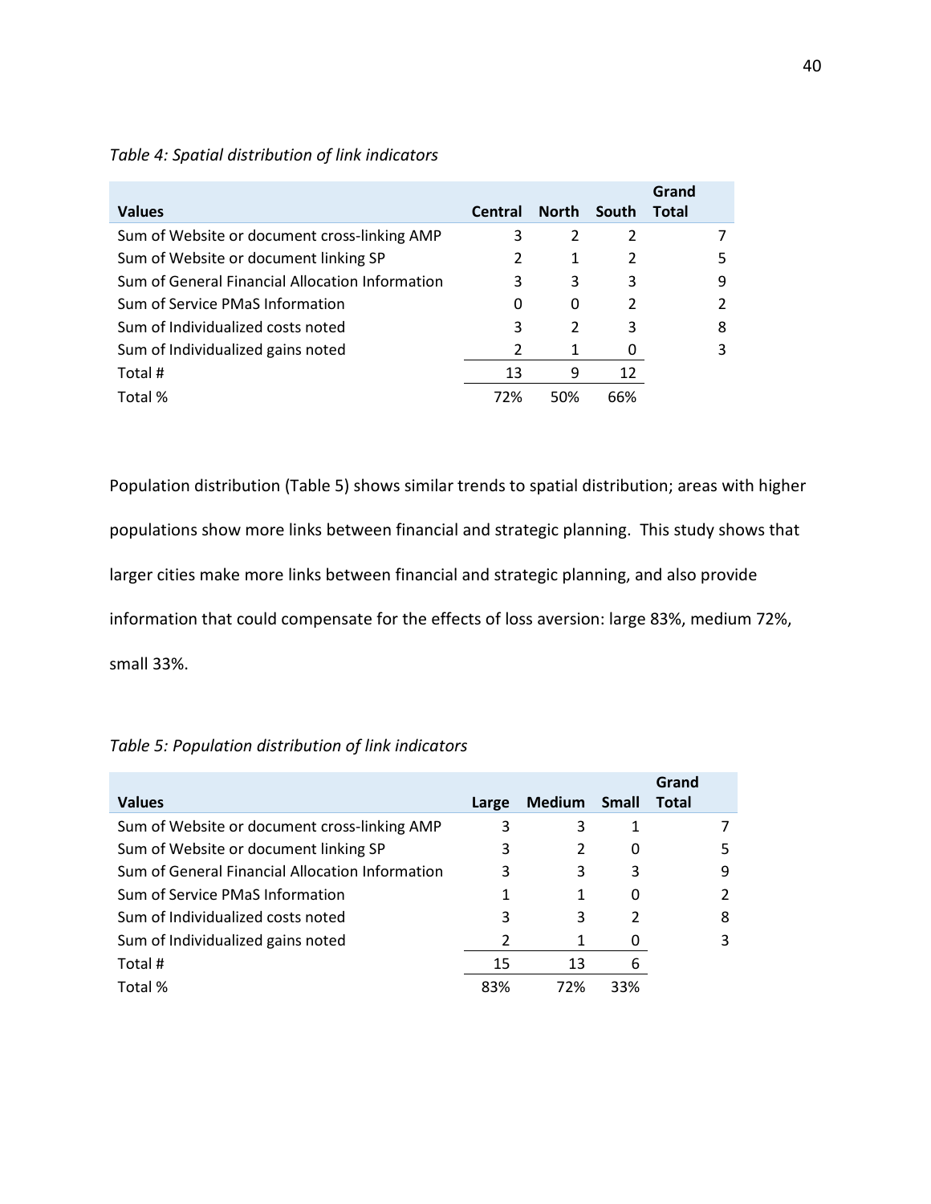*Table 4: Spatial distribution of link indicators*

| Values | Central | North | South | Grand Total |
|---|---|---|---|---|
| Sum of Website or document cross-linking AMP | 3 | 2 | 2 | 7 |
| Sum of Website or document linking SP | 2 | 1 | 2 | 5 |
| Sum of General Financial Allocation Information | 3 | 3 | 3 | 9 |
| Sum of Service PMaS Information | 0 | 0 | 2 | 2 |
| Sum of Individualized costs noted | 3 | 2 | 3 | 8 |
| Sum of Individualized gains noted | 2 | 1 | 0 | 3 |
| Total # | 13 | 9 | 12 | |
| Total % | 72% | 50% | 66% | |

Population distribution (Table 5) shows similar trends to spatial distribution; areas with higher populations show more links between financial and strategic planning. This study shows that larger cities make more links between financial and strategic planning, and also provide information that could compensate for the effects of loss aversion: large 83%, medium 72%, small 33%.

*Table 5: Population distribution of link indicators*

| Values | Large | Medium | Small | Grand Total |
|---|---|---|---|---|
| Sum of Website or document cross-linking AMP | 3 | 3 | 1 | 7 |
| Sum of Website or document linking SP | 3 | 2 | 0 | 5 |
| Sum of General Financial Allocation Information | 3 | 3 | 3 | 9 |
| Sum of Service PMaS Information | 1 | 1 | 0 | 2 |
| Sum of Individualized costs noted | 3 | 3 | 2 | 8 |
| Sum of Individualized gains noted | 2 | 1 | 0 | 3 |
| Total # | 15 | 13 | 6 | |
| Total % | 83% | 72% | 33% | |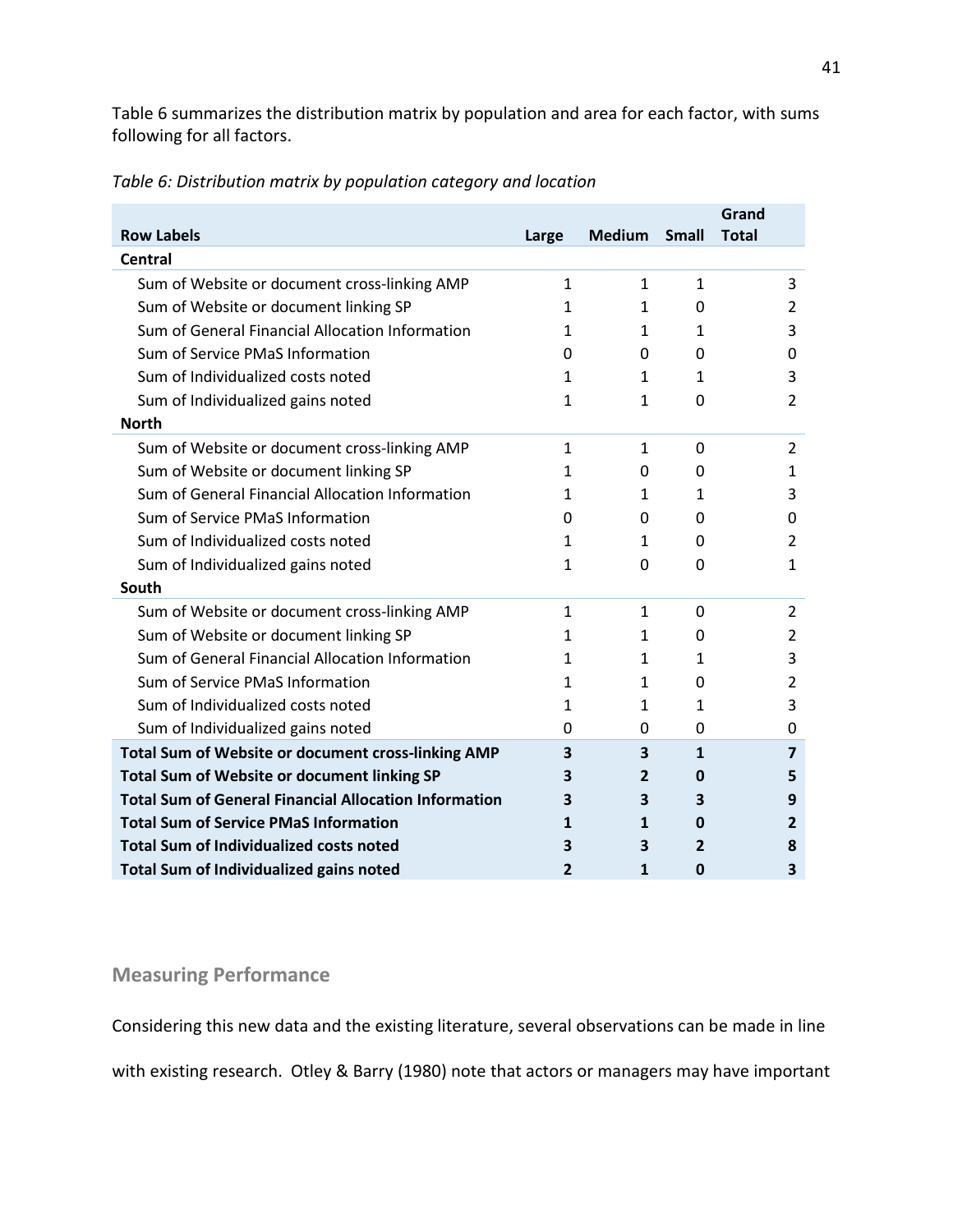Table 6 summarizes the distribution matrix by population and area for each factor, with sums following for all factors.

*Table 6: Distribution matrix by population category and location*

| Row Labels | Large | Medium | Small | Grand Total |
|---|---|---|---|---|
| **Central** | | | | |
| Sum of Website or document cross-linking AMP | 1 | 1 | 1 | 3 |
| Sum of Website or document linking SP | 1 | 1 | 0 | 2 |
| Sum of General Financial Allocation Information | 1 | 1 | 1 | 3 |
| Sum of Service PMaS Information | 0 | 0 | 0 | 0 |
| Sum of Individualized costs noted | 1 | 1 | 1 | 3 |
| Sum of Individualized gains noted | 1 | 1 | 0 | 2 |
| **North** | | | | |
| Sum of Website or document cross-linking AMP | 1 | 1 | 0 | 2 |
| Sum of Website or document linking SP | 1 | 0 | 0 | 1 |
| Sum of General Financial Allocation Information | 1 | 1 | 1 | 3 |
| Sum of Service PMaS Information | 0 | 0 | 0 | 0 |
| Sum of Individualized costs noted | 1 | 1 | 0 | 2 |
| Sum of Individualized gains noted | 1 | 0 | 0 | 1 |
| **South** | | | | |
| Sum of Website or document cross-linking AMP | 1 | 1 | 0 | 2 |
| Sum of Website or document linking SP | 1 | 1 | 0 | 2 |
| Sum of General Financial Allocation Information | 1 | 1 | 1 | 3 |
| Sum of Service PMaS Information | 1 | 1 | 0 | 2 |
| Sum of Individualized costs noted | 1 | 1 | 1 | 3 |
| Sum of Individualized gains noted | 0 | 0 | 0 | 0 |
| **Total Sum of Website or document cross-linking AMP** | **3** | **3** | **1** | **7** |
| **Total Sum of Website or document linking SP** | **3** | **2** | **0** | **5** |
| **Total Sum of General Financial Allocation Information** | **3** | **3** | **3** | **9** |
| **Total Sum of Service PMaS Information** | **1** | **1** | **0** | **2** |
| **Total Sum of Individualized costs noted** | **3** | **3** | **2** | **8** |
| **Total Sum of Individualized gains noted** | **2** | **1** | **0** | **3** |

## Measuring Performance

Considering this new data and the existing literature, several observations can be made in line with existing research. Otley & Barry (1980) note that actors or managers may have important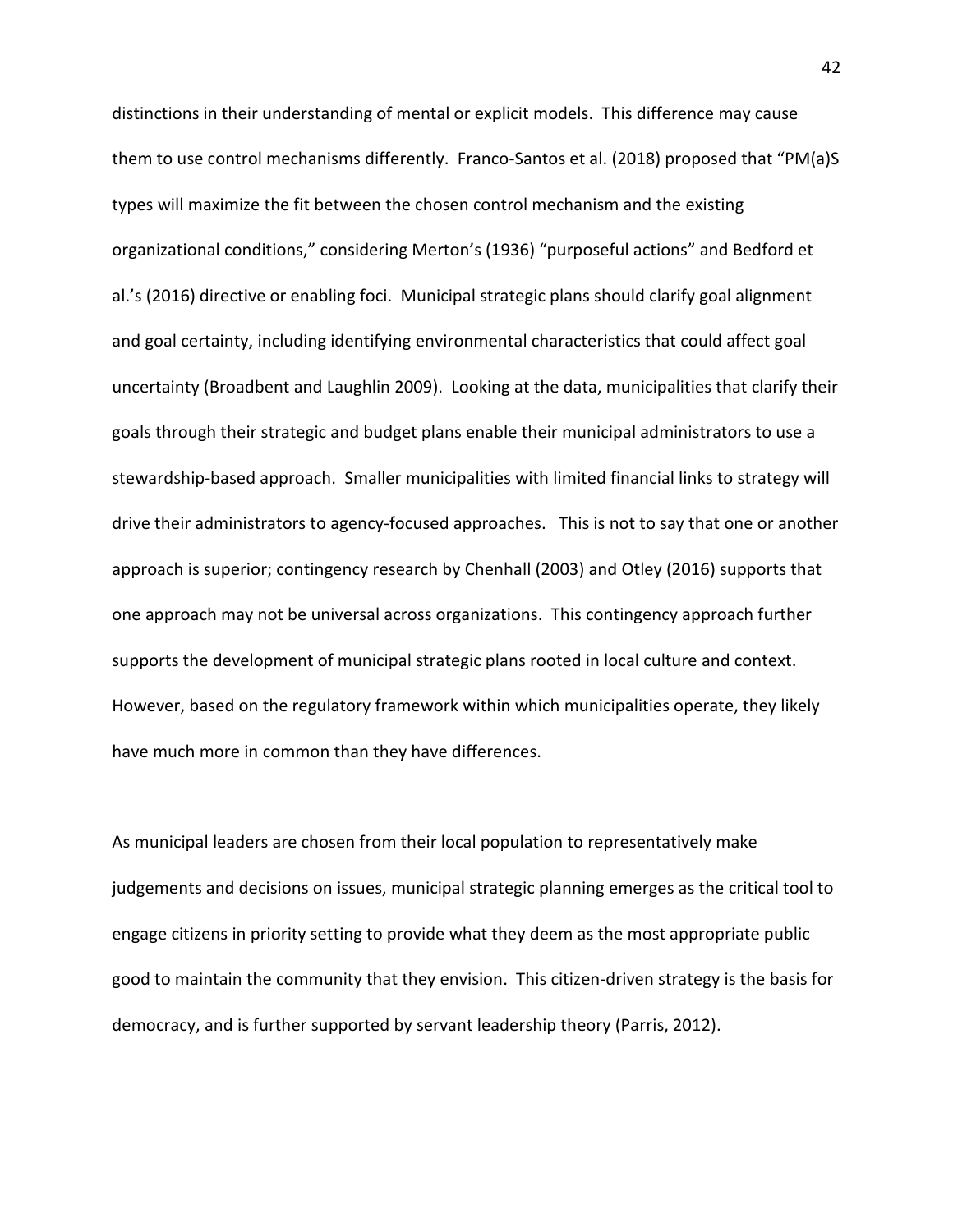distinctions in their understanding of mental or explicit models. This difference may cause them to use control mechanisms differently. Franco-Santos et al. (2018) proposed that "PM(a)S types will maximize the fit between the chosen control mechanism and the existing organizational conditions," considering Merton's (1936) "purposeful actions" and Bedford et al.'s (2016) directive or enabling foci. Municipal strategic plans should clarify goal alignment and goal certainty, including identifying environmental characteristics that could affect goal uncertainty (Broadbent and Laughlin 2009). Looking at the data, municipalities that clarify their goals through their strategic and budget plans enable their municipal administrators to use a stewardship-based approach. Smaller municipalities with limited financial links to strategy will drive their administrators to agency-focused approaches. This is not to say that one or another approach is superior; contingency research by Chenhall (2003) and Otley (2016) supports that one approach may not be universal across organizations. This contingency approach further supports the development of municipal strategic plans rooted in local culture and context. However, based on the regulatory framework within which municipalities operate, they likely have much more in common than they have differences.

As municipal leaders are chosen from their local population to representatively make judgements and decisions on issues, municipal strategic planning emerges as the critical tool to engage citizens in priority setting to provide what they deem as the most appropriate public good to maintain the community that they envision. This citizen-driven strategy is the basis for democracy, and is further supported by servant leadership theory (Parris, 2012).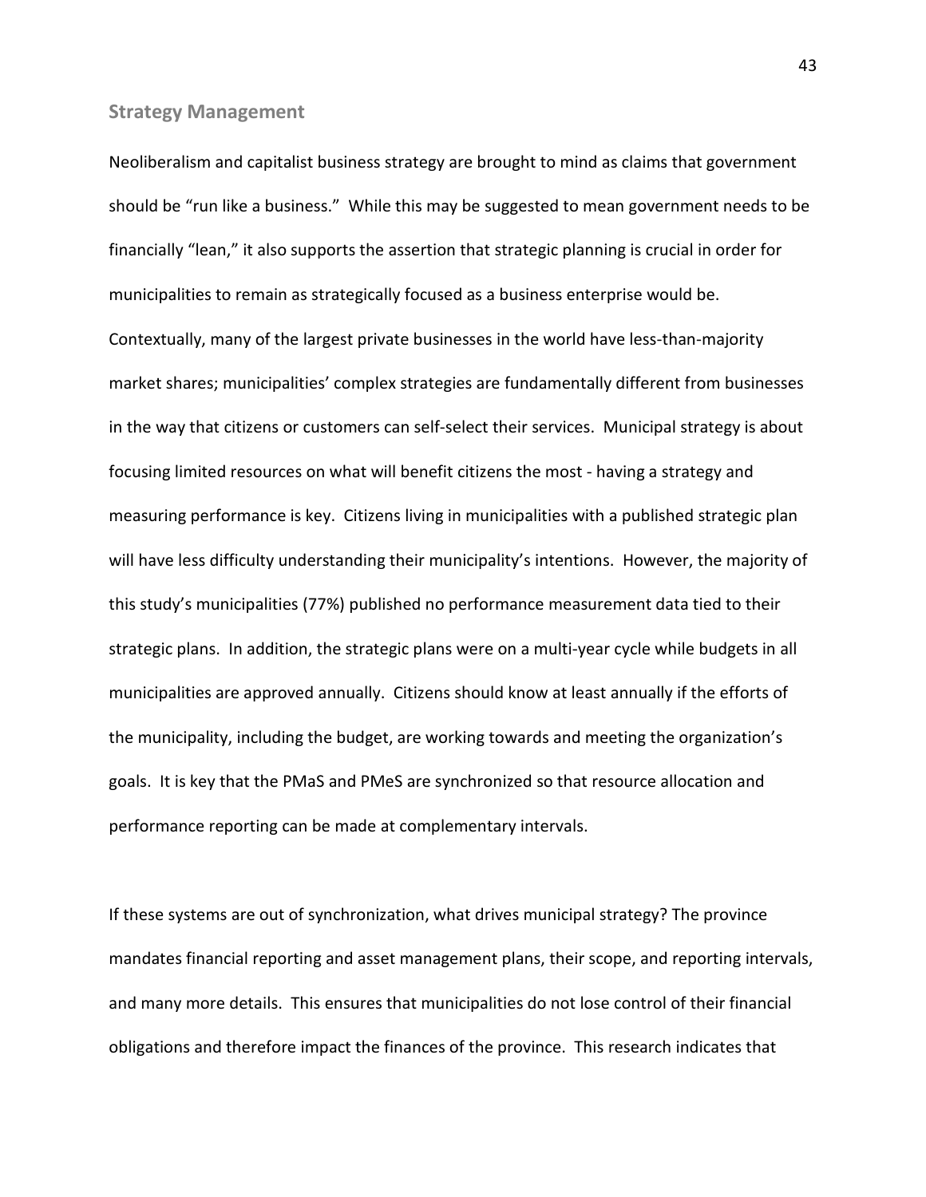## Strategy Management

Neoliberalism and capitalist business strategy are brought to mind as claims that government should be "run like a business." While this may be suggested to mean government needs to be financially "lean," it also supports the assertion that strategic planning is crucial in order for municipalities to remain as strategically focused as a business enterprise would be. Contextually, many of the largest private businesses in the world have less-than-majority market shares; municipalities' complex strategies are fundamentally different from businesses in the way that citizens or customers can self-select their services. Municipal strategy is about focusing limited resources on what will benefit citizens the most - having a strategy and measuring performance is key. Citizens living in municipalities with a published strategic plan will have less difficulty understanding their municipality's intentions. However, the majority of this study's municipalities (77%) published no performance measurement data tied to their strategic plans. In addition, the strategic plans were on a multi-year cycle while budgets in all municipalities are approved annually. Citizens should know at least annually if the efforts of the municipality, including the budget, are working towards and meeting the organization's goals. It is key that the PMaS and PMeS are synchronized so that resource allocation and performance reporting can be made at complementary intervals.

If these systems are out of synchronization, what drives municipal strategy? The province mandates financial reporting and asset management plans, their scope, and reporting intervals, and many more details. This ensures that municipalities do not lose control of their financial obligations and therefore impact the finances of the province. This research indicates that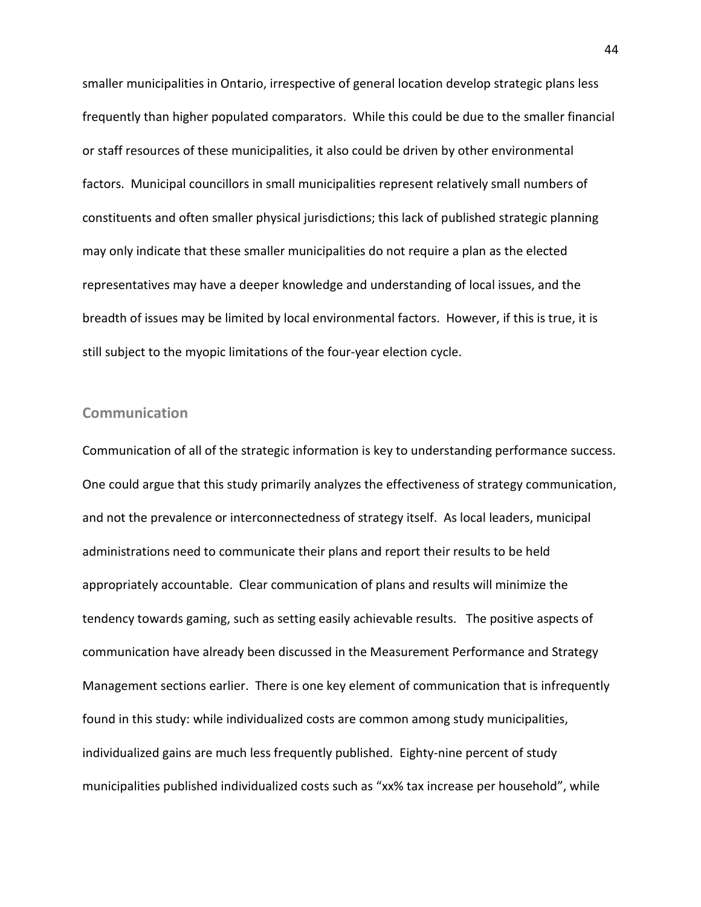smaller municipalities in Ontario, irrespective of general location develop strategic plans less frequently than higher populated comparators. While this could be due to the smaller financial or staff resources of these municipalities, it also could be driven by other environmental factors. Municipal councillors in small municipalities represent relatively small numbers of constituents and often smaller physical jurisdictions; this lack of published strategic planning may only indicate that these smaller municipalities do not require a plan as the elected representatives may have a deeper knowledge and understanding of local issues, and the breadth of issues may be limited by local environmental factors. However, if this is true, it is still subject to the myopic limitations of the four-year election cycle.

## Communication

Communication of all of the strategic information is key to understanding performance success. One could argue that this study primarily analyzes the effectiveness of strategy communication, and not the prevalence or interconnectedness of strategy itself. As local leaders, municipal administrations need to communicate their plans and report their results to be held appropriately accountable. Clear communication of plans and results will minimize the tendency towards gaming, such as setting easily achievable results. The positive aspects of communication have already been discussed in the Measurement Performance and Strategy Management sections earlier. There is one key element of communication that is infrequently found in this study: while individualized costs are common among study municipalities, individualized gains are much less frequently published. Eighty-nine percent of study municipalities published individualized costs such as "xx% tax increase per household", while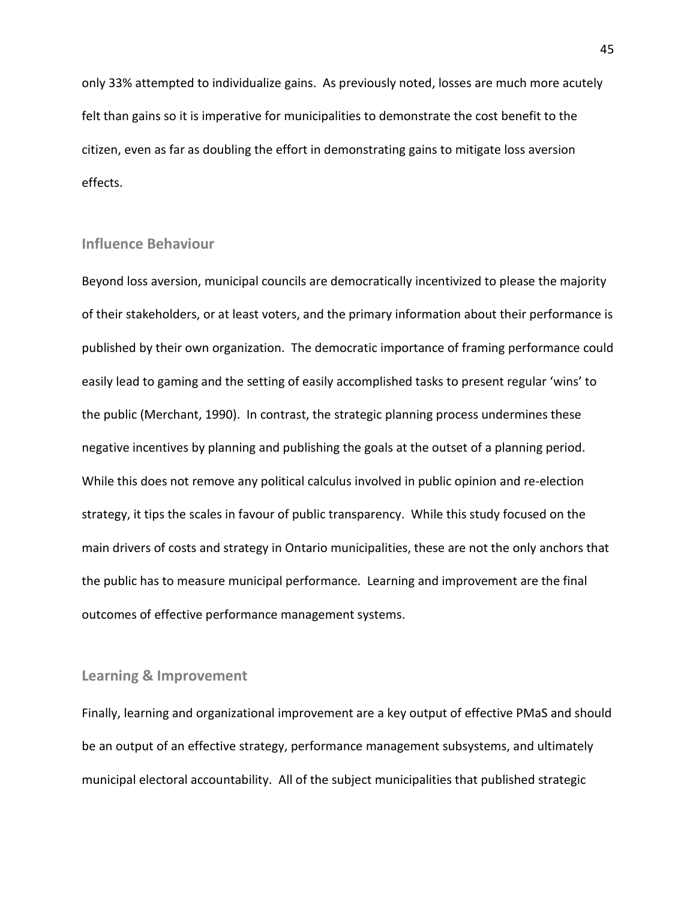only 33% attempted to individualize gains. As previously noted, losses are much more acutely felt than gains so it is imperative for municipalities to demonstrate the cost benefit to the citizen, even as far as doubling the effort in demonstrating gains to mitigate loss aversion effects.

### Influence Behaviour

Beyond loss aversion, municipal councils are democratically incentivized to please the majority of their stakeholders, or at least voters, and the primary information about their performance is published by their own organization. The democratic importance of framing performance could easily lead to gaming and the setting of easily accomplished tasks to present regular 'wins' to the public (Merchant, 1990). In contrast, the strategic planning process undermines these negative incentives by planning and publishing the goals at the outset of a planning period. While this does not remove any political calculus involved in public opinion and re-election strategy, it tips the scales in favour of public transparency. While this study focused on the main drivers of costs and strategy in Ontario municipalities, these are not the only anchors that the public has to measure municipal performance. Learning and improvement are the final outcomes of effective performance management systems.

### Learning & Improvement

Finally, learning and organizational improvement are a key output of effective PMaS and should be an output of an effective strategy, performance management subsystems, and ultimately municipal electoral accountability. All of the subject municipalities that published strategic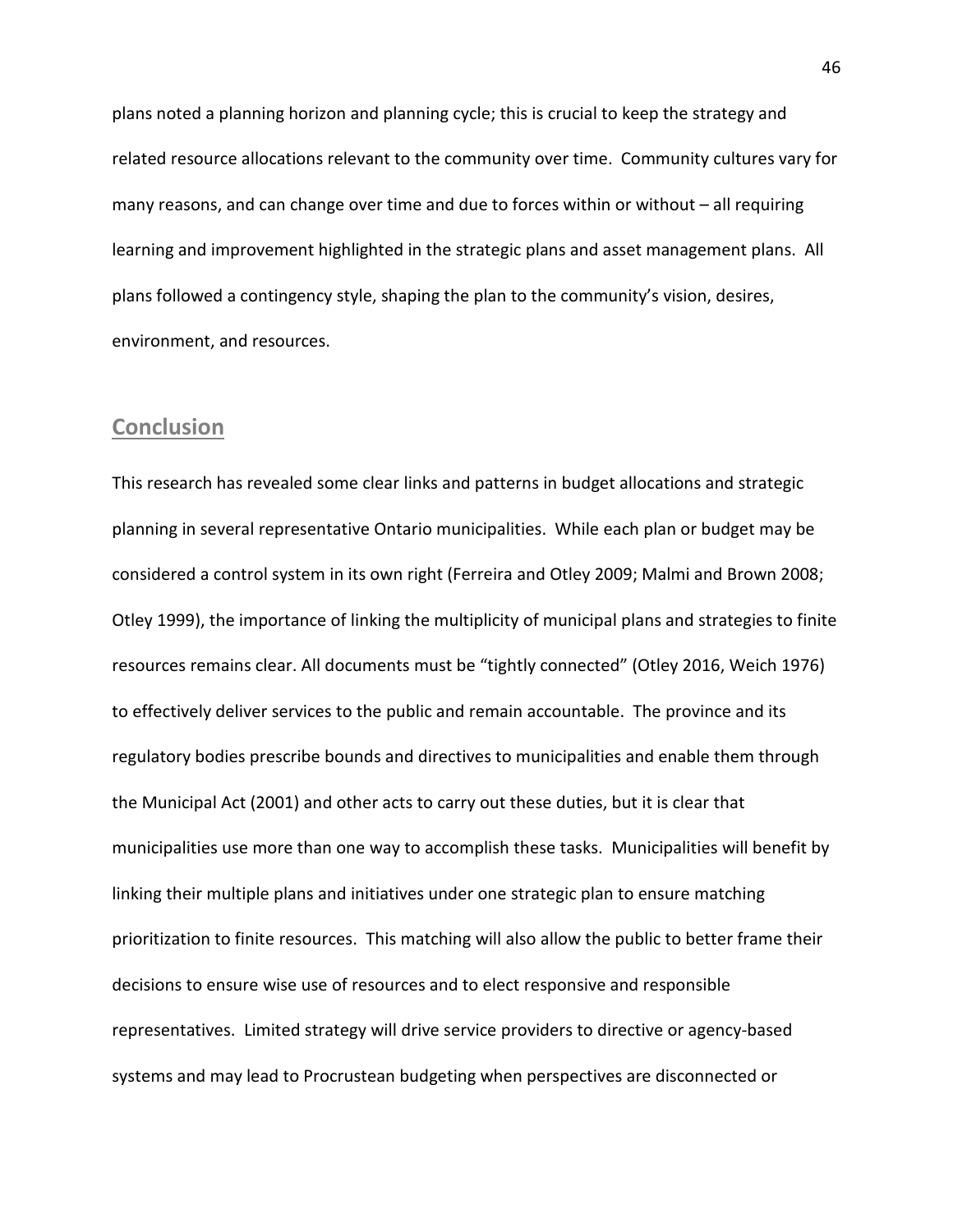plans noted a planning horizon and planning cycle; this is crucial to keep the strategy and related resource allocations relevant to the community over time. Community cultures vary for many reasons, and can change over time and due to forces within or without – all requiring learning and improvement highlighted in the strategic plans and asset management plans. All plans followed a contingency style, shaping the plan to the community's vision, desires, environment, and resources.

## Conclusion

This research has revealed some clear links and patterns in budget allocations and strategic planning in several representative Ontario municipalities. While each plan or budget may be considered a control system in its own right (Ferreira and Otley 2009; Malmi and Brown 2008; Otley 1999), the importance of linking the multiplicity of municipal plans and strategies to finite resources remains clear. All documents must be "tightly connected" (Otley 2016, Weich 1976) to effectively deliver services to the public and remain accountable. The province and its regulatory bodies prescribe bounds and directives to municipalities and enable them through the Municipal Act (2001) and other acts to carry out these duties, but it is clear that municipalities use more than one way to accomplish these tasks. Municipalities will benefit by linking their multiple plans and initiatives under one strategic plan to ensure matching prioritization to finite resources. This matching will also allow the public to better frame their decisions to ensure wise use of resources and to elect responsive and responsible representatives. Limited strategy will drive service providers to directive or agency-based systems and may lead to Procrustean budgeting when perspectives are disconnected or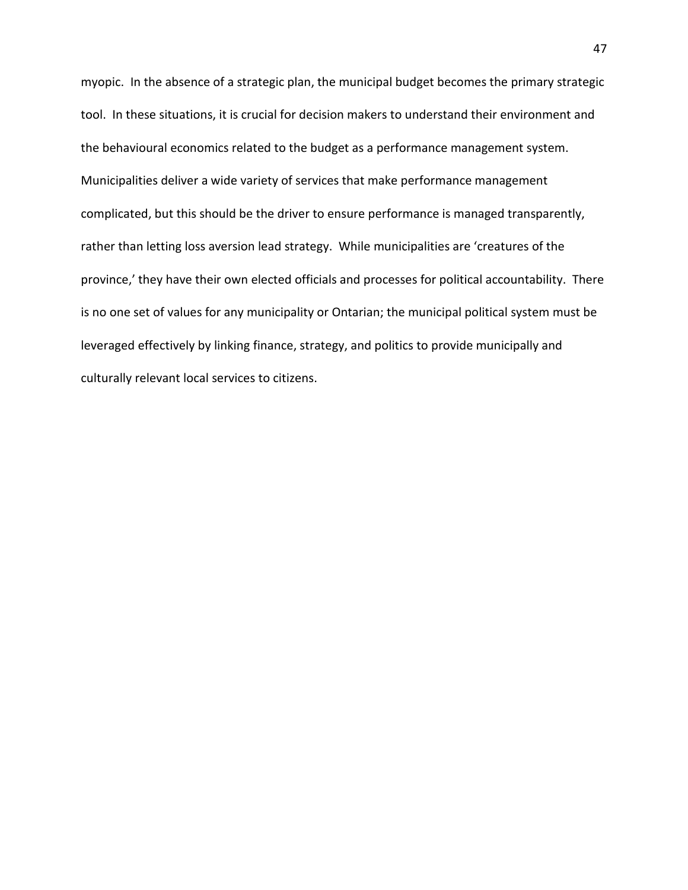myopic. In the absence of a strategic plan, the municipal budget becomes the primary strategic tool. In these situations, it is crucial for decision makers to understand their environment and the behavioural economics related to the budget as a performance management system. Municipalities deliver a wide variety of services that make performance management complicated, but this should be the driver to ensure performance is managed transparently, rather than letting loss aversion lead strategy. While municipalities are 'creatures of the province,' they have their own elected officials and processes for political accountability. There is no one set of values for any municipality or Ontarian; the municipal political system must be leveraged effectively by linking finance, strategy, and politics to provide municipally and culturally relevant local services to citizens.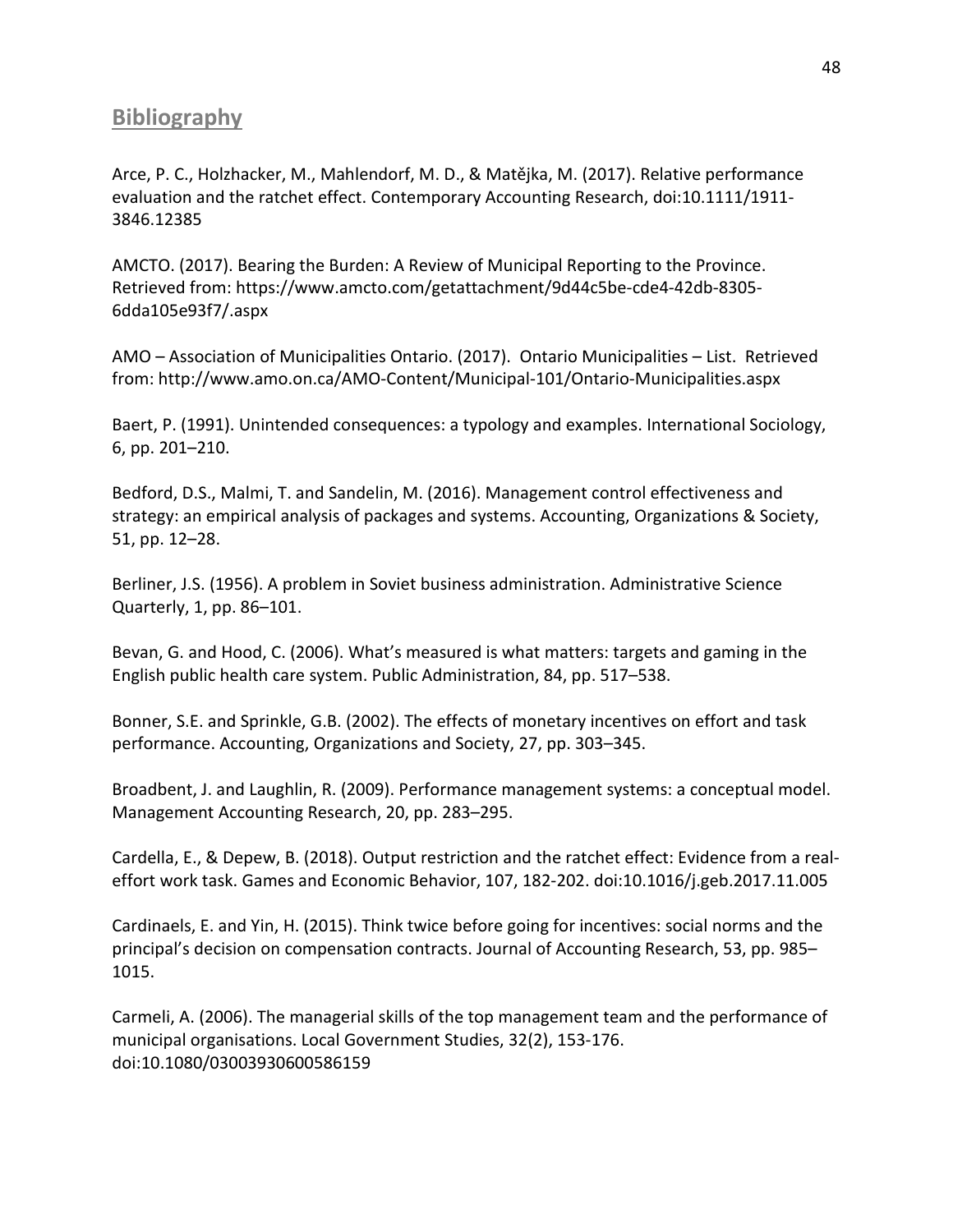## Bibliography

Arce, P. C., Holzhacker, M., Mahlendorf, M. D., & Matějka, M. (2017). Relative performance evaluation and the ratchet effect. Contemporary Accounting Research, doi:10.1111/1911-3846.12385

AMCTO. (2017). Bearing the Burden: A Review of Municipal Reporting to the Province. Retrieved from: https://www.amcto.com/getattachment/9d44c5be-cde4-42db-8305-6dda105e93f7/.aspx

AMO – Association of Municipalities Ontario. (2017). Ontario Municipalities – List. Retrieved from: http://www.amo.on.ca/AMO-Content/Municipal-101/Ontario-Municipalities.aspx

Baert, P. (1991). Unintended consequences: a typology and examples. International Sociology, 6, pp. 201–210.

Bedford, D.S., Malmi, T. and Sandelin, M. (2016). Management control effectiveness and strategy: an empirical analysis of packages and systems. Accounting, Organizations & Society, 51, pp. 12–28.

Berliner, J.S. (1956). A problem in Soviet business administration. Administrative Science Quarterly, 1, pp. 86–101.

Bevan, G. and Hood, C. (2006). What's measured is what matters: targets and gaming in the English public health care system. Public Administration, 84, pp. 517–538.

Bonner, S.E. and Sprinkle, G.B. (2002). The effects of monetary incentives on effort and task performance. Accounting, Organizations and Society, 27, pp. 303–345.

Broadbent, J. and Laughlin, R. (2009). Performance management systems: a conceptual model. Management Accounting Research, 20, pp. 283–295.

Cardella, E., & Depew, B. (2018). Output restriction and the ratchet effect: Evidence from a real-effort work task. Games and Economic Behavior, 107, 182-202. doi:10.1016/j.geb.2017.11.005

Cardinaels, E. and Yin, H. (2015). Think twice before going for incentives: social norms and the principal's decision on compensation contracts. Journal of Accounting Research, 53, pp. 985–1015.

Carmeli, A. (2006). The managerial skills of the top management team and the performance of municipal organisations. Local Government Studies, 32(2), 153-176. doi:10.1080/03003930600586159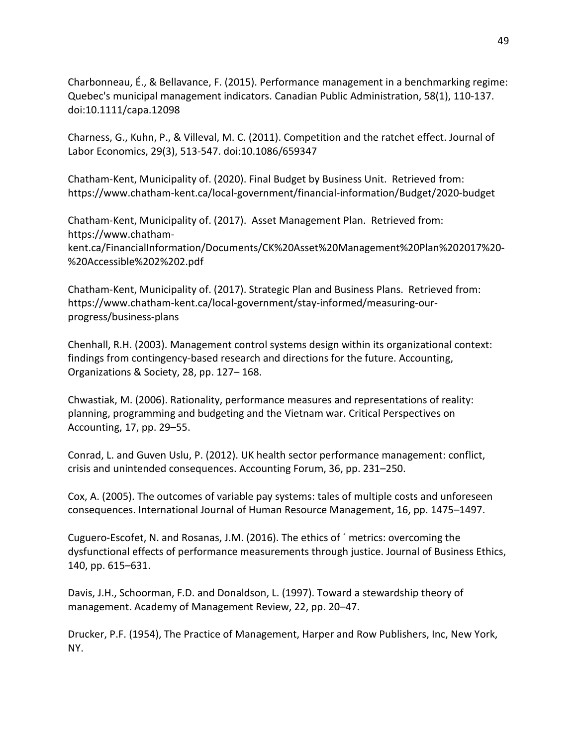Charbonneau, É., & Bellavance, F. (2015). Performance management in a benchmarking regime: Quebec's municipal management indicators. Canadian Public Administration, 58(1), 110-137. doi:10.1111/capa.12098

Charness, G., Kuhn, P., & Villeval, M. C. (2011). Competition and the ratchet effect. Journal of Labor Economics, 29(3), 513-547. doi:10.1086/659347

Chatham-Kent, Municipality of. (2020). Final Budget by Business Unit. Retrieved from: https://www.chatham-kent.ca/local-government/financial-information/Budget/2020-budget

Chatham-Kent, Municipality of. (2017). Asset Management Plan. Retrieved from: https://www.chatham-kent.ca/FinancialInformation/Documents/CK%20Asset%20Management%20Plan%202017%20-%20Accessible%202%202.pdf

Chatham-Kent, Municipality of. (2017). Strategic Plan and Business Plans. Retrieved from: https://www.chatham-kent.ca/local-government/stay-informed/measuring-our-progress/business-plans

Chenhall, R.H. (2003). Management control systems design within its organizational context: findings from contingency-based research and directions for the future. Accounting, Organizations & Society, 28, pp. 127– 168.

Chwastiak, M. (2006). Rationality, performance measures and representations of reality: planning, programming and budgeting and the Vietnam war. Critical Perspectives on Accounting, 17, pp. 29–55.

Conrad, L. and Guven Uslu, P. (2012). UK health sector performance management: conflict, crisis and unintended consequences. Accounting Forum, 36, pp. 231–250.

Cox, A. (2005). The outcomes of variable pay systems: tales of multiple costs and unforeseen consequences. International Journal of Human Resource Management, 16, pp. 1475–1497.

Cuguero-Escofet, N. and Rosanas, J.M. (2016). The ethics of ´ metrics: overcoming the dysfunctional effects of performance measurements through justice. Journal of Business Ethics, 140, pp. 615–631.

Davis, J.H., Schoorman, F.D. and Donaldson, L. (1997). Toward a stewardship theory of management. Academy of Management Review, 22, pp. 20–47.

Drucker, P.F. (1954), The Practice of Management, Harper and Row Publishers, Inc, New York, NY.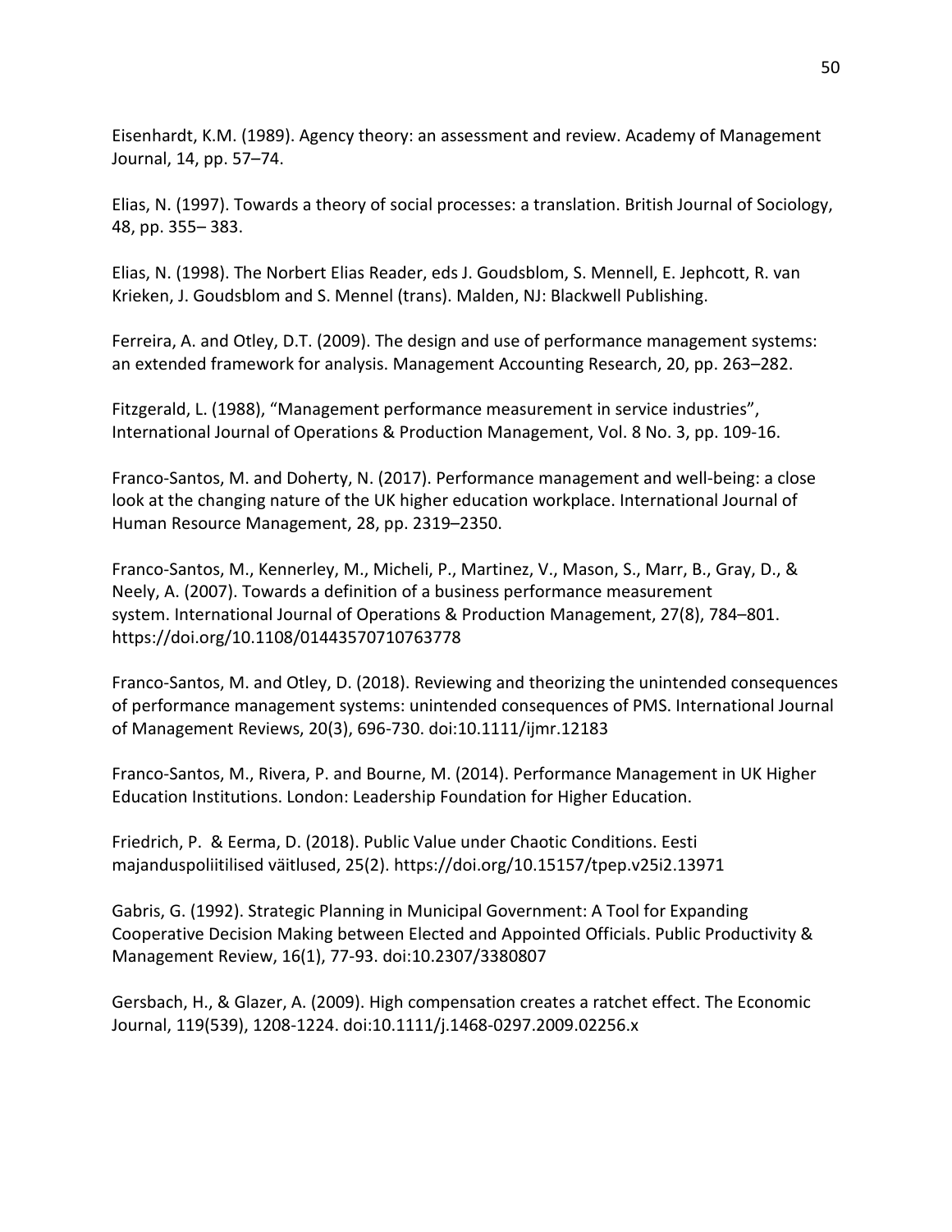Eisenhardt, K.M. (1989). Agency theory: an assessment and review. Academy of Management Journal, 14, pp. 57–74.

Elias, N. (1997). Towards a theory of social processes: a translation. British Journal of Sociology, 48, pp. 355– 383.

Elias, N. (1998). The Norbert Elias Reader, eds J. Goudsblom, S. Mennell, E. Jephcott, R. van Krieken, J. Goudsblom and S. Mennel (trans). Malden, NJ: Blackwell Publishing.

Ferreira, A. and Otley, D.T. (2009). The design and use of performance management systems: an extended framework for analysis. Management Accounting Research, 20, pp. 263–282.

Fitzgerald, L. (1988), "Management performance measurement in service industries", International Journal of Operations & Production Management, Vol. 8 No. 3, pp. 109-16.

Franco-Santos, M. and Doherty, N. (2017). Performance management and well-being: a close look at the changing nature of the UK higher education workplace. International Journal of Human Resource Management, 28, pp. 2319–2350.

Franco-Santos, M., Kennerley, M., Micheli, P., Martinez, V., Mason, S., Marr, B., Gray, D., & Neely, A. (2007). Towards a definition of a business performance measurement system. International Journal of Operations & Production Management, 27(8), 784–801. https://doi.org/10.1108/01443570710763778

Franco-Santos, M. and Otley, D. (2018). Reviewing and theorizing the unintended consequences of performance management systems: unintended consequences of PMS. International Journal of Management Reviews, 20(3), 696-730. doi:10.1111/ijmr.12183

Franco-Santos, M., Rivera, P. and Bourne, M. (2014). Performance Management in UK Higher Education Institutions. London: Leadership Foundation for Higher Education.

Friedrich, P. & Eerma, D. (2018). Public Value under Chaotic Conditions. Eesti majanduspoliitilised väitlused, 25(2). https://doi.org/10.15157/tpep.v25i2.13971

Gabris, G. (1992). Strategic Planning in Municipal Government: A Tool for Expanding Cooperative Decision Making between Elected and Appointed Officials. Public Productivity & Management Review, 16(1), 77-93. doi:10.2307/3380807

Gersbach, H., & Glazer, A. (2009). High compensation creates a ratchet effect. The Economic Journal, 119(539), 1208-1224. doi:10.1111/j.1468-0297.2009.02256.x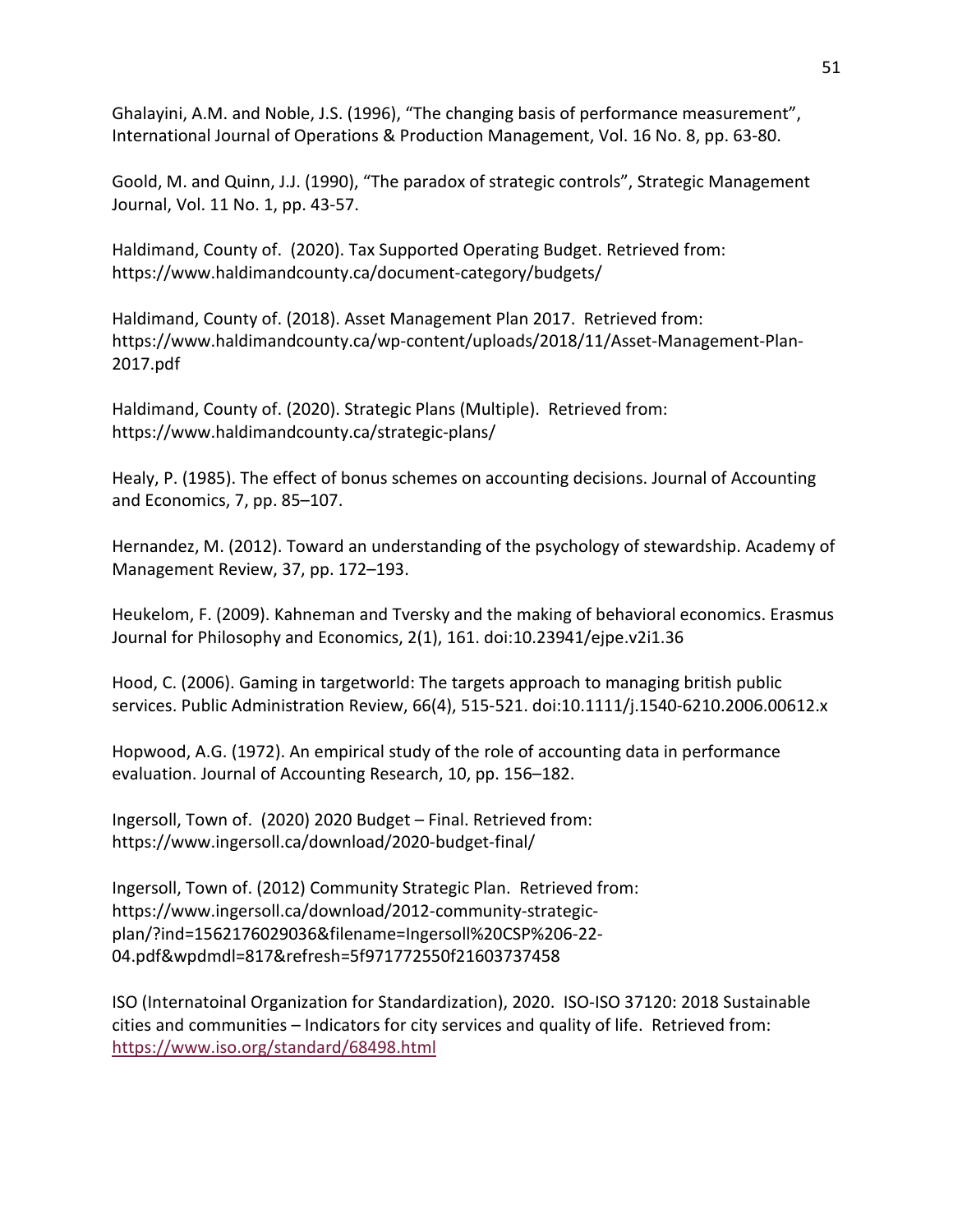Ghalayini, A.M. and Noble, J.S. (1996), "The changing basis of performance measurement", International Journal of Operations & Production Management, Vol. 16 No. 8, pp. 63-80.

Goold, M. and Quinn, J.J. (1990), "The paradox of strategic controls", Strategic Management Journal, Vol. 11 No. 1, pp. 43-57.

Haldimand, County of. (2020). Tax Supported Operating Budget. Retrieved from: https://www.haldimandcounty.ca/document-category/budgets/

Haldimand, County of. (2018). Asset Management Plan 2017. Retrieved from: https://www.haldimandcounty.ca/wp-content/uploads/2018/11/Asset-Management-Plan-2017.pdf

Haldimand, County of. (2020). Strategic Plans (Multiple). Retrieved from: https://www.haldimandcounty.ca/strategic-plans/

Healy, P. (1985). The effect of bonus schemes on accounting decisions. Journal of Accounting and Economics, 7, pp. 85–107.

Hernandez, M. (2012). Toward an understanding of the psychology of stewardship. Academy of Management Review, 37, pp. 172–193.

Heukelom, F. (2009). Kahneman and Tversky and the making of behavioral economics. Erasmus Journal for Philosophy and Economics, 2(1), 161. doi:10.23941/ejpe.v2i1.36

Hood, C. (2006). Gaming in targetworld: The targets approach to managing british public services. Public Administration Review, 66(4), 515-521. doi:10.1111/j.1540-6210.2006.00612.x

Hopwood, A.G. (1972). An empirical study of the role of accounting data in performance evaluation. Journal of Accounting Research, 10, pp. 156–182.

Ingersoll, Town of. (2020) 2020 Budget – Final. Retrieved from: https://www.ingersoll.ca/download/2020-budget-final/

Ingersoll, Town of. (2012) Community Strategic Plan. Retrieved from: https://www.ingersoll.ca/download/2012-community-strategic-plan/?ind=1562176029036&filename=Ingersoll%20CSP%206-22-04.pdf&wpdmdl=817&refresh=5f971772550f21603737458

ISO (Internatoinal Organization for Standardization), 2020. ISO-ISO 37120: 2018 Sustainable cities and communities – Indicators for city services and quality of life. Retrieved from: https://www.iso.org/standard/68498.html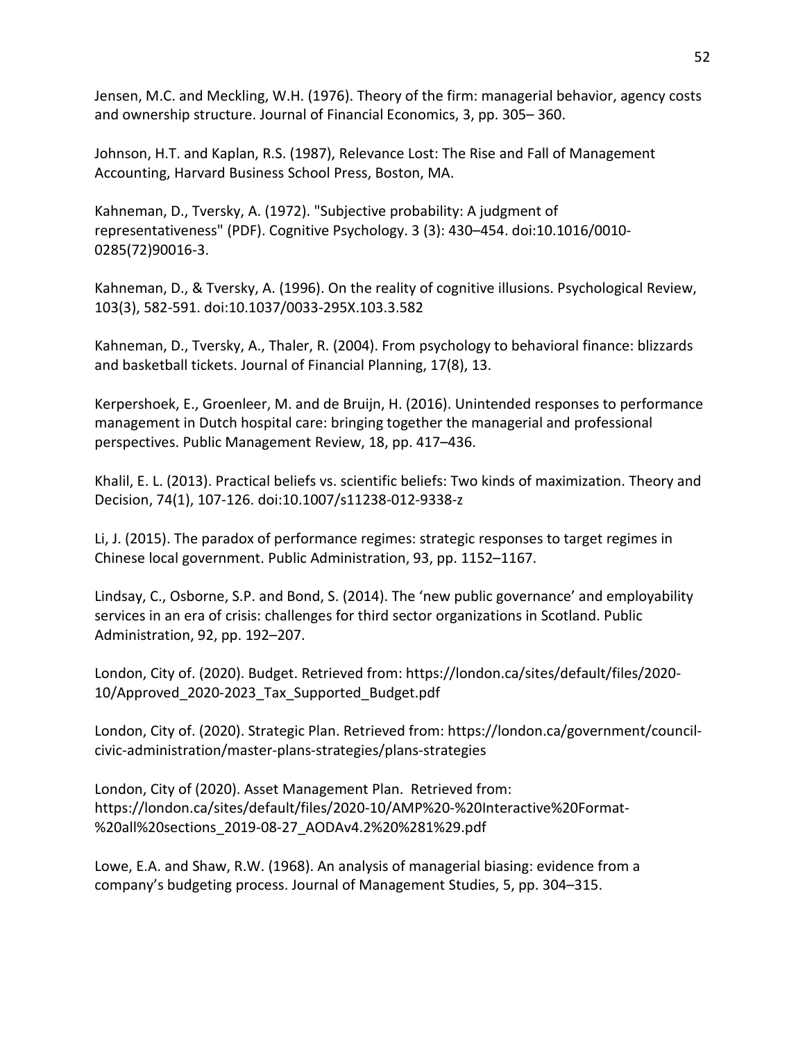Jensen, M.C. and Meckling, W.H. (1976). Theory of the firm: managerial behavior, agency costs and ownership structure. Journal of Financial Economics, 3, pp. 305– 360.

Johnson, H.T. and Kaplan, R.S. (1987), Relevance Lost: The Rise and Fall of Management Accounting, Harvard Business School Press, Boston, MA.

Kahneman, D., Tversky, A. (1972). "Subjective probability: A judgment of representativeness" (PDF). Cognitive Psychology. 3 (3): 430–454. doi:10.1016/0010-0285(72)90016-3.

Kahneman, D., & Tversky, A. (1996). On the reality of cognitive illusions. Psychological Review, 103(3), 582-591. doi:10.1037/0033-295X.103.3.582

Kahneman, D., Tversky, A., Thaler, R. (2004). From psychology to behavioral finance: blizzards and basketball tickets. Journal of Financial Planning, 17(8), 13.

Kerpershoek, E., Groenleer, M. and de Bruijn, H. (2016). Unintended responses to performance management in Dutch hospital care: bringing together the managerial and professional perspectives. Public Management Review, 18, pp. 417–436.

Khalil, E. L. (2013). Practical beliefs vs. scientific beliefs: Two kinds of maximization. Theory and Decision, 74(1), 107-126. doi:10.1007/s11238-012-9338-z

Li, J. (2015). The paradox of performance regimes: strategic responses to target regimes in Chinese local government. Public Administration, 93, pp. 1152–1167.

Lindsay, C., Osborne, S.P. and Bond, S. (2014). The 'new public governance' and employability services in an era of crisis: challenges for third sector organizations in Scotland. Public Administration, 92, pp. 192–207.

London, City of. (2020). Budget. Retrieved from: https://london.ca/sites/default/files/2020-10/Approved_2020-2023_Tax_Supported_Budget.pdf

London, City of. (2020). Strategic Plan. Retrieved from: https://london.ca/government/council-civic-administration/master-plans-strategies/plans-strategies

London, City of (2020). Asset Management Plan. Retrieved from: https://london.ca/sites/default/files/2020-10/AMP%20-%20Interactive%20Format-%20all%20sections_2019-08-27_AODAv4.2%20%281%29.pdf

Lowe, E.A. and Shaw, R.W. (1968). An analysis of managerial biasing: evidence from a company's budgeting process. Journal of Management Studies, 5, pp. 304–315.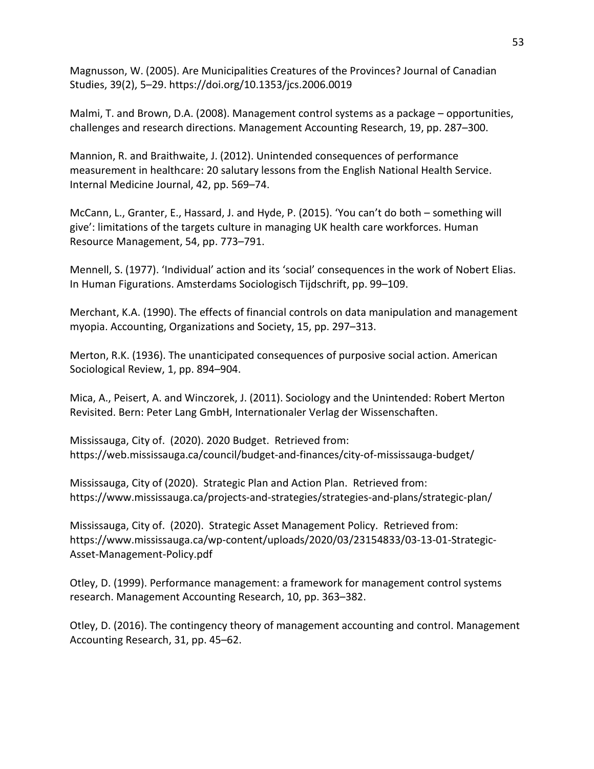Magnusson, W. (2005). Are Municipalities Creatures of the Provinces? Journal of Canadian Studies, 39(2), 5–29. https://doi.org/10.1353/jcs.2006.0019

Malmi, T. and Brown, D.A. (2008). Management control systems as a package – opportunities, challenges and research directions. Management Accounting Research, 19, pp. 287–300.

Mannion, R. and Braithwaite, J. (2012). Unintended consequences of performance measurement in healthcare: 20 salutary lessons from the English National Health Service. Internal Medicine Journal, 42, pp. 569–74.

McCann, L., Granter, E., Hassard, J. and Hyde, P. (2015). 'You can't do both – something will give': limitations of the targets culture in managing UK health care workforces. Human Resource Management, 54, pp. 773–791.

Mennell, S. (1977). 'Individual' action and its 'social' consequences in the work of Nobert Elias. In Human Figurations. Amsterdams Sociologisch Tijdschrift, pp. 99–109.

Merchant, K.A. (1990). The effects of financial controls on data manipulation and management myopia. Accounting, Organizations and Society, 15, pp. 297–313.

Merton, R.K. (1936). The unanticipated consequences of purposive social action. American Sociological Review, 1, pp. 894–904.

Mica, A., Peisert, A. and Winczorek, J. (2011). Sociology and the Unintended: Robert Merton Revisited. Bern: Peter Lang GmbH, Internationaler Verlag der Wissenschaften.

Mississauga, City of. (2020). 2020 Budget. Retrieved from: https://web.mississauga.ca/council/budget-and-finances/city-of-mississauga-budget/

Mississauga, City of (2020). Strategic Plan and Action Plan. Retrieved from: https://www.mississauga.ca/projects-and-strategies/strategies-and-plans/strategic-plan/

Mississauga, City of. (2020). Strategic Asset Management Policy. Retrieved from: https://www.mississauga.ca/wp-content/uploads/2020/03/23154833/03-13-01-Strategic-Asset-Management-Policy.pdf

Otley, D. (1999). Performance management: a framework for management control systems research. Management Accounting Research, 10, pp. 363–382.

Otley, D. (2016). The contingency theory of management accounting and control. Management Accounting Research, 31, pp. 45–62.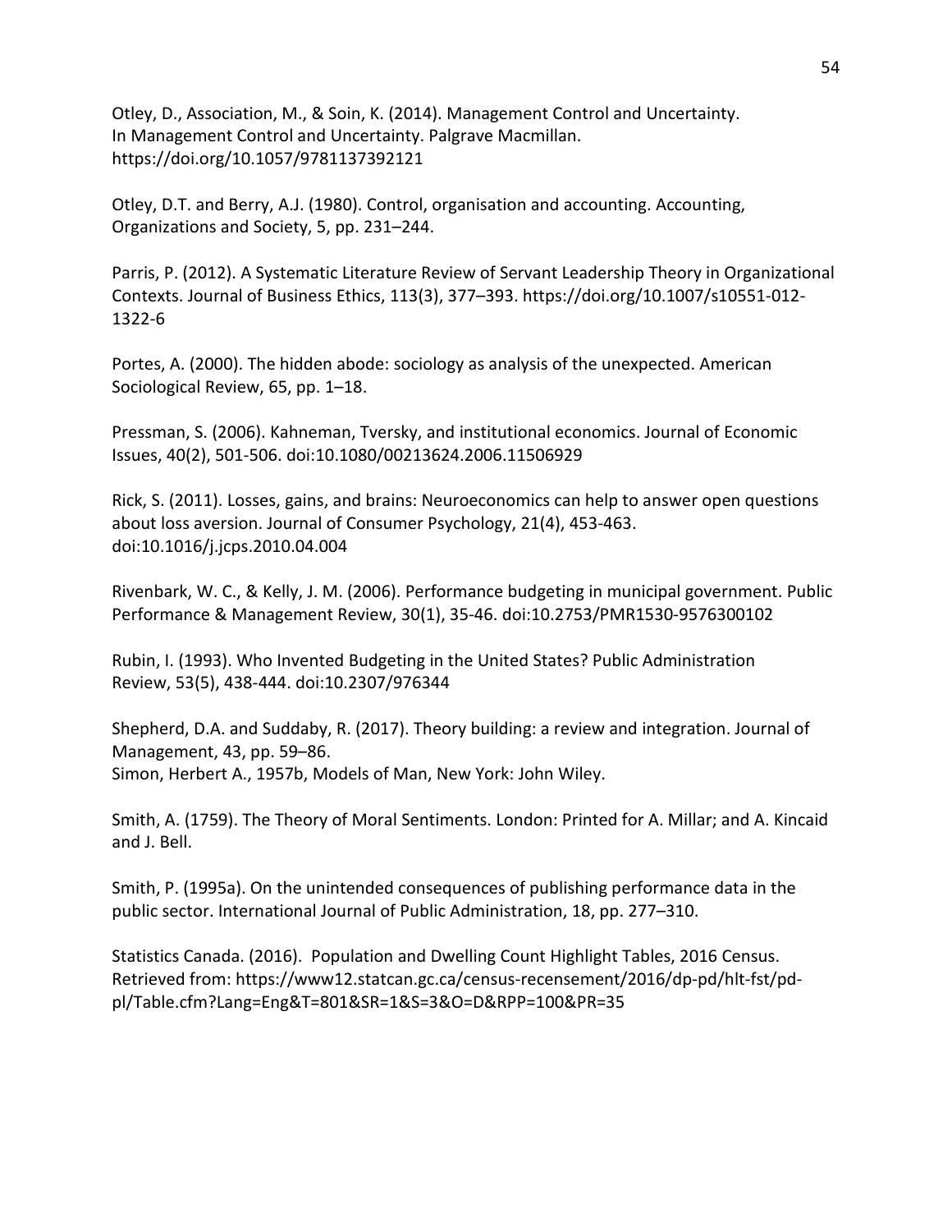Otley, D., Association, M., & Soin, K. (2014). Management Control and Uncertainty. In Management Control and Uncertainty. Palgrave Macmillan. https://doi.org/10.1057/9781137392121

Otley, D.T. and Berry, A.J. (1980). Control, organisation and accounting. Accounting, Organizations and Society, 5, pp. 231–244.

Parris, P. (2012). A Systematic Literature Review of Servant Leadership Theory in Organizational Contexts. Journal of Business Ethics, 113(3), 377–393. https://doi.org/10.1007/s10551-012-1322-6

Portes, A. (2000). The hidden abode: sociology as analysis of the unexpected. American Sociological Review, 65, pp. 1–18.

Pressman, S. (2006). Kahneman, Tversky, and institutional economics. Journal of Economic Issues, 40(2), 501-506. doi:10.1080/00213624.2006.11506929

Rick, S. (2011). Losses, gains, and brains: Neuroeconomics can help to answer open questions about loss aversion. Journal of Consumer Psychology, 21(4), 453-463. doi:10.1016/j.jcps.2010.04.004

Rivenbark, W. C., & Kelly, J. M. (2006). Performance budgeting in municipal government. Public Performance & Management Review, 30(1), 35-46. doi:10.2753/PMR1530-9576300102

Rubin, I. (1993). Who Invented Budgeting in the United States? Public Administration Review, 53(5), 438-444. doi:10.2307/976344

Shepherd, D.A. and Suddaby, R. (2017). Theory building: a review and integration. Journal of Management, 43, pp. 59–86.
Simon, Herbert A., 1957b, Models of Man, New York: John Wiley.

Smith, A. (1759). The Theory of Moral Sentiments. London: Printed for A. Millar; and A. Kincaid and J. Bell.

Smith, P. (1995a). On the unintended consequences of publishing performance data in the public sector. International Journal of Public Administration, 18, pp. 277–310.

Statistics Canada. (2016). Population and Dwelling Count Highlight Tables, 2016 Census. Retrieved from: https://www12.statcan.gc.ca/census-recensement/2016/dp-pd/hlt-fst/pd-pl/Table.cfm?Lang=Eng&T=801&SR=1&S=3&O=D&RPP=100&PR=35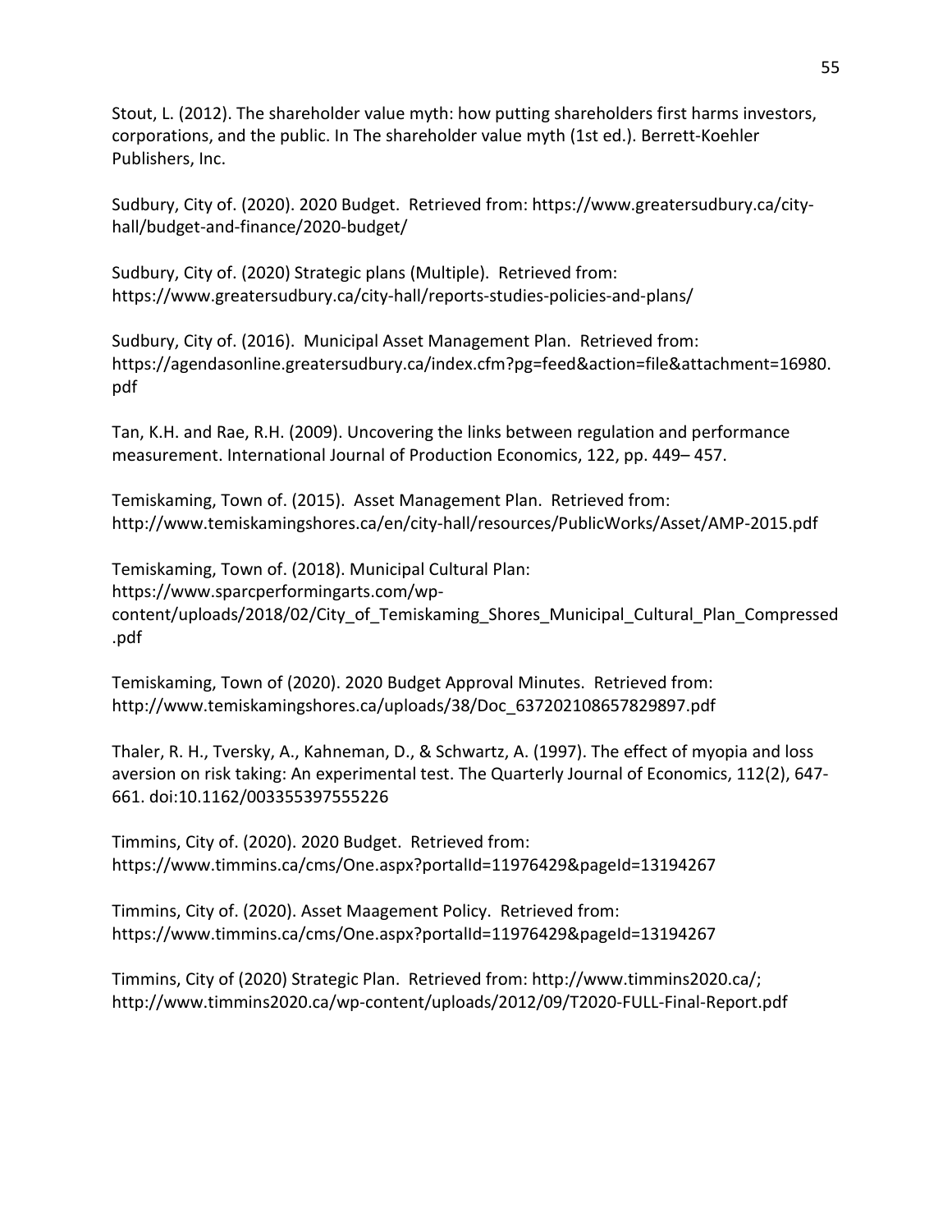Stout, L. (2012). The shareholder value myth: how putting shareholders first harms investors, corporations, and the public. In The shareholder value myth (1st ed.). Berrett-Koehler Publishers, Inc.

Sudbury, City of. (2020). 2020 Budget. Retrieved from: https://www.greatersudbury.ca/city-hall/budget-and-finance/2020-budget/

Sudbury, City of. (2020) Strategic plans (Multiple). Retrieved from: https://www.greatersudbury.ca/city-hall/reports-studies-policies-and-plans/

Sudbury, City of. (2016). Municipal Asset Management Plan. Retrieved from: https://agendasonline.greatersudbury.ca/index.cfm?pg=feed&action=file&attachment=16980.pdf

Tan, K.H. and Rae, R.H. (2009). Uncovering the links between regulation and performance measurement. International Journal of Production Economics, 122, pp. 449– 457.

Temiskaming, Town of. (2015). Asset Management Plan. Retrieved from: http://www.temiskamingshores.ca/en/city-hall/resources/PublicWorks/Asset/AMP-2015.pdf

Temiskaming, Town of. (2018). Municipal Cultural Plan: https://www.sparcperformingarts.com/wp-content/uploads/2018/02/City_of_Temiskaming_Shores_Municipal_Cultural_Plan_Compressed.pdf

Temiskaming, Town of (2020). 2020 Budget Approval Minutes. Retrieved from: http://www.temiskamingshores.ca/uploads/38/Doc_637202108657829897.pdf

Thaler, R. H., Tversky, A., Kahneman, D., & Schwartz, A. (1997). The effect of myopia and loss aversion on risk taking: An experimental test. The Quarterly Journal of Economics, 112(2), 647-661. doi:10.1162/003355397555226

Timmins, City of. (2020). 2020 Budget. Retrieved from: https://www.timmins.ca/cms/One.aspx?portalId=11976429&pageId=13194267

Timmins, City of. (2020). Asset Maagement Policy. Retrieved from: https://www.timmins.ca/cms/One.aspx?portalId=11976429&pageId=13194267

Timmins, City of (2020) Strategic Plan. Retrieved from: http://www.timmins2020.ca/; http://www.timmins2020.ca/wp-content/uploads/2012/09/T2020-FULL-Final-Report.pdf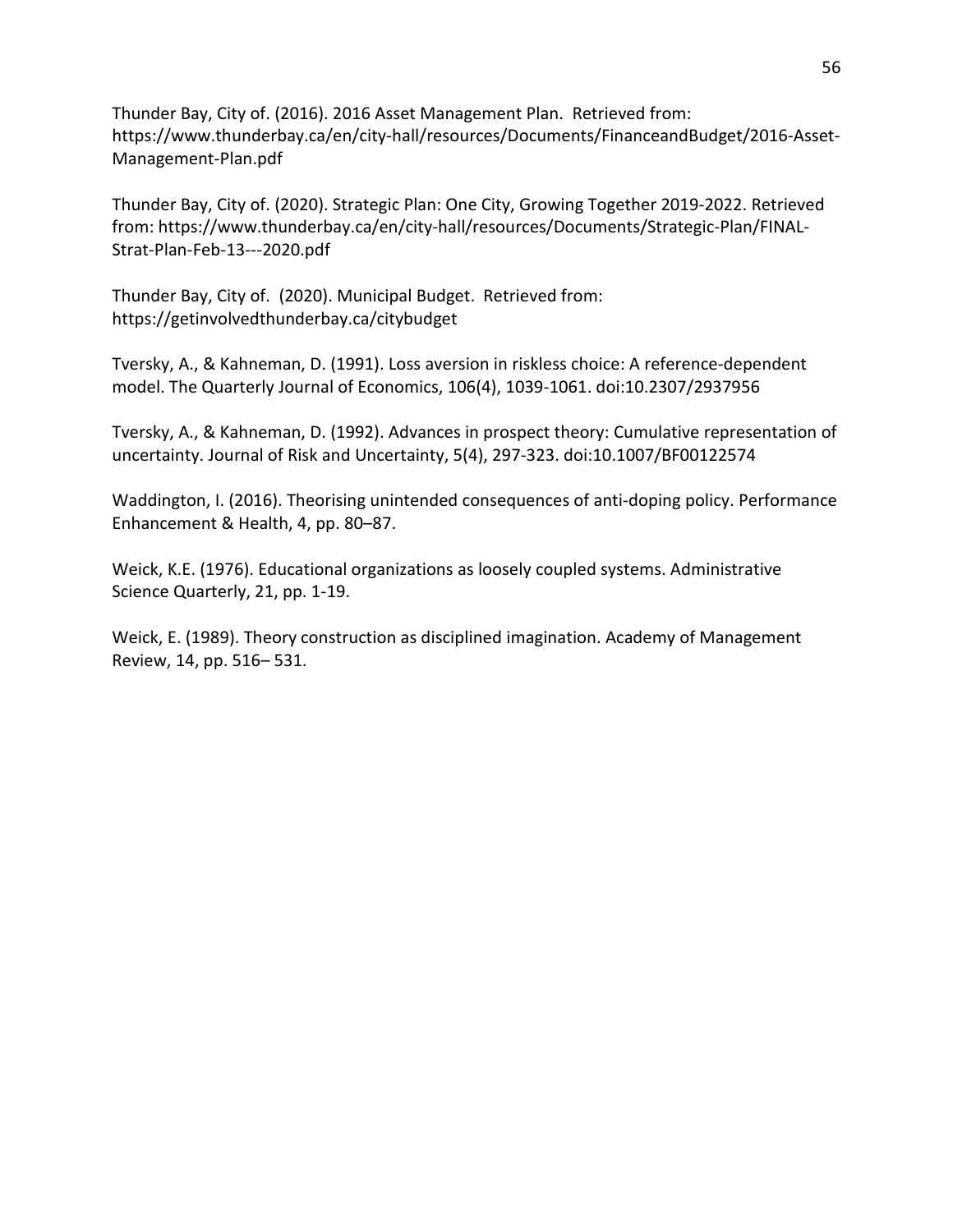Thunder Bay, City of. (2016). 2016 Asset Management Plan. Retrieved from: https://www.thunderbay.ca/en/city-hall/resources/Documents/FinanceandBudget/2016-Asset-Management-Plan.pdf

Thunder Bay, City of. (2020). Strategic Plan: One City, Growing Together 2019-2022. Retrieved from: https://www.thunderbay.ca/en/city-hall/resources/Documents/Strategic-Plan/FINAL-Strat-Plan-Feb-13---2020.pdf

Thunder Bay, City of. (2020). Municipal Budget. Retrieved from: https://getinvolvedthunderbay.ca/citybudget

Tversky, A., & Kahneman, D. (1991). Loss aversion in riskless choice: A reference-dependent model. The Quarterly Journal of Economics, 106(4), 1039-1061. doi:10.2307/2937956

Tversky, A., & Kahneman, D. (1992). Advances in prospect theory: Cumulative representation of uncertainty. Journal of Risk and Uncertainty, 5(4), 297-323. doi:10.1007/BF00122574

Waddington, I. (2016). Theorising unintended consequences of anti-doping policy. Performance Enhancement & Health, 4, pp. 80–87.

Weick, K.E. (1976). Educational organizations as loosely coupled systems. Administrative Science Quarterly, 21, pp. 1-19.

Weick, E. (1989). Theory construction as disciplined imagination. Academy of Management Review, 14, pp. 516– 531.